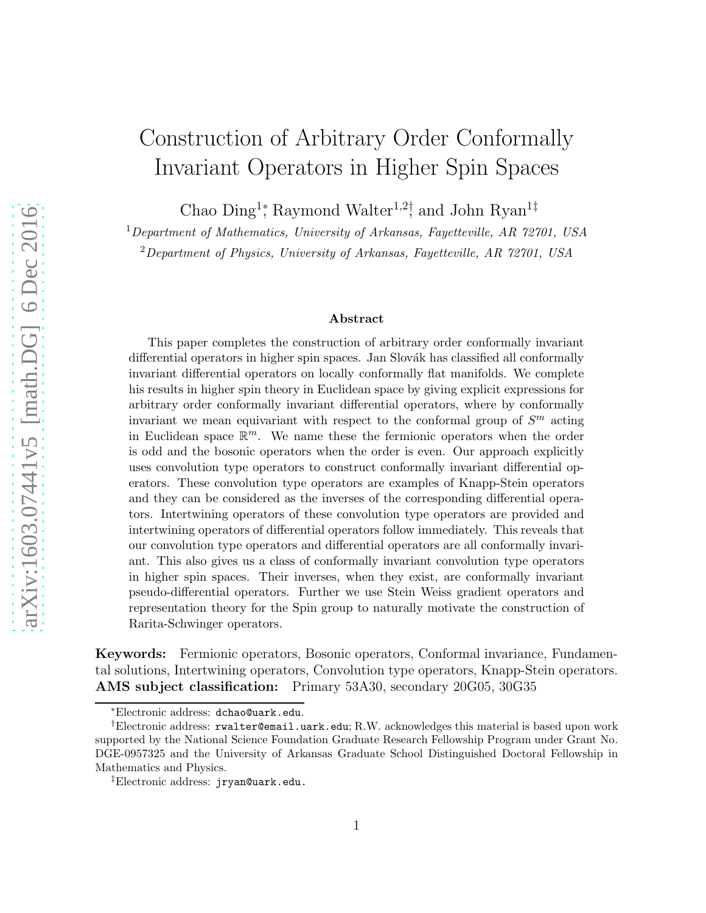# Construction of Arbitrary Order Conformally Invariant Operators in Higher Spin Spaces

Chao Ding[1]*, Raymond Walter[1,2]†, and John Ryan[1]‡

[1] *Department of Mathematics, University of Arkansas, Fayetteville, AR 72701, USA*

[2] *Department of Physics, University of Arkansas, Fayetteville, AR 72701, USA*

**Abstract**

This paper completes the construction of arbitrary order conformally invariant differential operators in higher spin spaces. Jan Slovák has classified all conformally invariant differential operators on locally conformally flat manifolds. We complete his results in higher spin theory in Euclidean space by giving explicit expressions for arbitrary order conformally invariant differential operators, where by conformally invariant we mean equivariant with respect to the conformal group of $S^m$ acting in Euclidean space $\mathbb{R}^m$. We name these the fermionic operators when the order is odd and the bosonic operators when the order is even. Our approach explicitly uses convolution type operators to construct conformally invariant differential operators. These convolution type operators are examples of Knapp-Stein operators and they can be considered as the inverses of the corresponding differential operators. Intertwining operators of these convolution type operators are provided and intertwining operators of differential operators follow immediately. This reveals that our convolution type operators and differential operators are all conformally invariant. This also gives us a class of conformally invariant convolution type operators in higher spin spaces. Their inverses, when they exist, are conformally invariant pseudo-differential operators. Further we use Stein Weiss gradient operators and representation theory for the Spin group to naturally motivate the construction of Rarita-Schwinger operators.

**Keywords:** Fermionic operators, Bosonic operators, Conformal invariance, Fundamental solutions, Intertwining operators, Convolution type operators, Knapp-Stein operators.
**AMS subject classification:** Primary 53A30, secondary 20G05, 30G35

---

*Electronic address: dchao@uark.edu.

†Electronic address: rwalter@email.uark.edu; R.W. acknowledges this material is based upon work supported by the National Science Foundation Graduate Research Fellowship Program under Grant No. DGE-0957325 and the University of Arkansas Graduate School Distinguished Doctoral Fellowship in Mathematics and Physics.

‡Electronic address: jryan@uark.edu.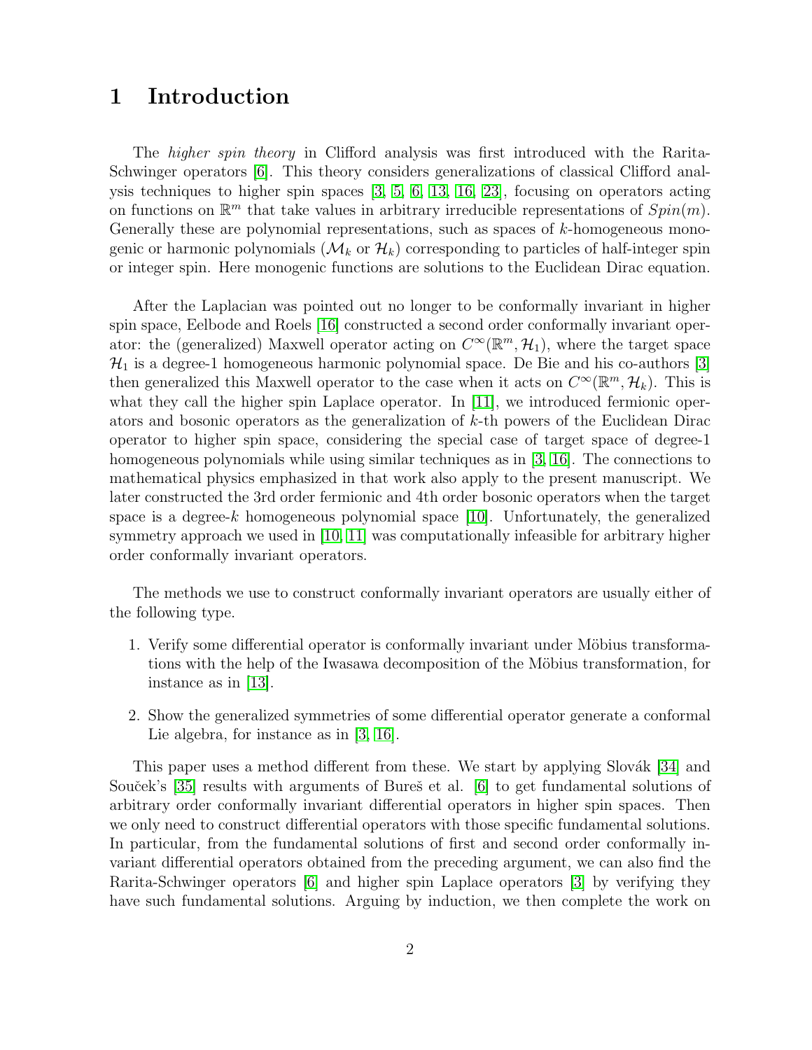# 1 Introduction

The *higher spin theory* in Clifford analysis was first introduced with the Rarita-Schwinger operators [6]. This theory considers generalizations of classical Clifford analysis techniques to higher spin spaces [3, 5, 6, 13, 16, 23], focusing on operators acting on functions on $\mathbb{R}^m$ that take values in arbitrary irreducible representations of $Spin(m)$. Generally these are polynomial representations, such as spaces of $k$-homogeneous monogenic or harmonic polynomials ($\mathcal{M}_k$ or $\mathcal{H}_k$) corresponding to particles of half-integer spin or integer spin. Here monogenic functions are solutions to the Euclidean Dirac equation.

After the Laplacian was pointed out no longer to be conformally invariant in higher spin space, Eelbode and Roels [16] constructed a second order conformally invariant operator: the (generalized) Maxwell operator acting on $C^\infty(\mathbb{R}^m, \mathcal{H}_1)$, where the target space $\mathcal{H}_1$ is a degree-1 homogeneous harmonic polynomial space. De Bie and his co-authors [3] then generalized this Maxwell operator to the case when it acts on $C^\infty(\mathbb{R}^m, \mathcal{H}_k)$. This is what they call the higher spin Laplace operator. In [11], we introduced fermionic operators and bosonic operators as the generalization of $k$-th powers of the Euclidean Dirac operator to higher spin space, considering the special case of target space of degree-1 homogeneous polynomials while using similar techniques as in [3, 16]. The connections to mathematical physics emphasized in that work also apply to the present manuscript. We later constructed the 3rd order fermionic and 4th order bosonic operators when the target space is a degree-$k$ homogeneous polynomial space [10]. Unfortunately, the generalized symmetry approach we used in [10, 11] was computationally infeasible for arbitrary higher order conformally invariant operators.

The methods we use to construct conformally invariant operators are usually either of the following type.

1. Verify some differential operator is conformally invariant under Möbius transformations with the help of the Iwasawa decomposition of the Möbius transformation, for instance as in [13].

2. Show the generalized symmetries of some differential operator generate a conformal Lie algebra, for instance as in [3, 16].

This paper uses a method different from these. We start by applying Slovák [34] and Souček's [35] results with arguments of Bureš et al. [6] to get fundamental solutions of arbitrary order conformally invariant differential operators in higher spin spaces. Then we only need to construct differential operators with those specific fundamental solutions. In particular, from the fundamental solutions of first and second order conformally invariant differential operators obtained from the preceding argument, we can also find the Rarita-Schwinger operators [6] and higher spin Laplace operators [3] by verifying they have such fundamental solutions. Arguing by induction, we then complete the work on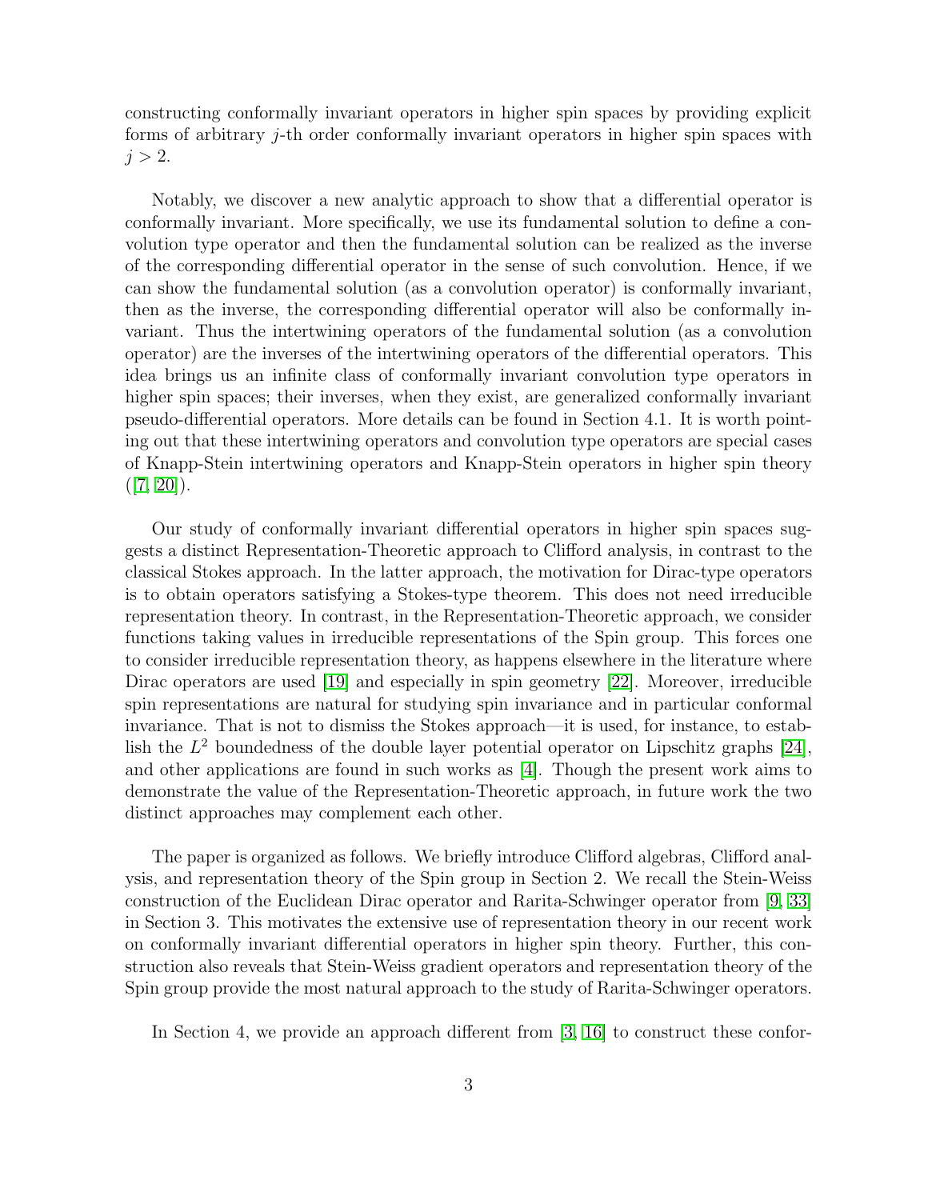constructing conformally invariant operators in higher spin spaces by providing explicit forms of arbitrary $j$-th order conformally invariant operators in higher spin spaces with $j > 2$.

Notably, we discover a new analytic approach to show that a differential operator is conformally invariant. More specifically, we use its fundamental solution to define a convolution type operator and then the fundamental solution can be realized as the inverse of the corresponding differential operator in the sense of such convolution. Hence, if we can show the fundamental solution (as a convolution operator) is conformally invariant, then as the inverse, the corresponding differential operator will also be conformally invariant. Thus the intertwining operators of the fundamental solution (as a convolution operator) are the inverses of the intertwining operators of the differential operators. This idea brings us an infinite class of conformally invariant convolution type operators in higher spin spaces; their inverses, when they exist, are generalized conformally invariant pseudo-differential operators. More details can be found in Section 4.1. It is worth pointing out that these intertwining operators and convolution type operators are special cases of Knapp-Stein intertwining operators and Knapp-Stein operators in higher spin theory ([7, 20]).

Our study of conformally invariant differential operators in higher spin spaces suggests a distinct Representation-Theoretic approach to Clifford analysis, in contrast to the classical Stokes approach. In the latter approach, the motivation for Dirac-type operators is to obtain operators satisfying a Stokes-type theorem. This does not need irreducible representation theory. In contrast, in the Representation-Theoretic approach, we consider functions taking values in irreducible representations of the Spin group. This forces one to consider irreducible representation theory, as happens elsewhere in the literature where Dirac operators are used [19] and especially in spin geometry [22]. Moreover, irreducible spin representations are natural for studying spin invariance and in particular conformal invariance. That is not to dismiss the Stokes approach—it is used, for instance, to establish the $L^2$ boundedness of the double layer potential operator on Lipschitz graphs [24], and other applications are found in such works as [4]. Though the present work aims to demonstrate the value of the Representation-Theoretic approach, in future work the two distinct approaches may complement each other.

The paper is organized as follows. We briefly introduce Clifford algebras, Clifford analysis, and representation theory of the Spin group in Section 2. We recall the Stein-Weiss construction of the Euclidean Dirac operator and Rarita-Schwinger operator from [9, 33] in Section 3. This motivates the extensive use of representation theory in our recent work on conformally invariant differential operators in higher spin theory. Further, this construction also reveals that Stein-Weiss gradient operators and representation theory of the Spin group provide the most natural approach to the study of Rarita-Schwinger operators.

In Section 4, we provide an approach different from [3, 16] to construct these confor-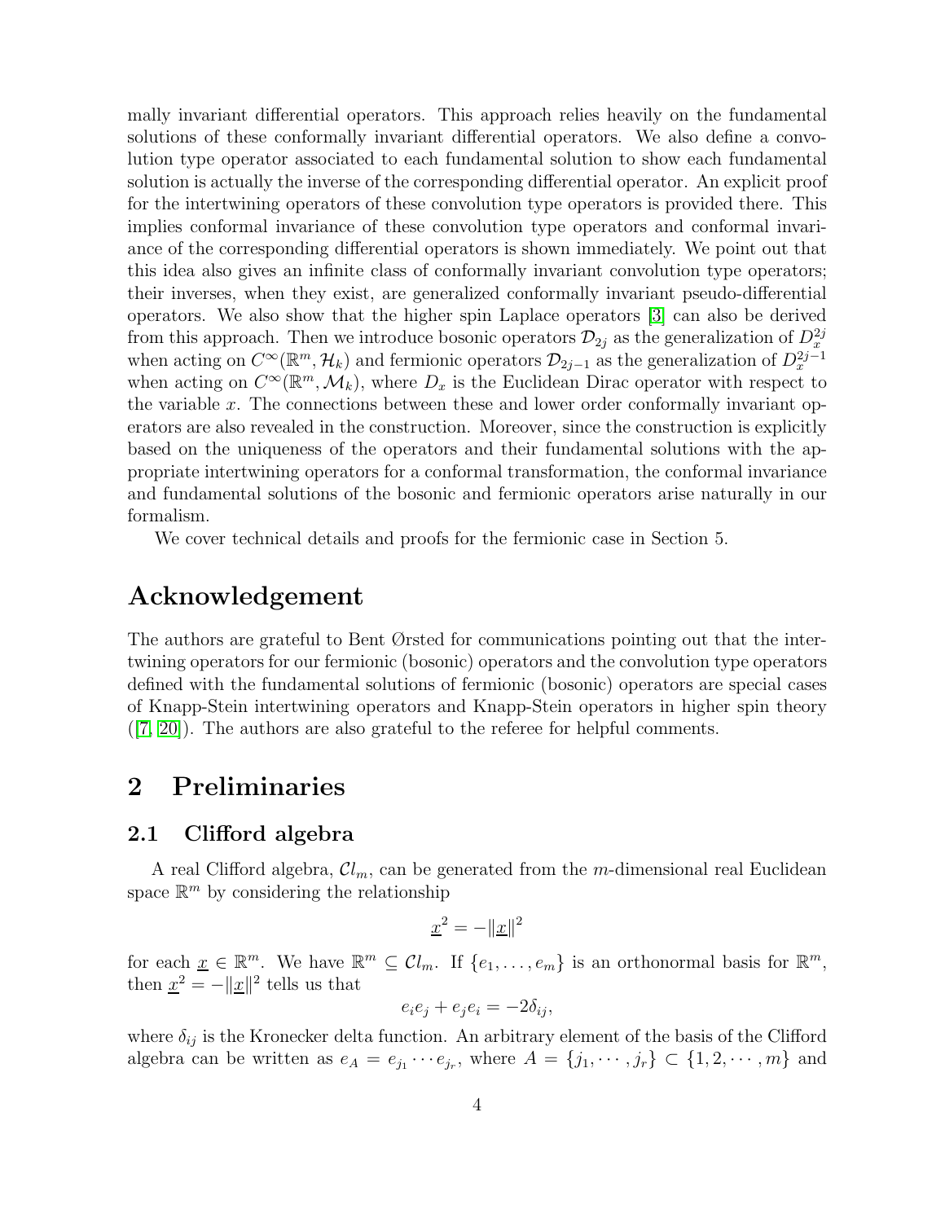mally invariant differential operators. This approach relies heavily on the fundamental solutions of these conformally invariant differential operators. We also define a convolution type operator associated to each fundamental solution to show each fundamental solution is actually the inverse of the corresponding differential operator. An explicit proof for the intertwining operators of these convolution type operators is provided there. This implies conformal invariance of these convolution type operators and conformal invariance of the corresponding differential operators is shown immediately. We point out that this idea also gives an infinite class of conformally invariant convolution type operators; their inverses, when they exist, are generalized conformally invariant pseudo-differential operators. We also show that the higher spin Laplace operators [3] can also be derived from this approach. Then we introduce bosonic operators $\mathcal{D}_{2j}$ as the generalization of $D_x^{2j}$ when acting on $C^\infty(\mathbb{R}^m, \mathcal{H}_k)$ and fermionic operators $\mathcal{D}_{2j-1}$ as the generalization of $D_x^{2j-1}$ when acting on $C^\infty(\mathbb{R}^m, \mathcal{M}_k)$, where $D_x$ is the Euclidean Dirac operator with respect to the variable $x$. The connections between these and lower order conformally invariant operators are also revealed in the construction. Moreover, since the construction is explicitly based on the uniqueness of the operators and their fundamental solutions with the appropriate intertwining operators for a conformal transformation, the conformal invariance and fundamental solutions of the bosonic and fermionic operators arise naturally in our formalism.

We cover technical details and proofs for the fermionic case in Section 5.

# Acknowledgement

The authors are grateful to Bent Ørsted for communications pointing out that the intertwining operators for our fermionic (bosonic) operators and the convolution type operators defined with the fundamental solutions of fermionic (bosonic) operators are special cases of Knapp-Stein intertwining operators and Knapp-Stein operators in higher spin theory ([7, 20]). The authors are also grateful to the referee for helpful comments.

# 2 Preliminaries

## 2.1 Clifford algebra

A real Clifford algebra, $\mathcal{C}l_m$, can be generated from the $m$-dimensional real Euclidean space $\mathbb{R}^m$ by considering the relationship

$$\underline{x}^2 = -\|\underline{x}\|^2$$

for each $\underline{x} \in \mathbb{R}^m$. We have $\mathbb{R}^m \subseteq \mathcal{C}l_m$. If $\{e_1, \dots, e_m\}$ is an orthonormal basis for $\mathbb{R}^m$, then $\underline{x}^2 = -\|\underline{x}\|^2$ tells us that

$$e_i e_j + e_j e_i = -2\delta_{ij},$$

where $\delta_{ij}$ is the Kronecker delta function. An arbitrary element of the basis of the Clifford algebra can be written as $e_A = e_{j_1} \cdots e_{j_r}$, where $A = \{j_1, \cdots, j_r\} \subset \{1, 2, \cdots, m\}$ and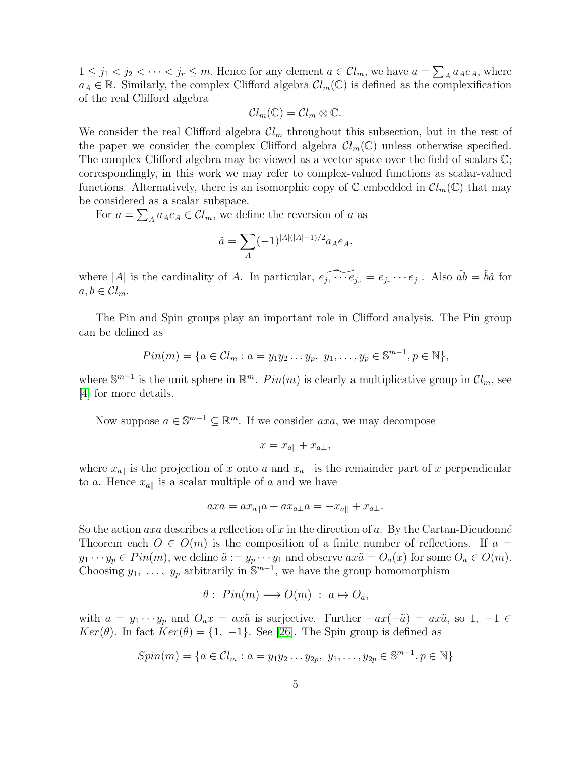$1 \leq j_1 < j_2 < \cdots < j_r \leq m$. Hence for any element $a \in \mathcal{C}l_m$, we have $a = \sum_A a_A e_A$, where $a_A \in \mathbb{R}$. Similarly, the complex Clifford algebra $\mathcal{C}l_m(\mathbb{C})$ is defined as the complexification of the real Clifford algebra

$$\mathcal{C}l_m(\mathbb{C}) = \mathcal{C}l_m \otimes \mathbb{C}.$$

We consider the real Clifford algebra $\mathcal{C}l_m$ throughout this subsection, but in the rest of the paper we consider the complex Clifford algebra $\mathcal{C}l_m(\mathbb{C})$ unless otherwise specified. The complex Clifford algebra may be viewed as a vector space over the field of scalars $\mathbb{C}$; correspondingly, in this work we may refer to complex-valued functions as scalar-valued functions. Alternatively, there is an isomorphic copy of $\mathbb{C}$ embedded in $\mathcal{C}l_m(\mathbb{C})$ that may be considered as a scalar subspace.

For $a = \sum_A a_A e_A \in \mathcal{C}l_m$, we define the reversion of $a$ as

$$\tilde{a} = \sum_A (-1)^{|A|(|A|-1)/2} a_A e_A,$$

where $|A|$ is the cardinality of $A$. In particular, $\widetilde{e_{j_1} \cdots e_{j_r}} = e_{j_r} \cdots e_{j_1}$. Also $\tilde{ab} = \tilde{b}\tilde{a}$ for $a, b \in \mathcal{C}l_m$.

The Pin and Spin groups play an important role in Clifford analysis. The Pin group can be defined as

$$Pin(m) = \{a \in \mathcal{C}l_m : a = y_1 y_2 \dots y_p,\ y_1, \dots, y_p \in \mathbb{S}^{m-1}, p \in \mathbb{N}\},$$

where $\mathbb{S}^{m-1}$ is the unit sphere in $\mathbb{R}^m$. $Pin(m)$ is clearly a multiplicative group in $\mathcal{C}l_m$, see [4] for more details.

Now suppose $a \in \mathbb{S}^{m-1} \subseteq \mathbb{R}^m$. If we consider $axa$, we may decompose

$$x = x_{a\parallel} + x_{a\perp},$$

where $x_{a\parallel}$ is the projection of $x$ onto $a$ and $x_{a\perp}$ is the remainder part of $x$ perpendicular to $a$. Hence $x_{a\parallel}$ is a scalar multiple of $a$ and we have

$$axa = ax_{a\parallel}a + ax_{a\perp}a = -x_{a\parallel} + x_{a\perp}.$$

So the action $axa$ describes a reflection of $x$ in the direction of $a$. By the Cartan-Dieudonné Theorem each $O \in O(m)$ is the composition of a finite number of reflections. If $a = y_1 \cdots y_p \in Pin(m)$, we define $\tilde{a} := y_p \cdots y_1$ and observe $ax\tilde{a} = O_a(x)$ for some $O_a \in O(m)$. Choosing $y_1, \dots, y_p$ arbitrarily in $\mathbb{S}^{m-1}$, we have the group homomorphism

$$\theta :\ Pin(m) \longrightarrow O(m)\ :\ a \mapsto O_a,$$

with $a = y_1 \cdots y_p$ and $O_a x = ax\tilde{a}$ is surjective. Further $-ax(-\tilde{a}) = ax\tilde{a}$, so $1,\ -1 \in Ker(\theta)$. In fact $Ker(\theta) = \{1,\ -1\}$. See [26]. The Spin group is defined as

$$Spin(m) = \{a \in \mathcal{C}l_m : a = y_1 y_2 \dots y_{2p},\ y_1, \dots, y_{2p} \in \mathbb{S}^{m-1}, p \in \mathbb{N}\}$$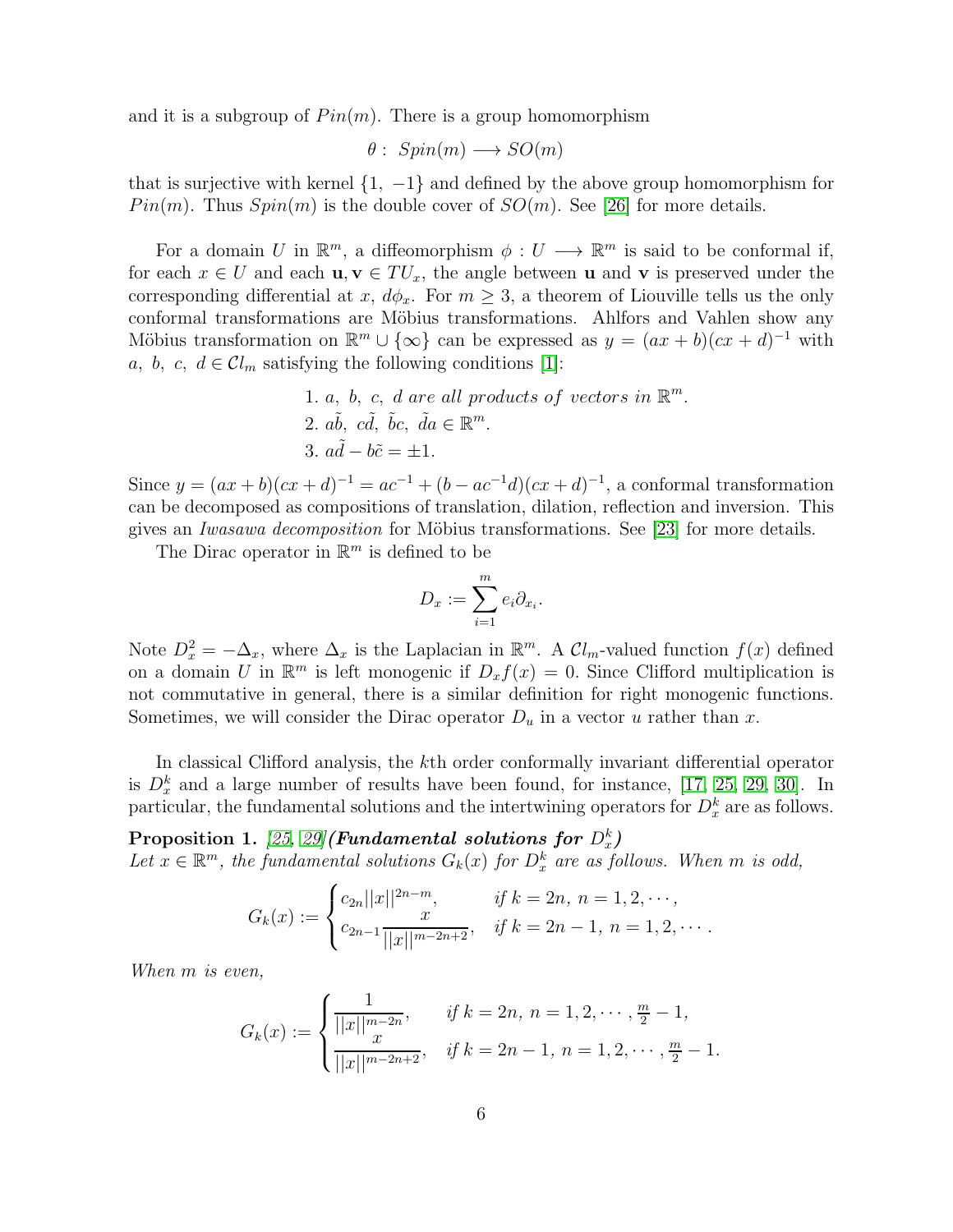and it is a subgroup of $Pin(m)$. There is a group homomorphism

$$\theta: \; Spin(m) \longrightarrow SO(m)$$

that is surjective with kernel $\{1, \; -1\}$ and defined by the above group homomorphism for $Pin(m)$. Thus $Spin(m)$ is the double cover of $SO(m)$. See [26] for more details.

For a domain $U$ in $\mathbb{R}^m$, a diffeomorphism $\phi: U \longrightarrow \mathbb{R}^m$ is said to be conformal if, for each $x \in U$ and each $\mathbf{u}, \mathbf{v} \in TU_x$, the angle between $\mathbf{u}$ and $\mathbf{v}$ is preserved under the corresponding differential at $x$, $d\phi_x$. For $m \geq 3$, a theorem of Liouville tells us the only conformal transformations are Möbius transformations. Ahlfors and Vahlen show any Möbius transformation on $\mathbb{R}^m \cup \{\infty\}$ can be expressed as $y = (ax+b)(cx+d)^{-1}$ with $a, \; b, \; c, \; d \in \mathcal{C}l_m$ satisfying the following conditions [1]:

1. *$a, \; b, \; c, \; d$ are all products of vectors in $\mathbb{R}^m$.*
2. $a\tilde{b}, \; c\tilde{d}, \; \tilde{b}c, \; \tilde{d}a \in \mathbb{R}^m$.
3. $a\tilde{d} - b\tilde{c} = \pm 1$.

Since $y = (ax+b)(cx+d)^{-1} = ac^{-1} + (b - ac^{-1}d)(cx+d)^{-1}$, a conformal transformation can be decomposed as compositions of translation, dilation, reflection and inversion. This gives an *Iwasawa decomposition* for Möbius transformations. See [23] for more details.

The Dirac operator in $\mathbb{R}^m$ is defined to be

$$D_x := \sum_{i=1}^{m} e_i \partial_{x_i}.$$

Note $D_x^2 = -\Delta_x$, where $\Delta_x$ is the Laplacian in $\mathbb{R}^m$. A $\mathcal{C}l_m$-valued function $f(x)$ defined on a domain $U$ in $\mathbb{R}^m$ is left monogenic if $D_x f(x) = 0$. Since Clifford multiplication is not commutative in general, there is a similar definition for right monogenic functions. Sometimes, we will consider the Dirac operator $D_u$ in a vector $u$ rather than $x$.

In classical Clifford analysis, the $k$th order conformally invariant differential operator is $D_x^k$ and a large number of results have been found, for instance, [17, 25, 29, 30]. In particular, the fundamental solutions and the intertwining operators for $D_x^k$ are as follows.

**Proposition 1.** [25, 29]***(Fundamental solutions for $D_x^k$)***
*Let $x \in \mathbb{R}^m$, the fundamental solutions $G_k(x)$ for $D_x^k$ are as follows. When $m$ is odd,*

$$G_k(x) := \begin{cases} c_{2n} ||x||^{2n-m}, & \text{if } k = 2n, \; n = 1, 2, \cdots, \\ c_{2n-1} \dfrac{x}{||x||^{m-2n+2}}, & \text{if } k = 2n-1, \; n = 1, 2, \cdots. \end{cases}$$

*When $m$ is even,*

$$G_k(x) := \begin{cases} \dfrac{1}{||x||^{m-2n}}, & \text{if } k = 2n, \; n = 1, 2, \cdots, \frac{m}{2} - 1, \\ \dfrac{x}{||x||^{m-2n+2}}, & \text{if } k = 2n-1, \; n = 1, 2, \cdots, \frac{m}{2} - 1. \end{cases}$$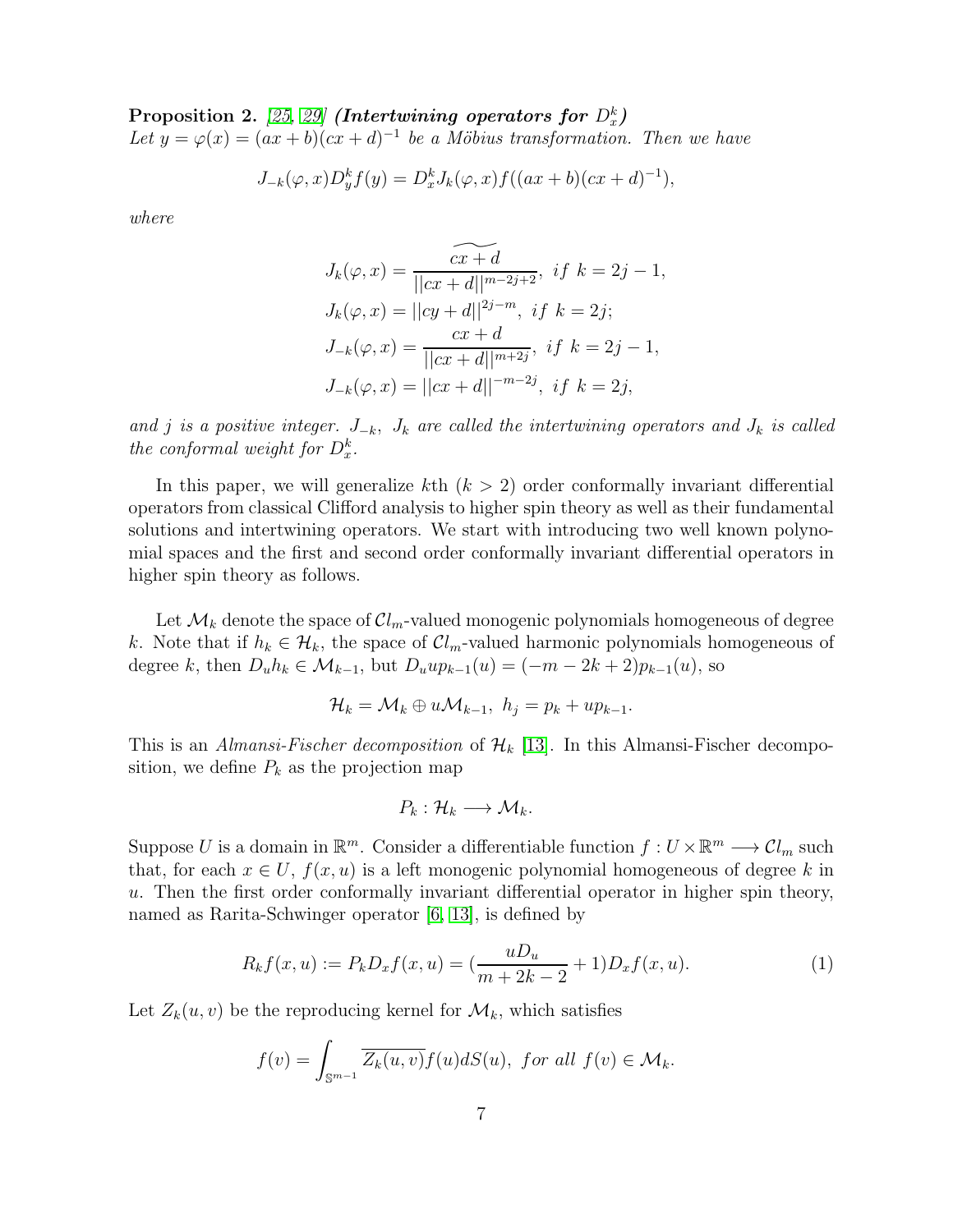**Proposition 2.** [25, 29] ***(Intertwining operators for $D_x^k$)***
*Let $y = \varphi(x) = (ax+b)(cx+d)^{-1}$ be a Möbius transformation. Then we have*

$$J_{-k}(\varphi, x) D_y^k f(y) = D_x^k J_k(\varphi, x) f((ax+b)(cx+d)^{-1}),$$

*where*

$$J_k(\varphi, x) = \frac{\widetilde{cx+d}}{||cx+d||^{m-2j+2}}, \ if \ k = 2j-1,$$
$$J_k(\varphi, x) = ||cy+d||^{2j-m}, \ if \ k = 2j;$$
$$J_{-k}(\varphi, x) = \frac{cx+d}{||cx+d||^{m+2j}}, \ if \ k = 2j-1,$$
$$J_{-k}(\varphi, x) = ||cx+d||^{-m-2j}, \ if \ k = 2j,$$

*and $j$ is a positive integer. $J_{-k}$, $J_k$ are called the intertwining operators and $J_k$ is called the conformal weight for $D_x^k$.*

In this paper, we will generalize $k$th ($k > 2$) order conformally invariant differential operators from classical Clifford analysis to higher spin theory as well as their fundamental solutions and intertwining operators. We start with introducing two well known polynomial spaces and the first and second order conformally invariant differential operators in higher spin theory as follows.

Let $\mathcal{M}_k$ denote the space of $\mathcal{C}l_m$-valued monogenic polynomials homogeneous of degree $k$. Note that if $h_k \in \mathcal{H}_k$, the space of $\mathcal{C}l_m$-valued harmonic polynomials homogeneous of degree $k$, then $D_u h_k \in \mathcal{M}_{k-1}$, but $D_u u p_{k-1}(u) = (-m-2k+2)p_{k-1}(u)$, so

$$\mathcal{H}_k = \mathcal{M}_k \oplus u\mathcal{M}_{k-1}, \ h_j = p_k + up_{k-1}.$$

This is an *Almansi-Fischer decomposition* of $\mathcal{H}_k$ [13]. In this Almansi-Fischer decomposition, we define $P_k$ as the projection map

$$P_k : \mathcal{H}_k \longrightarrow \mathcal{M}_k.$$

Suppose $U$ is a domain in $\mathbb{R}^m$. Consider a differentiable function $f : U \times \mathbb{R}^m \longrightarrow \mathcal{C}l_m$ such that, for each $x \in U$, $f(x,u)$ is a left monogenic polynomial homogeneous of degree $k$ in $u$. Then the first order conformally invariant differential operator in higher spin theory, named as Rarita-Schwinger operator [6, 13], is defined by

$$R_k f(x,u) := P_k D_x f(x,u) = (\frac{uD_u}{m+2k-2} + 1) D_x f(x,u). \tag{1}$$

Let $Z_k(u,v)$ be the reproducing kernel for $\mathcal{M}_k$, which satisfies

$$f(v) = \int_{\mathbb{S}^{m-1}} \overline{Z_k(u,v)} f(u) dS(u), \ for \ all \ f(v) \in \mathcal{M}_k.$$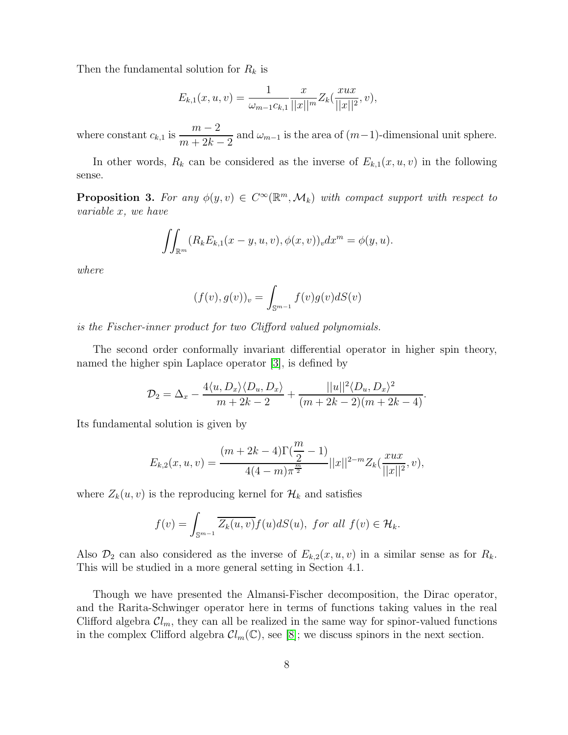Then the fundamental solution for $R_k$ is

$$E_{k,1}(x, u, v) = \frac{1}{\omega_{m-1} c_{k,1}} \frac{x}{||x||^m} Z_k(\frac{xux}{||x||^2}, v),$$

where constant $c_{k,1}$ is $\dfrac{m-2}{m+2k-2}$ and $\omega_{m-1}$ is the area of $(m-1)$-dimensional unit sphere.

In other words, $R_k$ can be considered as the inverse of $E_{k,1}(x, u, v)$ in the following sense.

**Proposition 3.** *For any $\phi(y, v) \in C^\infty(\mathbb{R}^m, \mathcal{M}_k)$ with compact support with respect to variable $x$, we have*

$$\iint_{\mathbb{R}^m} (R_k E_{k,1}(x - y, u, v), \phi(x, v))_v dx^m = \phi(y, u).$$

*where*

$$(f(v), g(v))_v = \int_{\mathbb{S}^{m-1}} f(v) g(v) dS(v)$$

*is the Fischer-inner product for two Clifford valued polynomials.*

The second order conformally invariant differential operator in higher spin theory, named the higher spin Laplace operator [3], is defined by

$$\mathcal{D}_2 = \Delta_x - \frac{4\langle u, D_x\rangle\langle D_u, D_x\rangle}{m + 2k - 2} + \frac{||u||^2 \langle D_u, D_x\rangle^2}{(m + 2k - 2)(m + 2k - 4)}.$$

Its fundamental solution is given by

$$E_{k,2}(x, u, v) = \frac{(m + 2k - 4)\Gamma(\frac{m}{2} - 1)}{4(4 - m)\pi^{\frac{m}{2}}} ||x||^{2-m} Z_k(\frac{xux}{||x||^2}, v),$$

where $Z_k(u, v)$ is the reproducing kernel for $\mathcal{H}_k$ and satisfies

$$f(v) = \int_{\mathbb{S}^{m-1}} \overline{Z_k(u, v)} f(u) dS(u), \ for\ all\ f(v) \in \mathcal{H}_k.$$

Also $\mathcal{D}_2$ can also considered as the inverse of $E_{k,2}(x, u, v)$ in a similar sense as for $R_k$. This will be studied in a more general setting in Section 4.1.

Though we have presented the Almansi-Fischer decomposition, the Dirac operator, and the Rarita-Schwinger operator here in terms of functions taking values in the real Clifford algebra $\mathcal{C}l_m$, they can all be realized in the same way for spinor-valued functions in the complex Clifford algebra $\mathcal{C}l_m(\mathbb{C})$, see [8]; we discuss spinors in the next section.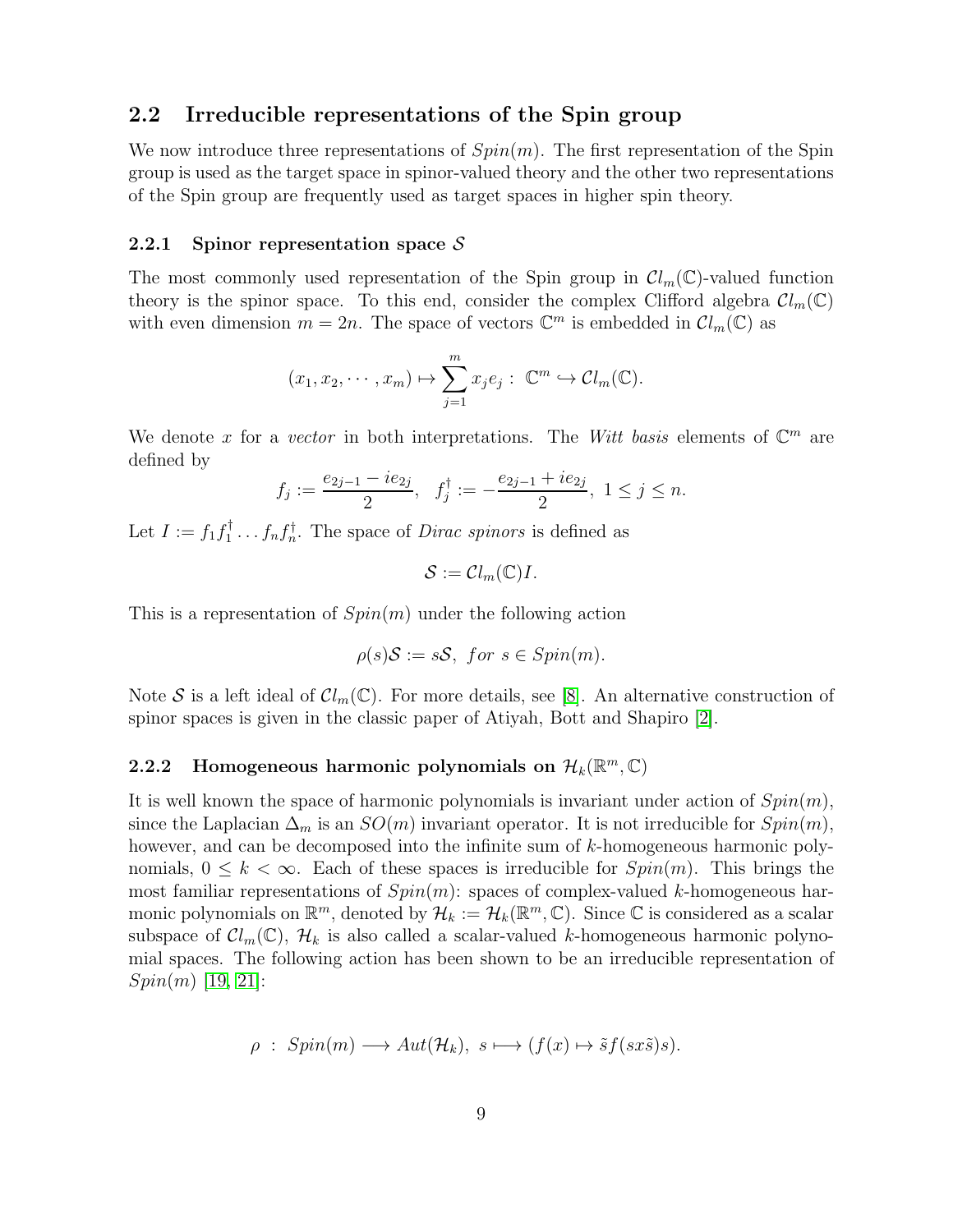## 2.2 Irreducible representations of the Spin group

We now introduce three representations of $Spin(m)$. The first representation of the Spin group is used as the target space in spinor-valued theory and the other two representations of the Spin group are frequently used as target spaces in higher spin theory.

### 2.2.1 Spinor representation space $\mathcal{S}$

The most commonly used representation of the Spin group in $\mathcal{C}l_m(\mathbb{C})$-valued function theory is the spinor space. To this end, consider the complex Clifford algebra $\mathcal{C}l_m(\mathbb{C})$ with even dimension $m = 2n$. The space of vectors $\mathbb{C}^m$ is embedded in $\mathcal{C}l_m(\mathbb{C})$ as

$$(x_1, x_2, \cdots, x_m) \mapsto \sum_{j=1}^{m} x_j e_j : \mathbb{C}^m \hookrightarrow \mathcal{C}l_m(\mathbb{C}).$$

We denote $x$ for a *vector* in both interpretations. The *Witt basis* elements of $\mathbb{C}^m$ are defined by

$$f_j := \frac{e_{2j-1} - ie_{2j}}{2}, \quad f_j^\dagger := -\frac{e_{2j-1} + ie_{2j}}{2}, \ 1 \leq j \leq n.$$

Let $I := f_1 f_1^\dagger \dots f_n f_n^\dagger$. The space of *Dirac spinors* is defined as

$$\mathcal{S} := \mathcal{C}l_m(\mathbb{C})I.$$

This is a representation of $Spin(m)$ under the following action

$$\rho(s)\mathcal{S} := s\mathcal{S}, \ for \ s \in Spin(m).$$

Note $\mathcal{S}$ is a left ideal of $\mathcal{C}l_m(\mathbb{C})$. For more details, see [8]. An alternative construction of spinor spaces is given in the classic paper of Atiyah, Bott and Shapiro [2].

### 2.2.2 Homogeneous harmonic polynomials on $\mathcal{H}_k(\mathbb{R}^m, \mathbb{C})$

It is well known the space of harmonic polynomials is invariant under action of $Spin(m)$, since the Laplacian $\Delta_m$ is an $SO(m)$ invariant operator. It is not irreducible for $Spin(m)$, however, and can be decomposed into the infinite sum of $k$-homogeneous harmonic polynomials, $0 \leq k < \infty$. Each of these spaces is irreducible for $Spin(m)$. This brings the most familiar representations of $Spin(m)$: spaces of complex-valued $k$-homogeneous harmonic polynomials on $\mathbb{R}^m$, denoted by $\mathcal{H}_k := \mathcal{H}_k(\mathbb{R}^m, \mathbb{C})$. Since $\mathbb{C}$ is considered as a scalar subspace of $\mathcal{C}l_m(\mathbb{C})$, $\mathcal{H}_k$ is also called a scalar-valued $k$-homogeneous harmonic polynomial spaces. The following action has been shown to be an irreducible representation of $Spin(m)$ [19, 21]:

$$\rho \ : \ Spin(m) \longrightarrow Aut(\mathcal{H}_k), \ s \longmapsto (f(x) \mapsto \tilde{s}f(sx\tilde{s})s).$$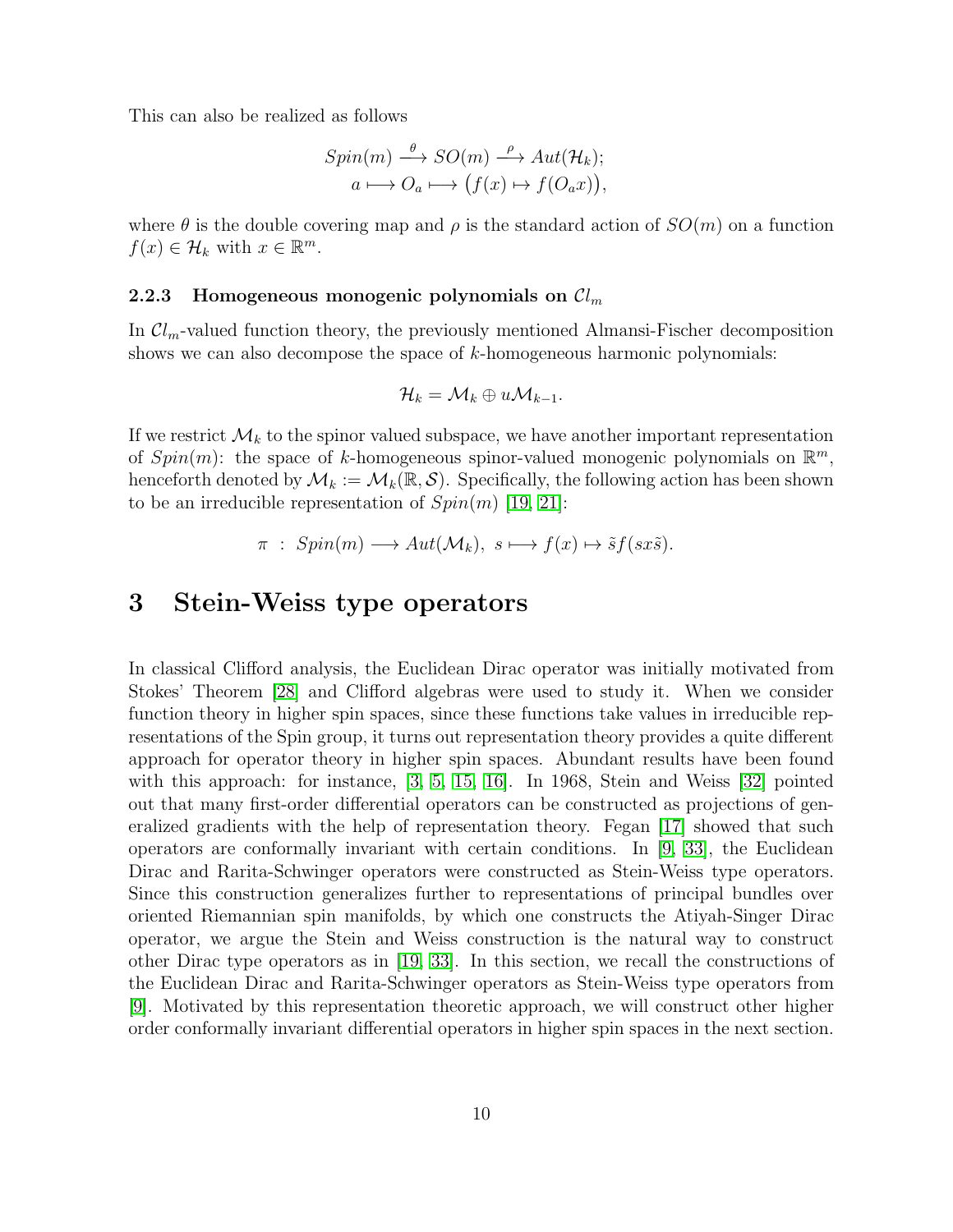This can also be realized as follows

$$
\begin{aligned}
Spin(m) &\xrightarrow{\theta} SO(m) \xrightarrow{\rho} Aut(\mathcal{H}_k);\\
a &\longmapsto O_a \longmapsto \big(f(x) \mapsto f(O_a x)\big),
\end{aligned}
$$

where $\theta$ is the double covering map and $\rho$ is the standard action of $SO(m)$ on a function $f(x) \in \mathcal{H}_k$ with $x \in \mathbb{R}^m$.

### 2.2.3 Homogeneous monogenic polynomials on $\mathcal{C}l_m$

In $\mathcal{C}l_m$-valued function theory, the previously mentioned Almansi-Fischer decomposition shows we can also decompose the space of $k$-homogeneous harmonic polynomials:

$$
\mathcal{H}_k = \mathcal{M}_k \oplus u\mathcal{M}_{k-1}.
$$

If we restrict $\mathcal{M}_k$ to the spinor valued subspace, we have another important representation of $Spin(m)$: the space of $k$-homogeneous spinor-valued monogenic polynomials on $\mathbb{R}^m$, henceforth denoted by $\mathcal{M}_k := \mathcal{M}_k(\mathbb{R}, \mathcal{S})$. Specifically, the following action has been shown to be an irreducible representation of $Spin(m)$ [19, 21]:

$$
\pi \ : \ Spin(m) \longrightarrow Aut(\mathcal{M}_k), \ s \longmapsto f(x) \mapsto \tilde{s} f(s x \tilde{s}).
$$

# 3 Stein-Weiss type operators

In classical Clifford analysis, the Euclidean Dirac operator was initially motivated from Stokes' Theorem [28] and Clifford algebras were used to study it. When we consider function theory in higher spin spaces, since these functions take values in irreducible representations of the Spin group, it turns out representation theory provides a quite different approach for operator theory in higher spin spaces. Abundant results have been found with this approach: for instance, [3, 5, 15, 16]. In 1968, Stein and Weiss [32] pointed out that many first-order differential operators can be constructed as projections of generalized gradients with the help of representation theory. Fegan [17] showed that such operators are conformally invariant with certain conditions. In [9, 33], the Euclidean Dirac and Rarita-Schwinger operators were constructed as Stein-Weiss type operators. Since this construction generalizes further to representations of principal bundles over oriented Riemannian spin manifolds, by which one constructs the Atiyah-Singer Dirac operator, we argue the Stein and Weiss construction is the natural way to construct other Dirac type operators as in [19, 33]. In this section, we recall the constructions of the Euclidean Dirac and Rarita-Schwinger operators as Stein-Weiss type operators from [9]. Motivated by this representation theoretic approach, we will construct other higher order conformally invariant differential operators in higher spin spaces in the next section.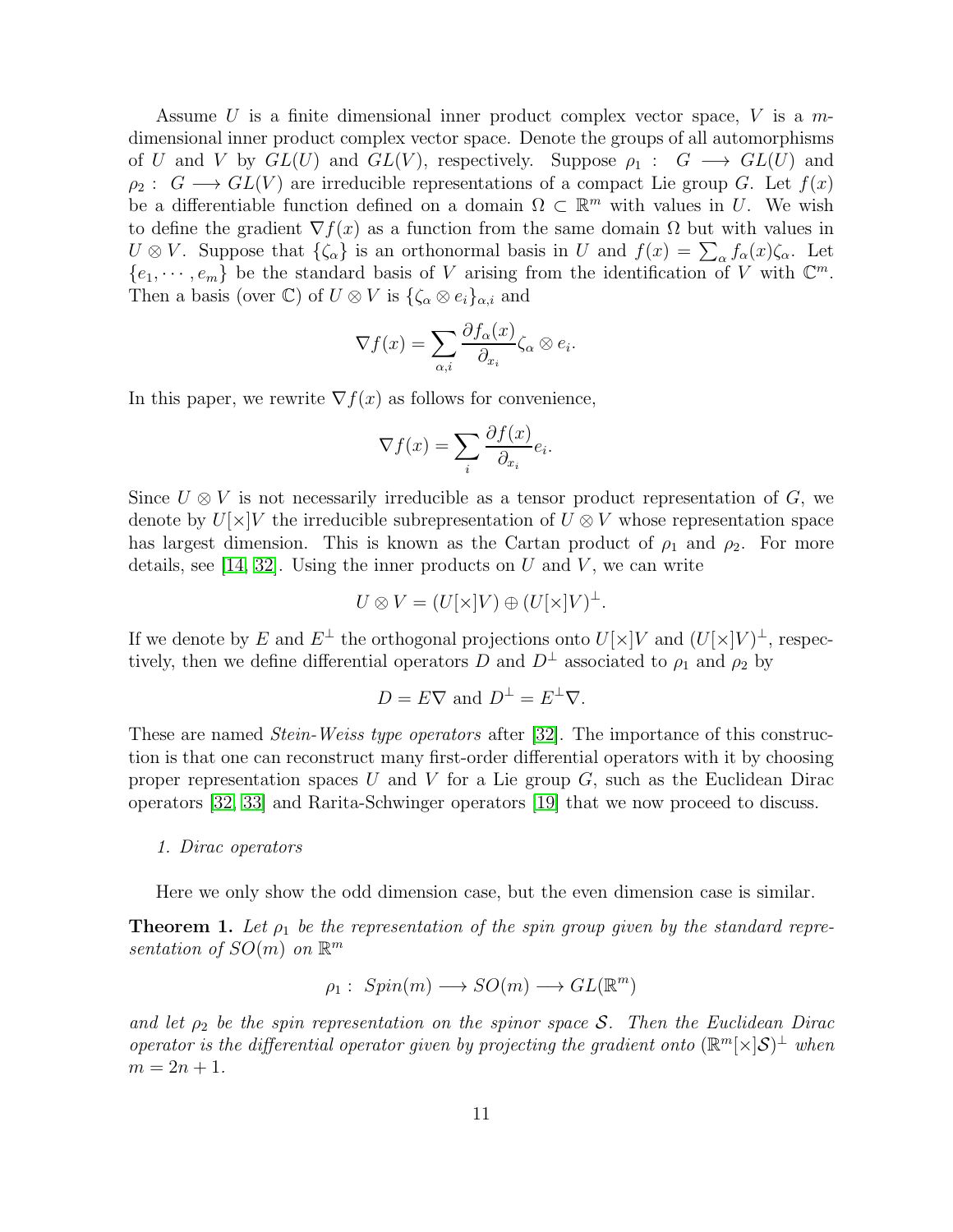Assume $U$ is a finite dimensional inner product complex vector space, $V$ is a $m$-dimensional inner product complex vector space. Denote the groups of all automorphisms of $U$ and $V$ by $GL(U)$ and $GL(V)$, respectively. Suppose $\rho_1 : G \longrightarrow GL(U)$ and $\rho_2 : G \longrightarrow GL(V)$ are irreducible representations of a compact Lie group $G$. Let $f(x)$ be a differentiable function defined on a domain $\Omega \subset \mathbb{R}^m$ with values in $U$. We wish to define the gradient $\nabla f(x)$ as a function from the same domain $\Omega$ but with values in $U \otimes V$. Suppose that $\{\zeta_\alpha\}$ is an orthonormal basis in $U$ and $f(x) = \sum_\alpha f_\alpha(x)\zeta_\alpha$. Let $\{e_1, \cdots, e_m\}$ be the standard basis of $V$ arising from the identification of $V$ with $\mathbb{C}^m$. Then a basis (over $\mathbb{C}$) of $U \otimes V$ is $\{\zeta_\alpha \otimes e_i\}_{\alpha,i}$ and

$$\nabla f(x) = \sum_{\alpha,i} \frac{\partial f_\alpha(x)}{\partial_{x_i}} \zeta_\alpha \otimes e_i.$$

In this paper, we rewrite $\nabla f(x)$ as follows for convenience,

$$\nabla f(x) = \sum_i \frac{\partial f(x)}{\partial_{x_i}} e_i.$$

Since $U \otimes V$ is not necessarily irreducible as a tensor product representation of $G$, we denote by $U[\times]V$ the irreducible subrepresentation of $U \otimes V$ whose representation space has largest dimension. This is known as the Cartan product of $\rho_1$ and $\rho_2$. For more details, see [14, 32]. Using the inner products on $U$ and $V$, we can write

$$U \otimes V = (U[\times]V) \oplus (U[\times]V)^\perp.$$

If we denote by $E$ and $E^\perp$ the orthogonal projections onto $U[\times]V$ and $(U[\times]V)^\perp$, respectively, then we define differential operators $D$ and $D^\perp$ associated to $\rho_1$ and $\rho_2$ by

$$D = E\nabla \text{ and } D^\perp = E^\perp \nabla.$$

These are named *Stein-Weiss type operators* after [32]. The importance of this construction is that one can reconstruct many first-order differential operators with it by choosing proper representation spaces $U$ and $V$ for a Lie group $G$, such as the Euclidean Dirac operators [32, 33] and Rarita-Schwinger operators [19] that we now proceed to discuss.

*1. Dirac operators*

Here we only show the odd dimension case, but the even dimension case is similar.

**Theorem 1.** *Let $\rho_1$ be the representation of the spin group given by the standard representation of $SO(m)$ on $\mathbb{R}^m$*

$$\rho_1 : \ Spin(m) \longrightarrow SO(m) \longrightarrow GL(\mathbb{R}^m)$$

*and let $\rho_2$ be the spin representation on the spinor space $\mathcal{S}$. Then the Euclidean Dirac operator is the differential operator given by projecting the gradient onto $(\mathbb{R}^m[\times]\mathcal{S})^\perp$ when $m = 2n + 1$.*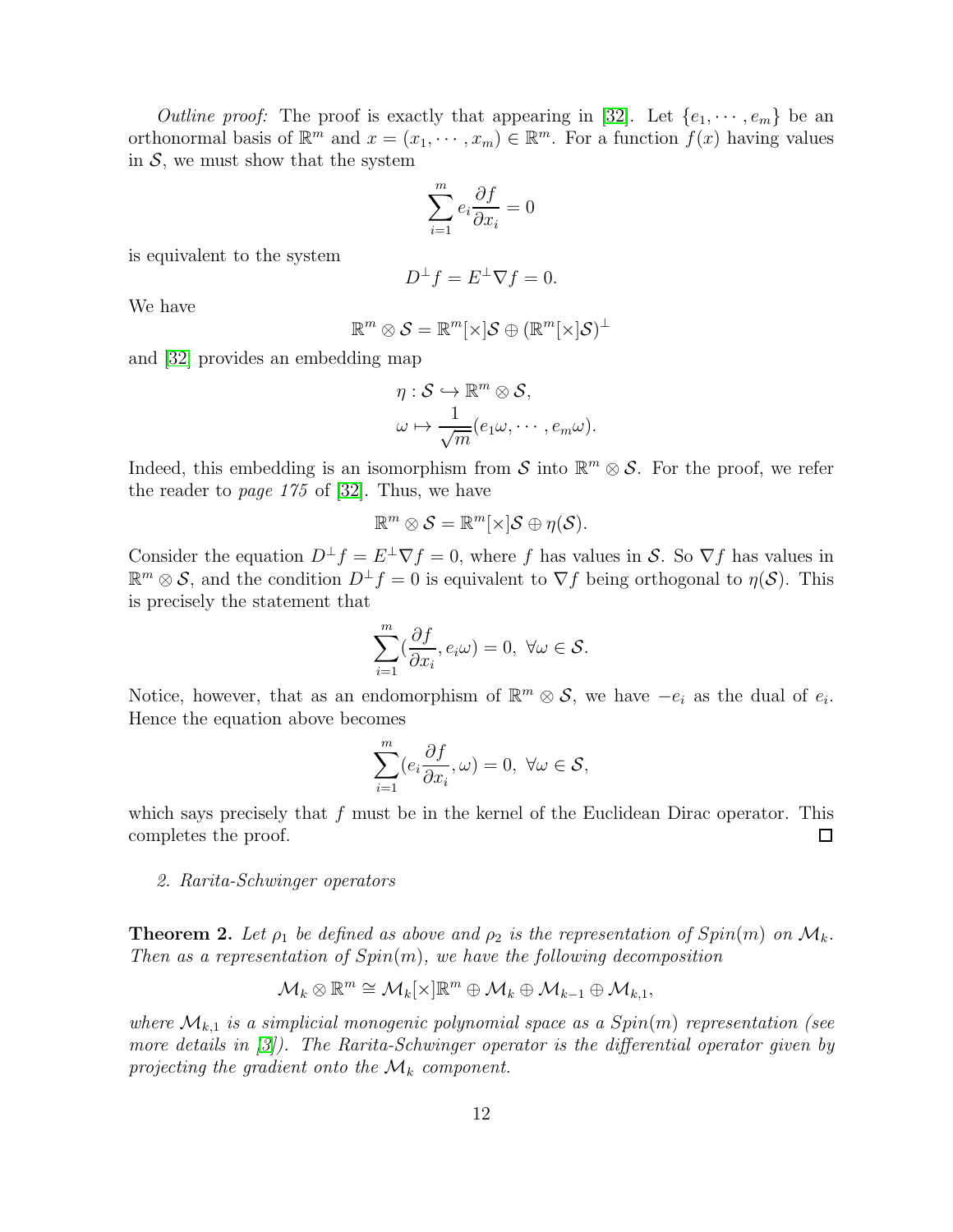*Outline proof:* The proof is exactly that appearing in [32]. Let $\{e_1, \cdots, e_m\}$ be an orthonormal basis of $\mathbb{R}^m$ and $x = (x_1, \cdots, x_m) \in \mathbb{R}^m$. For a function $f(x)$ having values in $\mathcal{S}$, we must show that the system

$$\sum_{i=1}^{m} e_i \frac{\partial f}{\partial x_i} = 0$$

is equivalent to the system

$$D^{\perp} f = E^{\perp} \nabla f = 0.$$

We have

$$\mathbb{R}^m \otimes \mathcal{S} = \mathbb{R}^m [\times] \mathcal{S} \oplus (\mathbb{R}^m [\times] \mathcal{S})^{\perp}$$

and [32] provides an embedding map

$$\begin{aligned} \eta : \mathcal{S} &\hookrightarrow \mathbb{R}^m \otimes \mathcal{S}, \\ \omega &\mapsto \frac{1}{\sqrt{m}} (e_1 \omega, \cdots, e_m \omega). \end{aligned}$$

Indeed, this embedding is an isomorphism from $\mathcal{S}$ into $\mathbb{R}^m \otimes \mathcal{S}$. For the proof, we refer the reader to *page 175* of [32]. Thus, we have

$$\mathbb{R}^m \otimes \mathcal{S} = \mathbb{R}^m [\times] \mathcal{S} \oplus \eta(\mathcal{S}).$$

Consider the equation $D^{\perp} f = E^{\perp} \nabla f = 0$, where $f$ has values in $\mathcal{S}$. So $\nabla f$ has values in $\mathbb{R}^m \otimes \mathcal{S}$, and the condition $D^{\perp} f = 0$ is equivalent to $\nabla f$ being orthogonal to $\eta(\mathcal{S})$. This is precisely the statement that

$$\sum_{i=1}^{m} \left(\frac{\partial f}{\partial x_i}, e_i \omega\right) = 0, \ \forall \omega \in \mathcal{S}.$$

Notice, however, that as an endomorphism of $\mathbb{R}^m \otimes \mathcal{S}$, we have $-e_i$ as the dual of $e_i$. Hence the equation above becomes

$$\sum_{i=1}^{m} \left(e_i \frac{\partial f}{\partial x_i}, \omega\right) = 0, \ \forall \omega \in \mathcal{S},$$

which says precisely that $f$ must be in the kernel of the Euclidean Dirac operator. This completes the proof. ◻

*2. Rarita-Schwinger operators*

**Theorem 2.** *Let $\rho_1$ be defined as above and $\rho_2$ is the representation of $Spin(m)$ on $\mathcal{M}_k$. Then as a representation of $Spin(m)$, we have the following decomposition*

$$\mathcal{M}_k \otimes \mathbb{R}^m \cong \mathcal{M}_k [\times] \mathbb{R}^m \oplus \mathcal{M}_k \oplus \mathcal{M}_{k-1} \oplus \mathcal{M}_{k,1},$$

*where $\mathcal{M}_{k,1}$ is a simplicial monogenic polynomial space as a $Spin(m)$ representation (see more details in [3]). The Rarita-Schwinger operator is the differential operator given by projecting the gradient onto the $\mathcal{M}_k$ component.*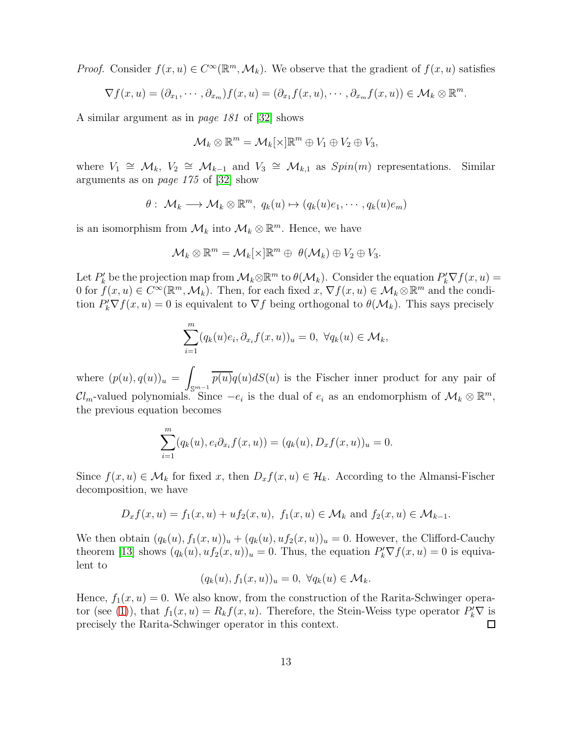*Proof.* Consider $f(x,u) \in C^\infty(\mathbb{R}^m, \mathcal{M}_k)$. We observe that the gradient of $f(x,u)$ satisfies

$$\nabla f(x,u) = (\partial_{x_1}, \cdots, \partial_{x_m}) f(x,u) = (\partial_{x_1} f(x,u), \cdots, \partial_{x_m} f(x,u)) \in \mathcal{M}_k \otimes \mathbb{R}^m.$$

A similar argument as in *page 181* of [32] shows

$$\mathcal{M}_k \otimes \mathbb{R}^m = \mathcal{M}_k[\times]\mathbb{R}^m \oplus V_1 \oplus V_2 \oplus V_3,$$

where $V_1 \cong \mathcal{M}_k$, $V_2 \cong \mathcal{M}_{k-1}$ and $V_3 \cong \mathcal{M}_{k,1}$ as $Spin(m)$ representations. Similar arguments as on *page 175* of [32] show

$$\theta: \ \mathcal{M}_k \longrightarrow \mathcal{M}_k \otimes \mathbb{R}^m, \ q_k(u) \mapsto (q_k(u)e_1, \cdots, q_k(u)e_m)$$

is an isomorphism from $\mathcal{M}_k$ into $\mathcal{M}_k \otimes \mathbb{R}^m$. Hence, we have

$$\mathcal{M}_k \otimes \mathbb{R}^m = \mathcal{M}_k[\times]\mathbb{R}^m \oplus \ \theta(\mathcal{M}_k) \oplus V_2 \oplus V_3.$$

Let $P_k'$ be the projection map from $\mathcal{M}_k \otimes \mathbb{R}^m$ to $\theta(\mathcal{M}_k)$. Consider the equation $P_k' \nabla f(x,u) = 0$ for $f(x,u) \in C^\infty(\mathbb{R}^m, \mathcal{M}_k)$. Then, for each fixed $x$, $\nabla f(x,u) \in \mathcal{M}_k \otimes \mathbb{R}^m$ and the condition $P_k' \nabla f(x,u) = 0$ is equivalent to $\nabla f$ being orthogonal to $\theta(\mathcal{M}_k)$. This says precisely

$$\sum_{i=1}^m (q_k(u)e_i, \partial_{x_i} f(x,u))_u = 0, \ \forall q_k(u) \in \mathcal{M}_k,$$

where $(p(u), q(u))_u = \displaystyle\int_{\mathbb{S}^{m-1}} \overline{p(u)} q(u) dS(u)$ is the Fischer inner product for any pair of $\mathcal{C}l_m$-valued polynomials. Since $-e_i$ is the dual of $e_i$ as an endomorphism of $\mathcal{M}_k \otimes \mathbb{R}^m$, the previous equation becomes

$$\sum_{i=1}^m (q_k(u), e_i \partial_{x_i} f(x,u)) = (q_k(u), D_x f(x,u))_u = 0.$$

Since $f(x,u) \in \mathcal{M}_k$ for fixed $x$, then $D_x f(x,u) \in \mathcal{H}_k$. According to the Almansi-Fischer decomposition, we have

$$D_x f(x,u) = f_1(x,u) + u f_2(x,u), \ f_1(x,u) \in \mathcal{M}_k \text{ and } f_2(x,u) \in \mathcal{M}_{k-1}.$$

We then obtain $(q_k(u), f_1(x,u))_u + (q_k(u), u f_2(x,u))_u = 0$. However, the Clifford-Cauchy theorem [13] shows $(q_k(u), u f_2(x,u))_u = 0$. Thus, the equation $P_k' \nabla f(x,u) = 0$ is equivalent to

$$(q_k(u), f_1(x,u))_u = 0, \ \forall q_k(u) \in \mathcal{M}_k.$$

Hence, $f_1(x,u) = 0$. We also know, from the construction of the Rarita-Schwinger operator (see (1)), that $f_1(x,u) = R_k f(x,u)$. Therefore, the Stein-Weiss type operator $P_k' \nabla$ is precisely the Rarita-Schwinger operator in this context. ☐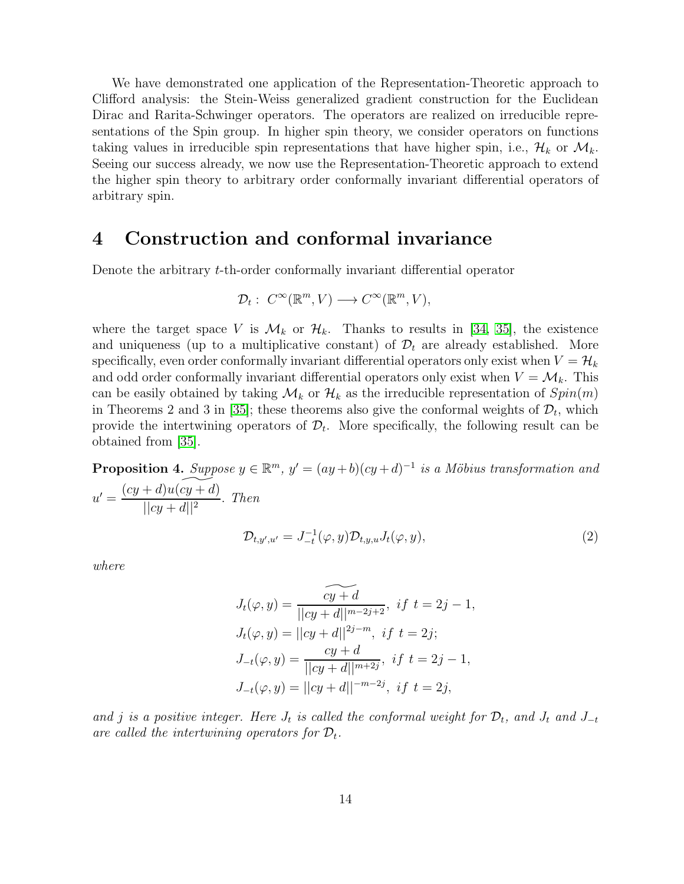We have demonstrated one application of the Representation-Theoretic approach to Clifford analysis: the Stein-Weiss generalized gradient construction for the Euclidean Dirac and Rarita-Schwinger operators. The operators are realized on irreducible representations of the Spin group. In higher spin theory, we consider operators on functions taking values in irreducible spin representations that have higher spin, i.e., $\mathcal{H}_k$ or $\mathcal{M}_k$. Seeing our success already, we now use the Representation-Theoretic approach to extend the higher spin theory to arbitrary order conformally invariant differential operators of arbitrary spin.

# 4 Construction and conformal invariance

Denote the arbitrary $t$-th-order conformally invariant differential operator

$$\mathcal{D}_t : \ C^\infty(\mathbb{R}^m, V) \longrightarrow C^\infty(\mathbb{R}^m, V),$$

where the target space $V$ is $\mathcal{M}_k$ or $\mathcal{H}_k$. Thanks to results in [34, 35], the existence and uniqueness (up to a multiplicative constant) of $\mathcal{D}_t$ are already established. More specifically, even order conformally invariant differential operators only exist when $V = \mathcal{H}_k$ and odd order conformally invariant differential operators only exist when $V = \mathcal{M}_k$. This can be easily obtained by taking $\mathcal{M}_k$ or $\mathcal{H}_k$ as the irreducible representation of $Spin(m)$ in Theorems 2 and 3 in [35]; these theorems also give the conformal weights of $\mathcal{D}_t$, which provide the intertwining operators of $\mathcal{D}_t$. More specifically, the following result can be obtained from [35].

**Proposition 4.** *Suppose $y \in \mathbb{R}^m$, $y' = (ay+b)(cy+d)^{-1}$ is a Möbius transformation and $u' = \dfrac{(cy+d)u\widetilde{(cy+d)}}{||cy+d||^2}$. Then*

$$\mathcal{D}_{t,y',u'} = J_{-t}^{-1}(\varphi, y)\mathcal{D}_{t,y,u}J_t(\varphi, y), \tag{2}$$

*where*

$$J_t(\varphi, y) = \frac{\widetilde{cy+d}}{||cy+d||^{m-2j+2}}, \ if \ t = 2j-1,$$
$$J_t(\varphi, y) = ||cy+d||^{2j-m}, \ if \ t = 2j;$$
$$J_{-t}(\varphi, y) = \frac{cy+d}{||cy+d||^{m+2j}}, \ if \ t = 2j-1,$$
$$J_{-t}(\varphi, y) = ||cy+d||^{-m-2j}, \ if \ t = 2j,$$

*and $j$ is a positive integer. Here $J_t$ is called the conformal weight for $\mathcal{D}_t$, and $J_t$ and $J_{-t}$ are called the intertwining operators for $\mathcal{D}_t$.*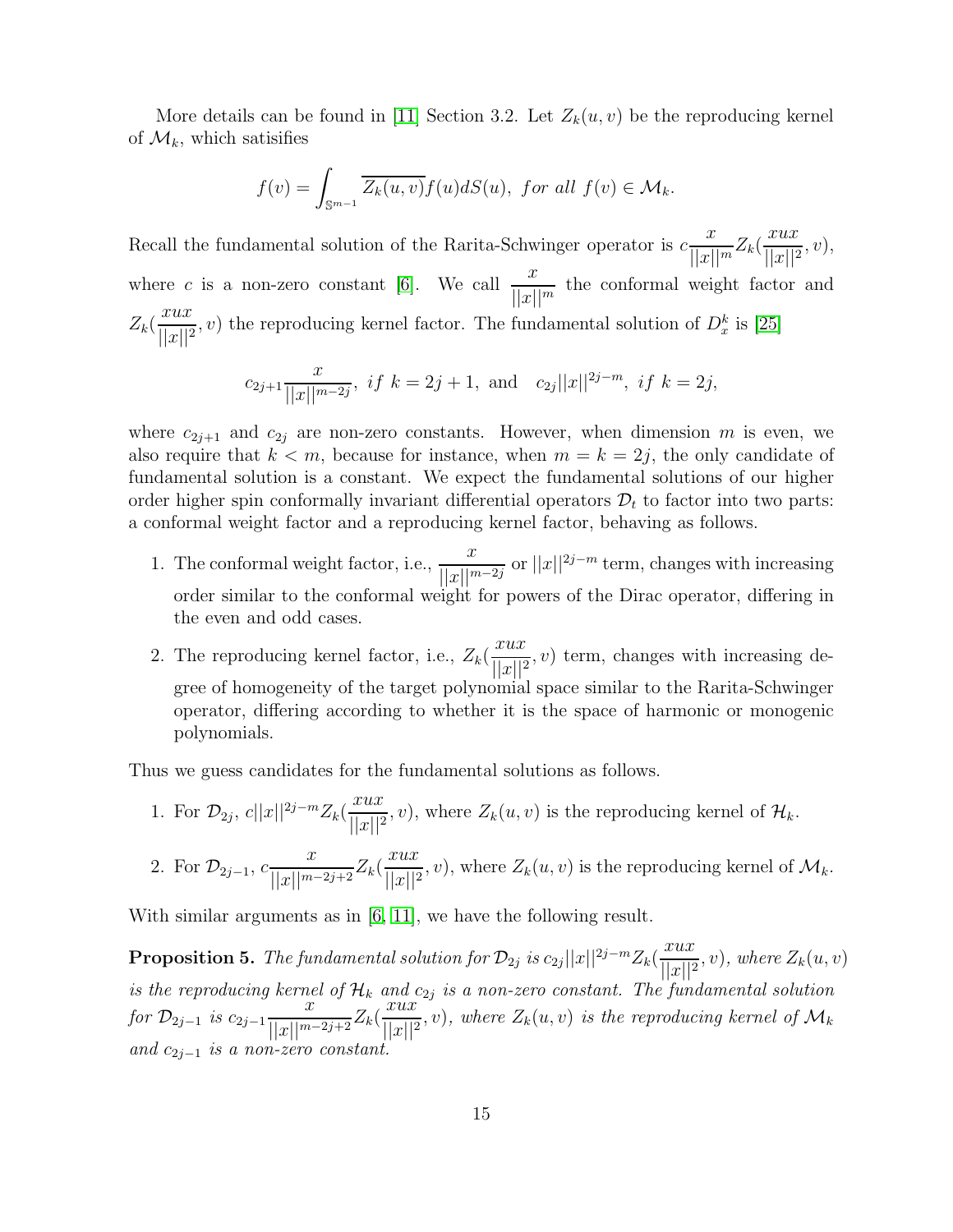More details can be found in [11] Section 3.2. Let $Z_k(u,v)$ be the reproducing kernel of $\mathcal{M}_k$, which satisifies

$$f(v) = \int_{\mathbb{S}^{m-1}} \overline{Z_k(u,v)} f(u) dS(u),\ for\ all\ f(v) \in \mathcal{M}_k.$$

Recall the fundamental solution of the Rarita-Schwinger operator is $c\dfrac{x}{||x||^m} Z_k(\dfrac{xux}{||x||^2}, v)$, where $c$ is a non-zero constant [6]. We call $\dfrac{x}{||x||^m}$ the conformal weight factor and $Z_k(\dfrac{xux}{||x||^2}, v)$ the reproducing kernel factor. The fundamental solution of $D_x^k$ is [25]

$$c_{2j+1}\frac{x}{||x||^{m-2j}},\ if\ k = 2j+1, \text{ and } \quad c_{2j}||x||^{2j-m},\ if\ k = 2j,$$

where $c_{2j+1}$ and $c_{2j}$ are non-zero constants. However, when dimension $m$ is even, we also require that $k < m$, because for instance, when $m = k = 2j$, the only candidate of fundamental solution is a constant. We expect the fundamental solutions of our higher order higher spin conformally invariant differential operators $\mathcal{D}_t$ to factor into two parts: a conformal weight factor and a reproducing kernel factor, behaving as follows.

1. The conformal weight factor, i.e., $\dfrac{x}{||x||^{m-2j}}$ or $||x||^{2j-m}$ term, changes with increasing order similar to the conformal weight for powers of the Dirac operator, differing in the even and odd cases.

2. The reproducing kernel factor, i.e., $Z_k(\dfrac{xux}{||x||^2}, v)$ term, changes with increasing degree of homogeneity of the target polynomial space similar to the Rarita-Schwinger operator, differing according to whether it is the space of harmonic or monogenic polynomials.

Thus we guess candidates for the fundamental solutions as follows.

1. For $\mathcal{D}_{2j}$, $c||x||^{2j-m} Z_k(\dfrac{xux}{||x||^2}, v)$, where $Z_k(u,v)$ is the reproducing kernel of $\mathcal{H}_k$.

2. For $\mathcal{D}_{2j-1}$, $c\dfrac{x}{||x||^{m-2j+2}} Z_k(\dfrac{xux}{||x||^2}, v)$, where $Z_k(u,v)$ is the reproducing kernel of $\mathcal{M}_k$.

With similar arguments as in [6, 11], we have the following result.

**Proposition 5.** *The fundamental solution for $\mathcal{D}_{2j}$ is $c_{2j}||x||^{2j-m} Z_k(\dfrac{xux}{||x||^2}, v)$, where $Z_k(u,v)$ is the reproducing kernel of $\mathcal{H}_k$ and $c_{2j}$ is a non-zero constant. The fundamental solution for $\mathcal{D}_{2j-1}$ is $c_{2j-1}\dfrac{x}{||x||^{m-2j+2}} Z_k(\dfrac{xux}{||x||^2}, v)$, where $Z_k(u,v)$ is the reproducing kernel of $\mathcal{M}_k$ and $c_{2j-1}$ is a non-zero constant.*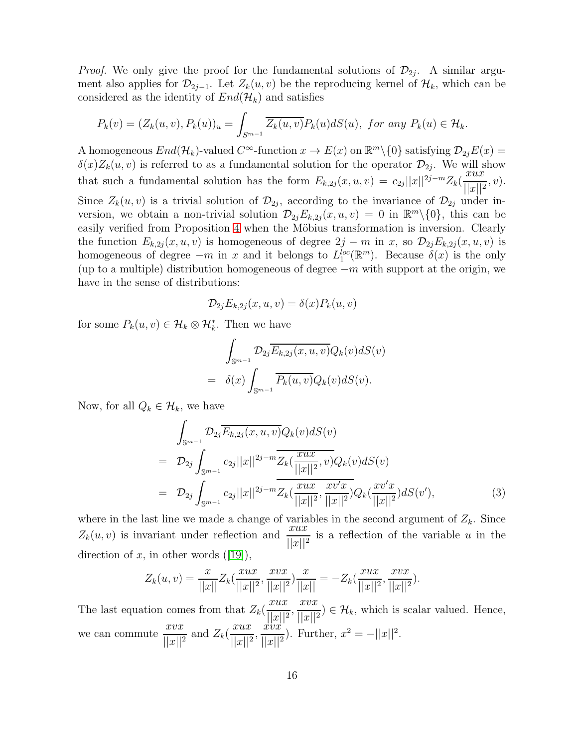*Proof.* We only give the proof for the fundamental solutions of $\mathcal{D}_{2j}$. A similar argument also applies for $\mathcal{D}_{2j-1}$. Let $Z_k(u,v)$ be the reproducing kernel of $\mathcal{H}_k$, which can be considered as the identity of $End(\mathcal{H}_k)$ and satisfies

$$P_k(v) = (Z_k(u,v), P_k(u))_u = \int_{S^{m-1}} \overline{Z_k(u,v)} P_k(u) dS(u), \ for\ any\ P_k(u) \in \mathcal{H}_k.$$

A homogeneous $End(\mathcal{H}_k)$-valued $C^\infty$-function $x \to E(x)$ on $\mathbb{R}^m \backslash \{0\}$ satisfying $\mathcal{D}_{2j}E(x) = \delta(x)Z_k(u,v)$ is referred to as a fundamental solution for the operator $\mathcal{D}_{2j}$. We will show that such a fundamental solution has the form $E_{k,2j}(x,u,v) = c_{2j}||x||^{2j-m}Z_k(\frac{xux}{||x||^2}, v)$. Since $Z_k(u,v)$ is a trivial solution of $\mathcal{D}_{2j}$, according to the invariance of $\mathcal{D}_{2j}$ under inversion, we obtain a non-trivial solution $\mathcal{D}_{2j}E_{k,2j}(x,u,v) = 0$ in $\mathbb{R}^m\backslash\{0\}$, this can be easily verified from Proposition 4 when the Möbius transformation is inversion. Clearly the function $E_{k,2j}(x,u,v)$ is homogeneous of degree $2j-m$ in $x$, so $\mathcal{D}_{2j}E_{k,2j}(x,u,v)$ is homogeneous of degree $-m$ in $x$ and it belongs to $L_1^{loc}(\mathbb{R}^m)$. Because $\delta(x)$ is the only (up to a multiple) distribution homogeneous of degree $-m$ with support at the origin, we have in the sense of distributions:

$$\mathcal{D}_{2j}E_{k,2j}(x,u,v) = \delta(x)P_k(u,v)$$

for some $P_k(u,v) \in \mathcal{H}_k \otimes \mathcal{H}_k^*$. Then we have

$$\begin{aligned}
&\int_{\mathbb{S}^{m-1}} \mathcal{D}_{2j}\overline{E_{k,2j}(x,u,v)}Q_k(v)dS(v)\\
=\ & \delta(x)\int_{\mathbb{S}^{m-1}} \overline{P_k(u,v)}Q_k(v)dS(v).
\end{aligned}$$

Now, for all $Q_k \in \mathcal{H}_k$, we have

$$\begin{aligned}
&\int_{\mathbb{S}^{m-1}} \mathcal{D}_{2j}\overline{E_{k,2j}(x,u,v)}Q_k(v)dS(v)\\
=\ & \mathcal{D}_{2j}\int_{\mathbb{S}^{m-1}} c_{2j}||x||^{2j-m}\overline{Z_k(\frac{xux}{||x||^2},v)}Q_k(v)dS(v)\\
=\ & \mathcal{D}_{2j}\int_{\mathbb{S}^{m-1}} c_{2j}||x||^{2j-m}\overline{Z_k(\frac{xux}{||x||^2},\frac{xv'x}{||x||^2})}Q_k(\frac{xv'x}{||x||^2})dS(v'),
\end{aligned} \tag{3}$$

where in the last line we made a change of variables in the second argument of $Z_k$. Since $Z_k(u,v)$ is invariant under reflection and $\frac{xux}{||x||^2}$ is a reflection of the variable $u$ in the direction of $x$, in other words ([19]),

$$Z_k(u,v) = \frac{x}{||x||}Z_k(\frac{xux}{||x||^2},\frac{xvx}{||x||^2})\frac{x}{||x||} = -Z_k(\frac{xux}{||x||^2},\frac{xvx}{||x||^2}).$$

The last equation comes from that $Z_k(\frac{xux}{||x||^2},\frac{xvx}{||x||^2}) \in \mathcal{H}_k$, which is scalar valued. Hence, we can commute $\frac{xvx}{||x||^2}$ and $Z_k(\frac{xux}{||x||^2},\frac{xvx}{||x||^2})$. Further, $x^2 = -||x||^2$.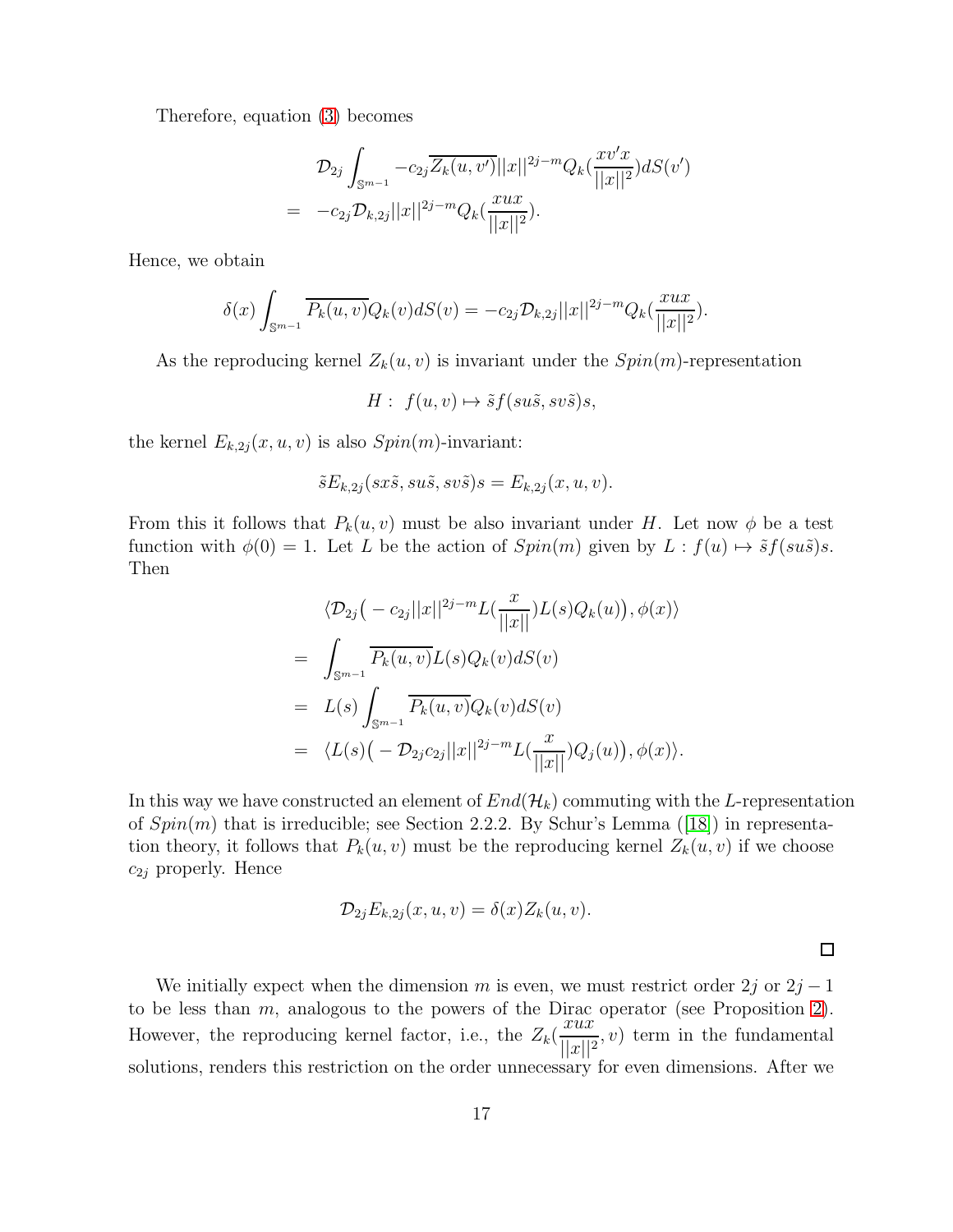Therefore, equation (3) becomes

$$
\begin{aligned}
& \mathcal{D}_{2j}\int_{\mathbb{S}^{m-1}} -c_{2j}\overline{Z_k(u,v')}||x||^{2j-m}Q_k(\frac{xv'x}{||x||^2})dS(v') \\
= \ & -c_{2j}\mathcal{D}_{k,2j}||x||^{2j-m}Q_k(\frac{xux}{||x||^2}).
\end{aligned}
$$

Hence, we obtain

$$
\delta(x)\int_{\mathbb{S}^{m-1}}\overline{P_k(u,v)}Q_k(v)dS(v) = -c_{2j}\mathcal{D}_{k,2j}||x||^{2j-m}Q_k(\frac{xux}{||x||^2}).
$$

As the reproducing kernel $Z_k(u,v)$ is invariant under the $Spin(m)$-representation

$$
H: \ f(u,v) \mapsto \tilde{s}f(su\tilde{s}, sv\tilde{s})s,
$$

the kernel $E_{k,2j}(x,u,v)$ is also $Spin(m)$-invariant:

$$
\tilde{s}E_{k,2j}(sx\tilde{s}, su\tilde{s}, sv\tilde{s})s = E_{k,2j}(x,u,v).
$$

From this it follows that $P_k(u,v)$ must be also invariant under $H$. Let now $\phi$ be a test function with $\phi(0)=1$. Let $L$ be the action of $Spin(m)$ given by $L: f(u) \mapsto \tilde{s}f(su\tilde{s})s$. Then

$$
\begin{aligned}
& \langle \mathcal{D}_{2j}\big(-c_{2j}||x||^{2j-m}L(\frac{x}{||x||})L(s)Q_k(u)\big), \phi(x)\rangle \\
= \ & \int_{\mathbb{S}^{m-1}}\overline{P_k(u,v)}L(s)Q_k(v)dS(v) \\
= \ & L(s)\int_{\mathbb{S}^{m-1}}\overline{P_k(u,v)}Q_k(v)dS(v) \\
= \ & \langle L(s)\big(-\mathcal{D}_{2j}c_{2j}||x||^{2j-m}L(\frac{x}{||x||})Q_j(u)\big), \phi(x)\rangle.
\end{aligned}
$$

In this way we have constructed an element of $End(\mathcal{H}_k)$ commuting with the $L$-representation of $Spin(m)$ that is irreducible; see Section 2.2.2. By Schur's Lemma ([18]) in representation theory, it follows that $P_k(u,v)$ must be the reproducing kernel $Z_k(u,v)$ if we choose $c_{2j}$ properly. Hence

$$
\mathcal{D}_{2j}E_{k,2j}(x,u,v) = \delta(x)Z_k(u,v).
$$

$\square$

We initially expect when the dimension $m$ is even, we must restrict order $2j$ or $2j-1$ to be less than $m$, analogous to the powers of the Dirac operator (see Proposition 2). However, the reproducing kernel factor, i.e., the $Z_k(\frac{xux}{||x||^2}, v)$ term in the fundamental solutions, renders this restriction on the order unnecessary for even dimensions. After we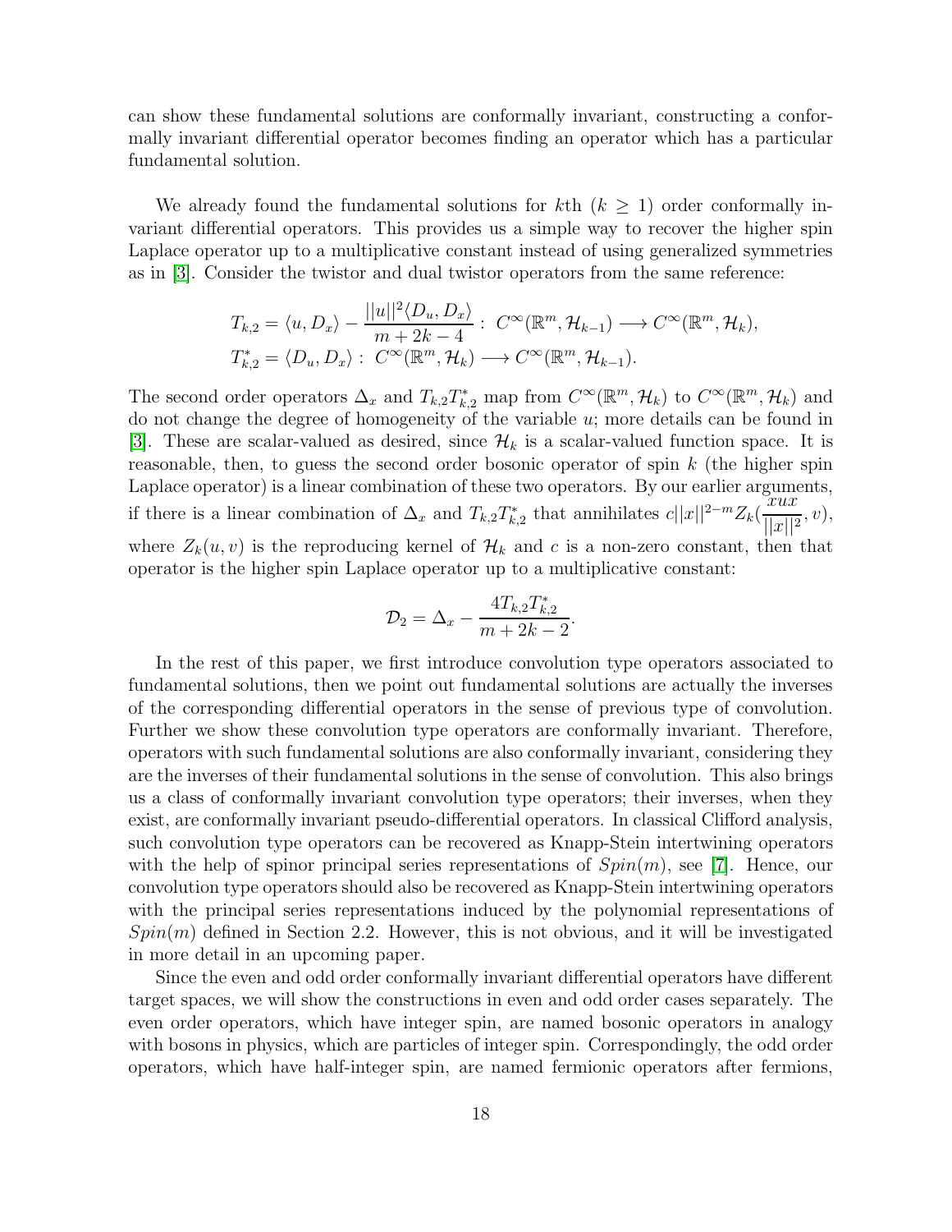can show these fundamental solutions are conformally invariant, constructing a conformally invariant differential operator becomes finding an operator which has a particular fundamental solution.

We already found the fundamental solutions for $k$th ($k \geq 1$) order conformally invariant differential operators. This provides us a simple way to recover the higher spin Laplace operator up to a multiplicative constant instead of using generalized symmetries as in [3]. Consider the twistor and dual twistor operators from the same reference:

$$T_{k,2} = \langle u, D_x \rangle - \frac{||u||^2 \langle D_u, D_x \rangle}{m+2k-4} : \ C^\infty(\mathbb{R}^m, \mathcal{H}_{k-1}) \longrightarrow C^\infty(\mathbb{R}^m, \mathcal{H}_k),$$
$$T^*_{k,2} = \langle D_u, D_x \rangle : \ C^\infty(\mathbb{R}^m, \mathcal{H}_k) \longrightarrow C^\infty(\mathbb{R}^m, \mathcal{H}_{k-1}).$$

The second order operators $\Delta_x$ and $T_{k,2}T^*_{k,2}$ map from $C^\infty(\mathbb{R}^m, \mathcal{H}_k)$ to $C^\infty(\mathbb{R}^m, \mathcal{H}_k)$ and do not change the degree of homogeneity of the variable $u$; more details can be found in [3]. These are scalar-valued as desired, since $\mathcal{H}_k$ is a scalar-valued function space. It is reasonable, then, to guess the second order bosonic operator of spin $k$ (the higher spin Laplace operator) is a linear combination of these two operators. By our earlier arguments, if there is a linear combination of $\Delta_x$ and $T_{k,2}T^*_{k,2}$ that annihilates $c||x||^{2-m}Z_k(\frac{xux}{||x||^2}, v)$, where $Z_k(u,v)$ is the reproducing kernel of $\mathcal{H}_k$ and $c$ is a non-zero constant, then that operator is the higher spin Laplace operator up to a multiplicative constant:

$$\mathcal{D}_2 = \Delta_x - \frac{4T_{k,2}T^*_{k,2}}{m+2k-2}.$$

In the rest of this paper, we first introduce convolution type operators associated to fundamental solutions, then we point out fundamental solutions are actually the inverses of the corresponding differential operators in the sense of previous type of convolution. Further we show these convolution type operators are conformally invariant. Therefore, operators with such fundamental solutions are also conformally invariant, considering they are the inverses of their fundamental solutions in the sense of convolution. This also brings us a class of conformally invariant convolution type operators; their inverses, when they exist, are conformally invariant pseudo-differential operators. In classical Clifford analysis, such convolution type operators can be recovered as Knapp-Stein intertwining operators with the help of spinor principal series representations of $Spin(m)$, see [7]. Hence, our convolution type operators should also be recovered as Knapp-Stein intertwining operators with the principal series representations induced by the polynomial representations of $Spin(m)$ defined in Section 2.2. However, this is not obvious, and it will be investigated in more detail in an upcoming paper.

Since the even and odd order conformally invariant differential operators have different target spaces, we will show the constructions in even and odd order cases separately. The even order operators, which have integer spin, are named bosonic operators in analogy with bosons in physics, which are particles of integer spin. Correspondingly, the odd order operators, which have half-integer spin, are named fermionic operators after fermions,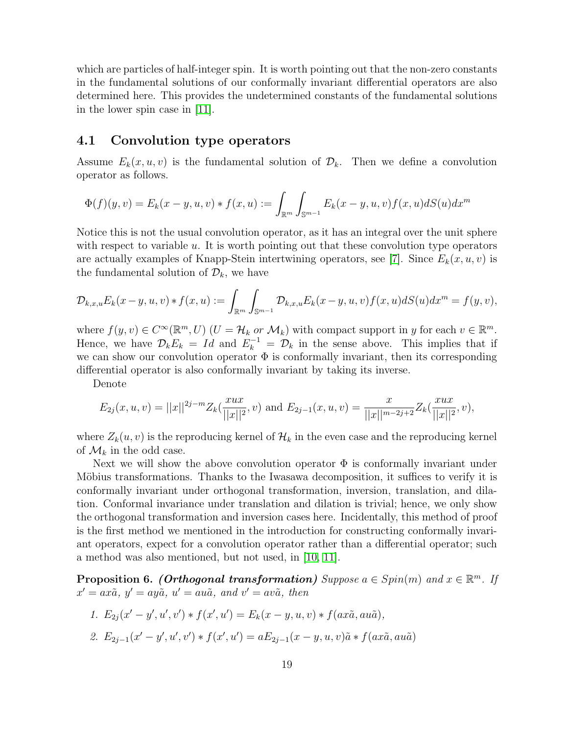which are particles of half-integer spin. It is worth pointing out that the non-zero constants in the fundamental solutions of our conformally invariant differential operators are also determined here. This provides the undetermined constants of the fundamental solutions in the lower spin case in [11].

### 4.1 Convolution type operators

Assume $E_k(x,u,v)$ is the fundamental solution of $\mathcal{D}_k$. Then we define a convolution operator as follows.

$$\Phi(f)(y,v) = E_k(x-y,u,v) * f(x,u) := \int_{\mathbb{R}^m}\int_{\mathbb{S}^{m-1}} E_k(x-y,u,v)f(x,u)dS(u)dx^m$$

Notice this is not the usual convolution operator, as it has an integral over the unit sphere with respect to variable $u$. It is worth pointing out that these convolution type operators are actually examples of Knapp-Stein intertwining operators, see [7]. Since $E_k(x,u,v)$ is the fundamental solution of $\mathcal{D}_k$, we have

$$\mathcal{D}_{k,x,u}E_k(x-y,u,v) * f(x,u) := \int_{\mathbb{R}^m}\int_{\mathbb{S}^{m-1}} \mathcal{D}_{k,x,u}E_k(x-y,u,v)f(x,u)dS(u)dx^m = f(y,v),$$

where $f(y,v) \in C^\infty(\mathbb{R}^m, U)$ ($U = \mathcal{H}_k$ *or* $\mathcal{M}_k$) with compact support in $y$ for each $v \in \mathbb{R}^m$. Hence, we have $\mathcal{D}_kE_k = Id$ and $E_k^{-1} = \mathcal{D}_k$ in the sense above. This implies that if we can show our convolution operator $\Phi$ is conformally invariant, then its corresponding differential operator is also conformally invariant by taking its inverse.

Denote

$$E_{2j}(x,u,v) = ||x||^{2j-m}Z_k(\frac{xux}{||x||^2},v) \text{ and } E_{2j-1}(x,u,v) = \frac{x}{||x||^{m-2j+2}}Z_k(\frac{xux}{||x||^2},v),$$

where $Z_k(u,v)$ is the reproducing kernel of $\mathcal{H}_k$ in the even case and the reproducing kernel of $\mathcal{M}_k$ in the odd case.

Next we will show the above convolution operator $\Phi$ is conformally invariant under Möbius transformations. Thanks to the Iwasawa decomposition, it suffices to verify it is conformally invariant under orthogonal transformation, inversion, translation, and dilation. Conformal invariance under translation and dilation is trivial; hence, we only show the orthogonal transformation and inversion cases here. Incidentally, this method of proof is the first method we mentioned in the introduction for constructing conformally invariant operators, expect for a convolution operator rather than a differential operator; such a method was also mentioned, but not used, in [10, 11].

**Proposition 6.** ***(Orthogonal transformation)*** *Suppose $a \in Spin(m)$ and $x \in \mathbb{R}^m$. If $x' = ax\tilde{a}$, $y' = ay\tilde{a}$, $u' = au\tilde{a}$, and $v' = av\tilde{a}$, then*

1. $E_{2j}(x'-y',u',v') * f(x',u') = E_k(x-y,u,v) * f(ax\tilde{a},au\tilde{a})$,
2. $E_{2j-1}(x'-y',u',v') * f(x',u') = aE_{2j-1}(x-y,u,v)\tilde{a} * f(ax\tilde{a},au\tilde{a})$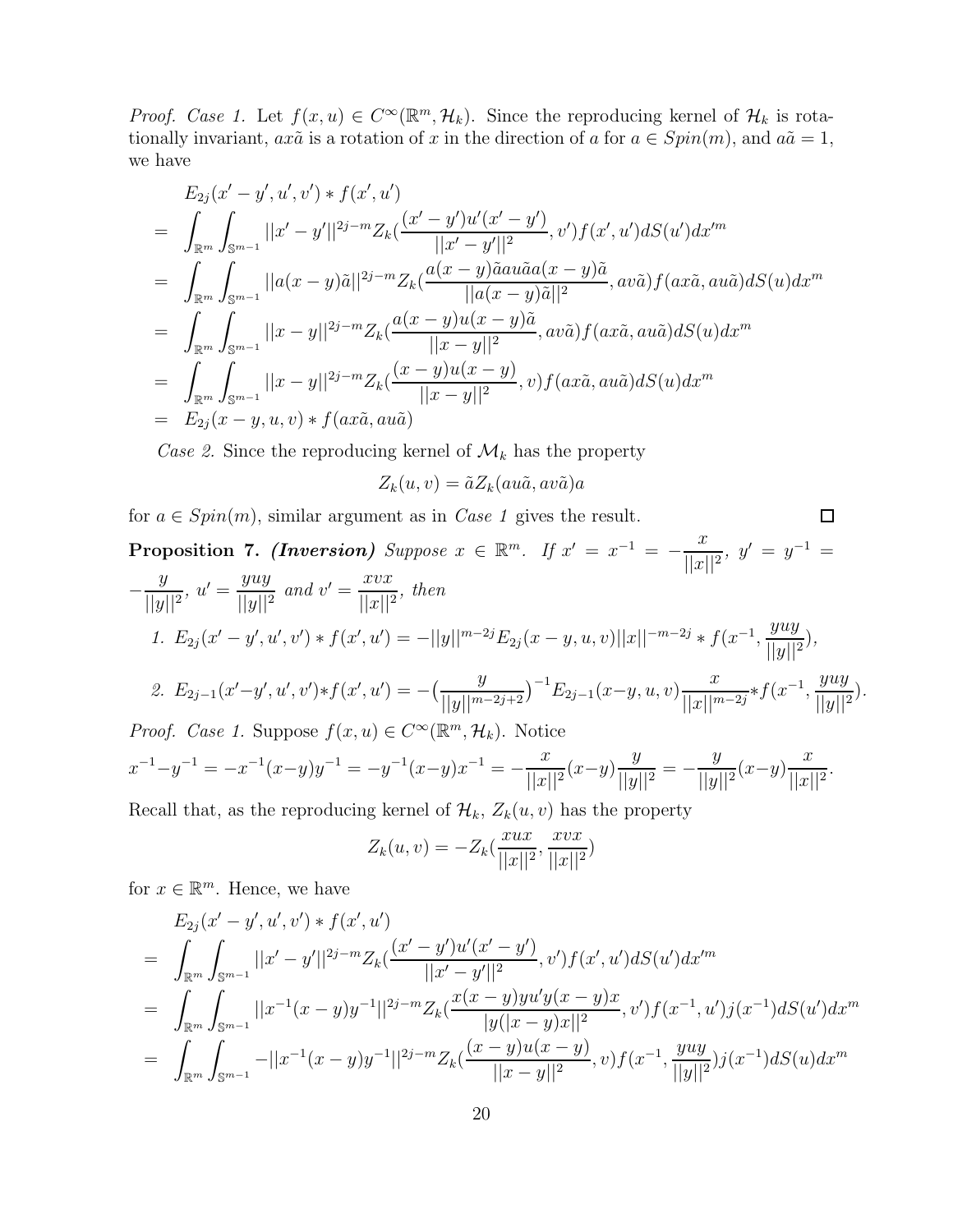*Proof. Case 1.* Let $f(x,u) \in C^\infty(\mathbb{R}^m, \mathcal{H}_k)$. Since the reproducing kernel of $\mathcal{H}_k$ is rotationally invariant, $ax\tilde{a}$ is a rotation of $x$ in the direction of $a$ for $a \in Spin(m)$, and $a\tilde{a} = 1$, we have

$$
\begin{aligned}
& E_{2j}(x'-y', u', v') * f(x', u') \\
= & \int_{\mathbb{R}^m}\int_{\mathbb{S}^{m-1}} ||x'-y'||^{2j-m} Z_k\Big(\frac{(x'-y')u'(x'-y')}{||x'-y'||^2}, v'\Big) f(x',u') dS(u') dx'^m \\
= & \int_{\mathbb{R}^m}\int_{\mathbb{S}^{m-1}} ||a(x-y)\tilde{a}||^{2j-m} Z_k\Big(\frac{a(x-y)\tilde{a}au\tilde{a}a(x-y)\tilde{a}}{||a(x-y)\tilde{a}||^2}, av\tilde{a}\Big) f(ax\tilde{a}, au\tilde{a}) dS(u) dx^m \\
= & \int_{\mathbb{R}^m}\int_{\mathbb{S}^{m-1}} ||x-y||^{2j-m} Z_k\Big(\frac{a(x-y)u(x-y)\tilde{a}}{||x-y||^2}, av\tilde{a}\Big) f(ax\tilde{a}, au\tilde{a}) dS(u) dx^m \\
= & \int_{\mathbb{R}^m}\int_{\mathbb{S}^{m-1}} ||x-y||^{2j-m} Z_k\Big(\frac{(x-y)u(x-y)}{||x-y||^2}, v\Big) f(ax\tilde{a}, au\tilde{a}) dS(u) dx^m \\
= & E_{2j}(x-y,u,v) * f(ax\tilde{a}, au\tilde{a})
\end{aligned}
$$

*Case 2.* Since the reproducing kernel of $\mathcal{M}_k$ has the property

$$Z_k(u,v) = \tilde{a} Z_k(au\tilde{a}, av\tilde{a}) a$$

for $a \in Spin(m)$, similar argument as in *Case 1* gives the result. $\square$

**Proposition 7.** ***(Inversion)*** *Suppose $x \in \mathbb{R}^m$. If $x' = x^{-1} = -\frac{x}{||x||^2}$, $y' = y^{-1} = -\frac{y}{||y||^2}$, $u' = \frac{yuy}{||y||^2}$ and $v' = \frac{xvx}{||x||^2}$, then*

1. $E_{2j}(x'-y', u', v') * f(x', u') = -||y||^{m-2j} E_{2j}(x-y,u,v) ||x||^{-m-2j} * f(x^{-1}, \frac{yuy}{||y||^2})$,

2. $E_{2j-1}(x'-y', u', v') * f(x', u') = -\big(\frac{y}{||y||^{m-2j+2}}\big)^{-1} E_{2j-1}(x-y,u,v) \frac{x}{||x||^{m-2j}} * f(x^{-1}, \frac{yuy}{||y||^2})$.

*Proof. Case 1.* Suppose $f(x,u) \in C^\infty(\mathbb{R}^m, \mathcal{H}_k)$. Notice

$$x^{-1} - y^{-1} = -x^{-1}(x-y)y^{-1} = -y^{-1}(x-y)x^{-1} = -\frac{x}{||x||^2}(x-y)\frac{y}{||y||^2} = -\frac{y}{||y||^2}(x-y)\frac{x}{||x||^2}.$$

Recall that, as the reproducing kernel of $\mathcal{H}_k$, $Z_k(u,v)$ has the property

$$Z_k(u,v) = -Z_k\Big(\frac{xux}{||x||^2}, \frac{xvx}{||x||^2}\Big)$$

for $x \in \mathbb{R}^m$. Hence, we have

$$
\begin{aligned}
& E_{2j}(x'-y', u', v') * f(x', u') \\
= & \int_{\mathbb{R}^m}\int_{\mathbb{S}^{m-1}} ||x'-y'||^{2j-m} Z_k\Big(\frac{(x'-y')u'(x'-y')}{||x'-y'||^2}, v'\Big) f(x',u') dS(u') dx'^m \\
= & \int_{\mathbb{R}^m}\int_{\mathbb{S}^{m-1}} ||x^{-1}(x-y)y^{-1}||^{2j-m} Z_k\Big(\frac{x(x-y)yu'y(x-y)x}{|y(|x-y)x|^2}, v'\Big) f(x^{-1},u') j(x^{-1}) dS(u') dx^m \\
= & \int_{\mathbb{R}^m}\int_{\mathbb{S}^{m-1}} -||x^{-1}(x-y)y^{-1}||^{2j-m} Z_k\Big(\frac{(x-y)u(x-y)}{||x-y||^2}, v\Big) f(x^{-1}, \frac{yuy}{||y||^2}) j(x^{-1}) dS(u) dx^m
\end{aligned}
$$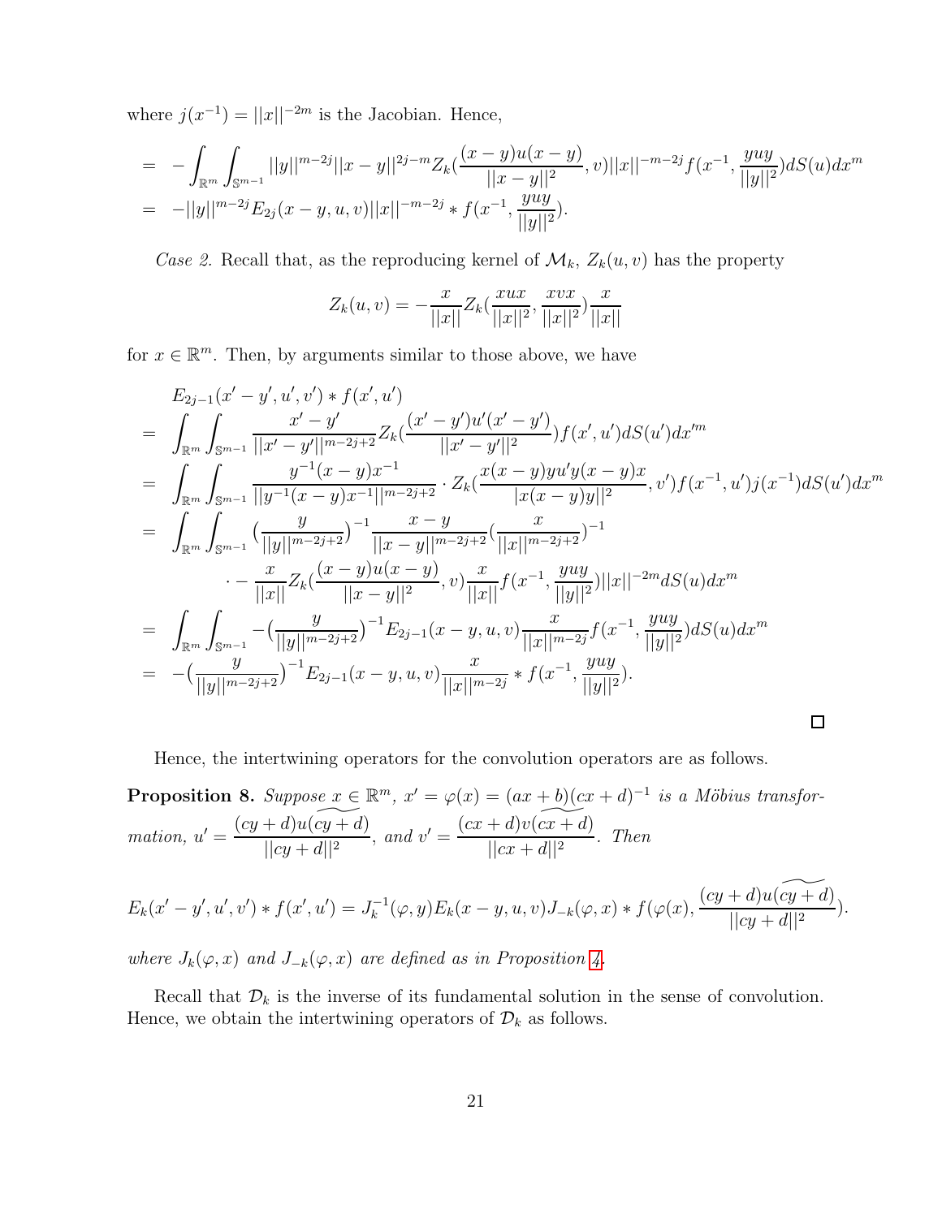where $j(x^{-1}) = ||x||^{-2m}$ is the Jacobian. Hence,

$$
\begin{aligned}
&= -\int_{\mathbb{R}^m}\int_{\mathbb{S}^{m-1}} ||y||^{m-2j}||x-y||^{2j-m} Z_k\Big(\frac{(x-y)u(x-y)}{||x-y||^2}, v\Big)||x||^{-m-2j} f\Big(x^{-1}, \frac{yuy}{||y||^2}\Big) dS(u)dx^m \\
&= -||y||^{m-2j} E_{2j}(x-y,u,v)||x||^{-m-2j} * f\Big(x^{-1}, \frac{yuy}{||y||^2}\Big).
\end{aligned}
$$

*Case 2.* Recall that, as the reproducing kernel of $\mathcal{M}_k$, $Z_k(u,v)$ has the property

$$
Z_k(u,v) = -\frac{x}{||x||} Z_k\Big(\frac{xux}{||x||^2}, \frac{xvx}{||x||^2}\Big)\frac{x}{||x||}
$$

for $x \in \mathbb{R}^m$. Then, by arguments similar to those above, we have

$$
\begin{aligned}
& E_{2j-1}(x'-y',u',v') * f(x',u') \\
&= \int_{\mathbb{R}^m}\int_{\mathbb{S}^{m-1}} \frac{x'-y'}{||x'-y'||^{m-2j+2}} Z_k\Big(\frac{(x'-y')u'(x'-y')}{||x'-y'||^2}\Big) f(x',u') dS(u')dx'^m \\
&= \int_{\mathbb{R}^m}\int_{\mathbb{S}^{m-1}} \frac{y^{-1}(x-y)x^{-1}}{||y^{-1}(x-y)x^{-1}||^{m-2j+2}} \cdot Z_k\Big(\frac{x(x-y)yu'y(x-y)x}{|x(x-y)y|^2}, v'\Big) f(x^{-1},u') j(x^{-1}) dS(u')dx^m \\
&= \int_{\mathbb{R}^m}\int_{\mathbb{S}^{m-1}} \Big(\frac{y}{||y||^{m-2j+2}}\Big)^{-1} \frac{x-y}{||x-y||^{m-2j+2}} \Big(\frac{x}{||x||^{m-2j+2}}\Big)^{-1} \\
&\qquad \cdot -\frac{x}{||x||} Z_k\Big(\frac{(x-y)u(x-y)}{||x-y||^2}, v\Big)\frac{x}{||x||} f\Big(x^{-1}, \frac{yuy}{||y||^2}\Big)||x||^{-2m} dS(u)dx^m \\
&= \int_{\mathbb{R}^m}\int_{\mathbb{S}^{m-1}} -\Big(\frac{y}{||y||^{m-2j+2}}\Big)^{-1} E_{2j-1}(x-y,u,v)\frac{x}{||x||^{m-2j}} f\Big(x^{-1}, \frac{yuy}{||y||^2}\Big) dS(u)dx^m \\
&= -\Big(\frac{y}{||y||^{m-2j+2}}\Big)^{-1} E_{2j-1}(x-y,u,v)\frac{x}{||x||^{m-2j}} * f\Big(x^{-1}, \frac{yuy}{||y||^2}\Big).
\end{aligned}
$$

□

Hence, the intertwining operators for the convolution operators are as follows.

**Proposition 8.** *Suppose $x \in \mathbb{R}^m$, $x' = \varphi(x) = (ax+b)\widetilde{(cx+d)}^{-1}$ is a Möbius transformation, $u' = \dfrac{(cy+d)u\widetilde{(cy+d)}}{||cy+d||^2}$, and $v' = \dfrac{(cx+d)v\widetilde{(cx+d)}}{||cx+d||^2}$. Then*

$$
E_k(x'-y',u',v') * f(x',u') = J_k^{-1}(\varphi,y)E_k(x-y,u,v)J_{-k}(\varphi,x) * f\Big(\varphi(x), \frac{(cy+d)u\widetilde{(cy+d)}}{||cy+d||^2}\Big).
$$

*where $J_k(\varphi,x)$ and $J_{-k}(\varphi,x)$ are defined as in Proposition 4.*

Recall that $\mathcal{D}_k$ is the inverse of its fundamental solution in the sense of convolution. Hence, we obtain the intertwining operators of $\mathcal{D}_k$ as follows.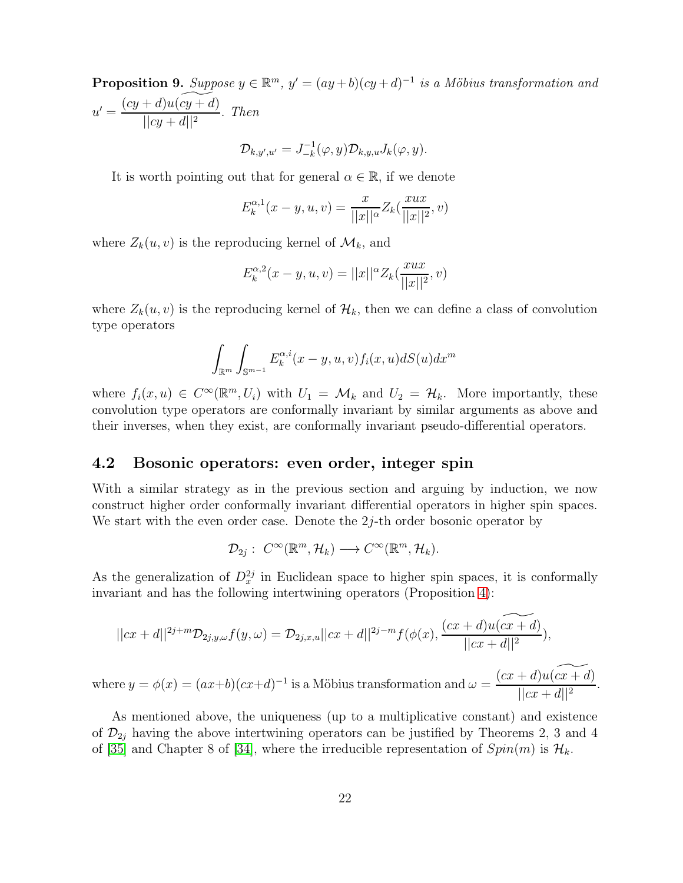**Proposition 9.** *Suppose $y \in \mathbb{R}^m$, $y' = (ay+b)(cy+d)^{-1}$ is a Möbius transformation and $u' = \dfrac{(cy+d)u\widetilde{(cy+d)}}{||cy+d||^2}$. Then*

$$\mathcal{D}_{k,y',u'} = J_{-k}^{-1}(\varphi, y)\mathcal{D}_{k,y,u}J_k(\varphi, y).$$

It is worth pointing out that for general $\alpha \in \mathbb{R}$, if we denote

$$E_k^{\alpha,1}(x-y,u,v) = \frac{x}{||x||^\alpha}Z_k(\frac{xux}{||x||^2}, v)$$

where $Z_k(u,v)$ is the reproducing kernel of $\mathcal{M}_k$, and

$$E_k^{\alpha,2}(x-y,u,v) = ||x||^\alpha Z_k(\frac{xux}{||x||^2}, v)$$

where $Z_k(u,v)$ is the reproducing kernel of $\mathcal{H}_k$, then we can define a class of convolution type operators

$$\int_{\mathbb{R}^m}\int_{\mathbb{S}^{m-1}} E_k^{\alpha,i}(x-y,u,v)f_i(x,u)dS(u)dx^m$$

where $f_i(x,u) \in C^\infty(\mathbb{R}^m, U_i)$ with $U_1 = \mathcal{M}_k$ and $U_2 = \mathcal{H}_k$. More importantly, these convolution type operators are conformally invariant by similar arguments as above and their inverses, when they exist, are conformally invariant pseudo-differential operators.

## 4.2 Bosonic operators: even order, integer spin

With a similar strategy as in the previous section and arguing by induction, we now construct higher order conformally invariant differential operators in higher spin spaces. We start with the even order case. Denote the $2j$-th order bosonic operator by

$$\mathcal{D}_{2j}: \ C^\infty(\mathbb{R}^m, \mathcal{H}_k) \longrightarrow C^\infty(\mathbb{R}^m, \mathcal{H}_k).$$

As the generalization of $D_x^{2j}$ in Euclidean space to higher spin spaces, it is conformally invariant and has the following intertwining operators (Proposition 4):

$$||cx+d||^{2j+m}\mathcal{D}_{2j,y,\omega}f(y,\omega) = \mathcal{D}_{2j,x,u}||cx+d||^{2j-m}f(\phi(x), \frac{(cx+d)u\widetilde{(cx+d)}}{||cx+d||^2}),$$

where $y = \phi(x) = (ax+b)(cx+d)^{-1}$ is a Möbius transformation and $\omega = \dfrac{(cx+d)u\widetilde{(cx+d)}}{||cx+d||^2}$.

As mentioned above, the uniqueness (up to a multiplicative constant) and existence of $\mathcal{D}_{2j}$ having the above intertwining operators can be justified by Theorems 2, 3 and 4 of [35] and Chapter 8 of [34], where the irreducible representation of $Spin(m)$ is $\mathcal{H}_k$.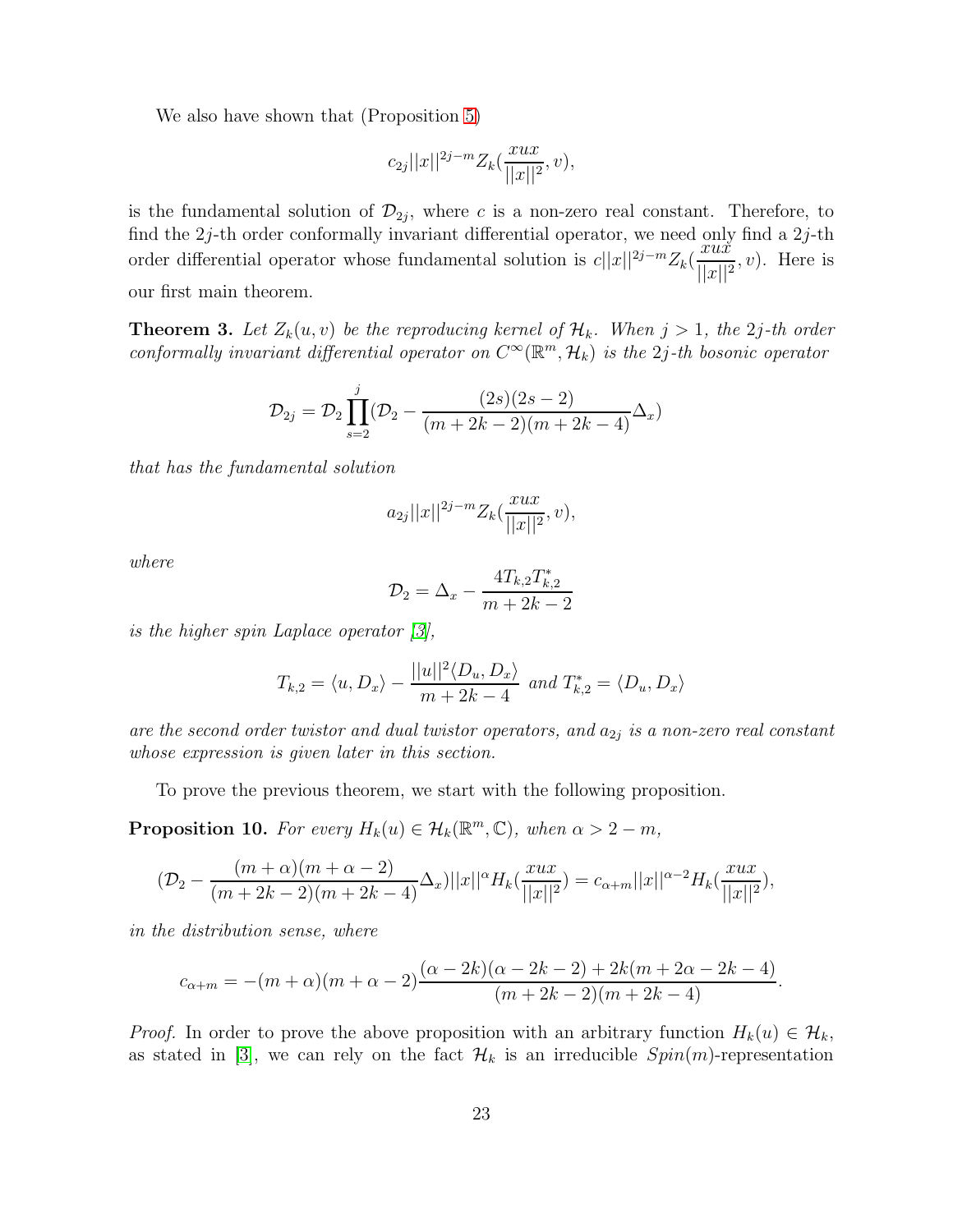We also have shown that (Proposition 5)

$$c_{2j}||x||^{2j-m}Z_k(\frac{xux}{||x||^2},v),$$

is the fundamental solution of $\mathcal{D}_{2j}$, where $c$ is a non-zero real constant. Therefore, to find the $2j$-th order conformally invariant differential operator, we need only find a $2j$-th order differential operator whose fundamental solution is $c||x||^{2j-m}Z_k(\frac{xux}{||x||^2},v)$. Here is our first main theorem.

**Theorem 3.** *Let $Z_k(u,v)$ be the reproducing kernel of $\mathcal{H}_k$. When $j>1$, the $2j$-th order conformally invariant differential operator on $C^\infty(\mathbb{R}^m,\mathcal{H}_k)$ is the $2j$-th bosonic operator*

$$\mathcal{D}_{2j}=\mathcal{D}_2\prod_{s=2}^{j}(\mathcal{D}_2-\frac{(2s)(2s-2)}{(m+2k-2)(m+2k-4)}\Delta_x)$$

*that has the fundamental solution*

$$a_{2j}||x||^{2j-m}Z_k(\frac{xux}{||x||^2},v),$$

*where*

$$\mathcal{D}_2=\Delta_x-\frac{4T_{k,2}T_{k,2}^*}{m+2k-2}$$

*is the higher spin Laplace operator [3],*

$$T_{k,2}=\langle u,D_x\rangle-\frac{||u||^2\langle D_u,D_x\rangle}{m+2k-4}\ \text{and}\ T_{k,2}^*=\langle D_u,D_x\rangle$$

*are the second order twistor and dual twistor operators, and $a_{2j}$ is a non-zero real constant whose expression is given later in this section.*

To prove the previous theorem, we start with the following proposition.

**Proposition 10.** *For every $H_k(u)\in\mathcal{H}_k(\mathbb{R}^m,\mathbb{C})$, when $\alpha>2-m$,*

$$(\mathcal{D}_2-\frac{(m+\alpha)(m+\alpha-2)}{(m+2k-2)(m+2k-4)}\Delta_x)||x||^\alpha H_k(\frac{xux}{||x||^2})=c_{\alpha+m}||x||^{\alpha-2}H_k(\frac{xux}{||x||^2}),$$

*in the distribution sense, where*

$$c_{\alpha+m}=-(m+\alpha)(m+\alpha-2)\frac{(\alpha-2k)(\alpha-2k-2)+2k(m+2\alpha-2k-4)}{(m+2k-2)(m+2k-4)}.$$

*Proof.* In order to prove the above proposition with an arbitrary function $H_k(u)\in\mathcal{H}_k$, as stated in [3], we can rely on the fact $\mathcal{H}_k$ is an irreducible $Spin(m)$-representation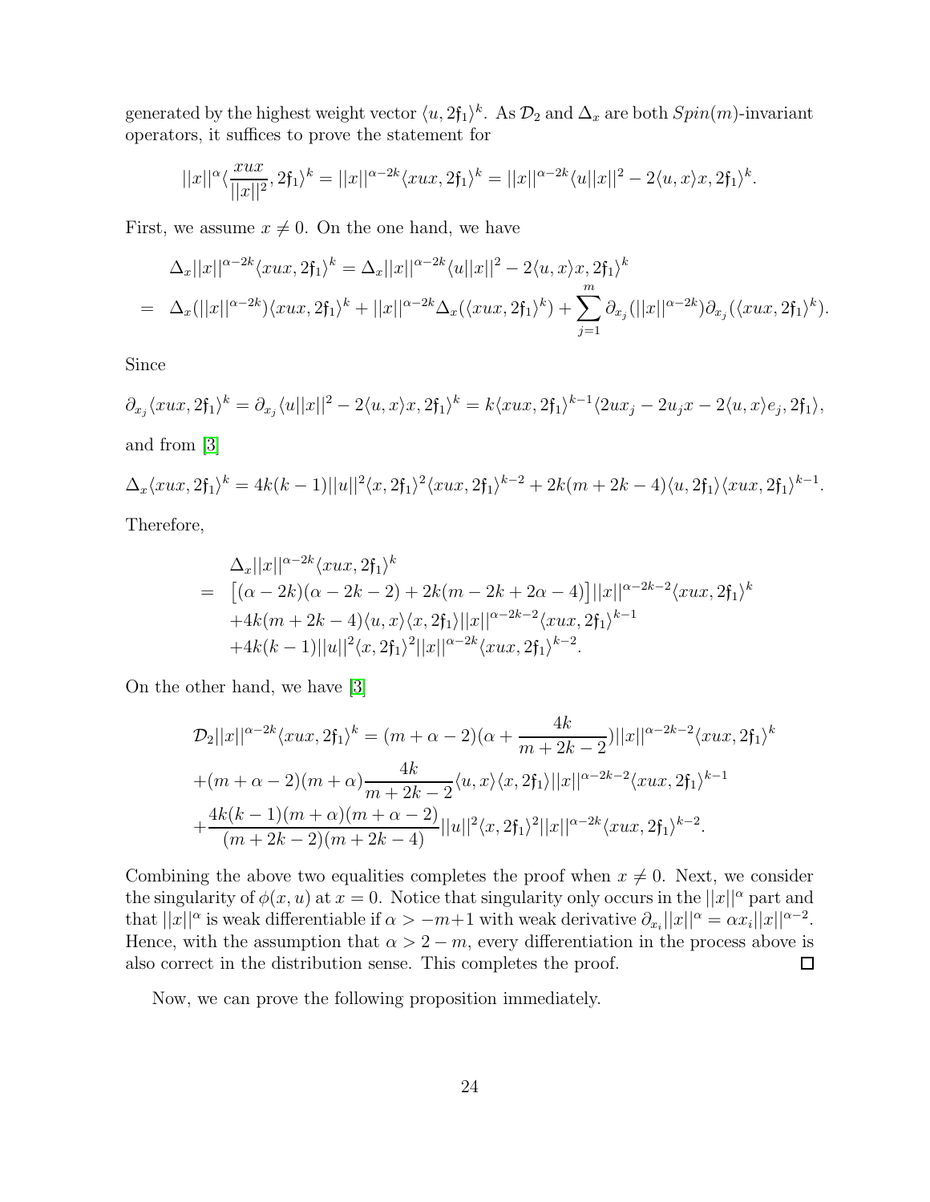generated by the highest weight vector $\langle u, 2\mathfrak{f}_1\rangle^k$. As $\mathcal{D}_2$ and $\Delta_x$ are both $Spin(m)$-invariant operators, it suffices to prove the statement for

$$||x||^\alpha\langle\frac{xux}{||x||^2}, 2\mathfrak{f}_1\rangle^k = ||x||^{\alpha-2k}\langle xux, 2\mathfrak{f}_1\rangle^k = ||x||^{\alpha-2k}\langle u||x||^2 - 2\langle u, x\rangle x, 2\mathfrak{f}_1\rangle^k.$$

First, we assume $x \neq 0$. On the one hand, we have

$$\begin{aligned}
&\Delta_x||x||^{\alpha-2k}\langle xux, 2\mathfrak{f}_1\rangle^k = \Delta_x||x||^{\alpha-2k}\langle u||x||^2 - 2\langle u, x\rangle x, 2\mathfrak{f}_1\rangle^k\\
= \;& \Delta_x(||x||^{\alpha-2k})\langle xux, 2\mathfrak{f}_1\rangle^k + ||x||^{\alpha-2k}\Delta_x(\langle xux, 2\mathfrak{f}_1\rangle^k) + \sum_{j=1}^m \partial_{x_j}(||x||^{\alpha-2k})\partial_{x_j}(\langle xux, 2\mathfrak{f}_1\rangle^k).
\end{aligned}$$

Since

$$\partial_{x_j}\langle xux, 2\mathfrak{f}_1\rangle^k = \partial_{x_j}\langle u||x||^2 - 2\langle u, x\rangle x, 2\mathfrak{f}_1\rangle^k = k\langle xux, 2\mathfrak{f}_1\rangle^{k-1}\langle 2ux_j - 2u_jx - 2\langle u, x\rangle e_j, 2\mathfrak{f}_1\rangle,$$

and from [3]

$$\Delta_x\langle xux, 2\mathfrak{f}_1\rangle^k = 4k(k-1)||u||^2\langle x, 2\mathfrak{f}_1\rangle^2\langle xux, 2\mathfrak{f}_1\rangle^{k-2} + 2k(m+2k-4)\langle u, 2\mathfrak{f}_1\rangle\langle xux, 2\mathfrak{f}_1\rangle^{k-1}.$$

Therefore,

$$\begin{aligned}
&\Delta_x||x||^{\alpha-2k}\langle xux, 2\mathfrak{f}_1\rangle^k\\
= \;& \big[(\alpha-2k)(\alpha-2k-2) + 2k(m-2k+2\alpha-4)\big]||x||^{\alpha-2k-2}\langle xux, 2\mathfrak{f}_1\rangle^k\\
&+4k(m+2k-4)\langle u, x\rangle\langle x, 2\mathfrak{f}_1\rangle||x||^{\alpha-2k-2}\langle xux, 2\mathfrak{f}_1\rangle^{k-1}\\
&+4k(k-1)||u||^2\langle x, 2\mathfrak{f}_1\rangle^2||x||^{\alpha-2k}\langle xux, 2\mathfrak{f}_1\rangle^{k-2}.
\end{aligned}$$

On the other hand, we have [3]

$$\begin{aligned}
&\mathcal{D}_2||x||^{\alpha-2k}\langle xux, 2\mathfrak{f}_1\rangle^k = (m+\alpha-2)(\alpha + \frac{4k}{m+2k-2})||x||^{\alpha-2k-2}\langle xux, 2\mathfrak{f}_1\rangle^k\\
&+(m+\alpha-2)(m+\alpha)\frac{4k}{m+2k-2}\langle u, x\rangle\langle x, 2\mathfrak{f}_1\rangle||x||^{\alpha-2k-2}\langle xux, 2\mathfrak{f}_1\rangle^{k-1}\\
&+\frac{4k(k-1)(m+\alpha)(m+\alpha-2)}{(m+2k-2)(m+2k-4)}||u||^2\langle x, 2\mathfrak{f}_1\rangle^2||x||^{\alpha-2k}\langle xux, 2\mathfrak{f}_1\rangle^{k-2}.
\end{aligned}$$

Combining the above two equalities completes the proof when $x \neq 0$. Next, we consider the singularity of $\phi(x, u)$ at $x = 0$. Notice that singularity only occurs in the $||x||^\alpha$ part and that $||x||^\alpha$ is weak differentiable if $\alpha > -m+1$ with weak derivative $\partial_{x_i}||x||^\alpha = \alpha x_i||x||^{\alpha-2}$. Hence, with the assumption that $\alpha > 2-m$, every differentiation in the process above is also correct in the distribution sense. This completes the proof. $\square$

Now, we can prove the following proposition immediately.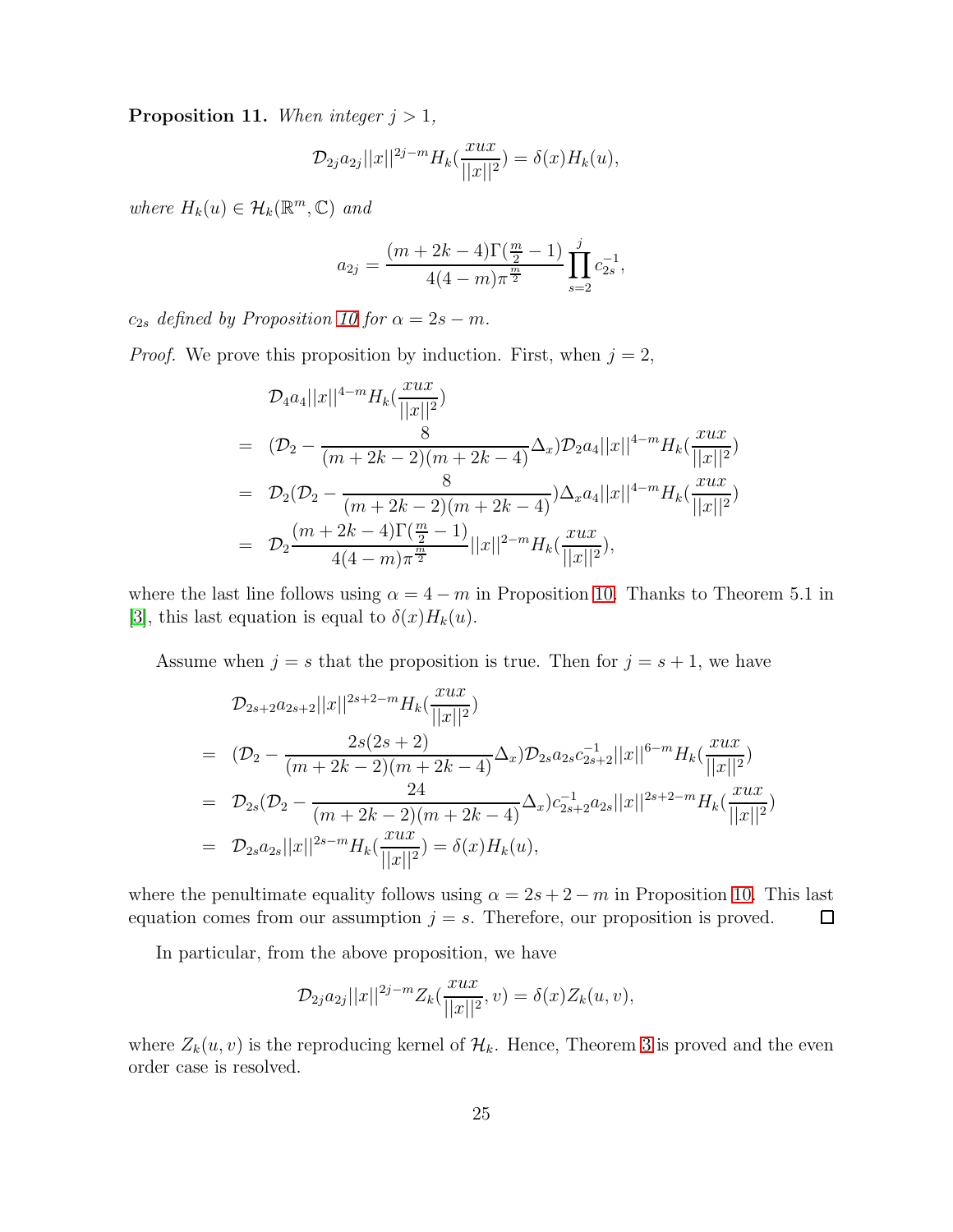**Proposition 11.** *When integer $j > 1$,*

$$\mathcal{D}_{2j} a_{2j} ||x||^{2j-m} H_k(\frac{xux}{||x||^2}) = \delta(x) H_k(u),$$

*where $H_k(u) \in \mathcal{H}_k(\mathbb{R}^m, \mathbb{C})$ and*

$$a_{2j} = \frac{(m+2k-4)\Gamma(\frac{m}{2}-1)}{4(4-m)\pi^{\frac{m}{2}}} \prod_{s=2}^{j} c_{2s}^{-1},$$

*$c_{2s}$ defined by Proposition 10 for $\alpha = 2s - m$.*

*Proof.* We prove this proposition by induction. First, when $j = 2$,

$$\begin{aligned}
& \mathcal{D}_4 a_4 ||x||^{4-m} H_k(\frac{xux}{||x||^2}) \\
= \ & (\mathcal{D}_2 - \frac{8}{(m+2k-2)(m+2k-4)} \Delta_x) \mathcal{D}_2 a_4 ||x||^{4-m} H_k(\frac{xux}{||x||^2}) \\
= \ & \mathcal{D}_2 (\mathcal{D}_2 - \frac{8}{(m+2k-2)(m+2k-4)}) \Delta_x a_4 ||x||^{4-m} H_k(\frac{xux}{||x||^2}) \\
= \ & \mathcal{D}_2 \frac{(m+2k-4)\Gamma(\frac{m}{2}-1)}{4(4-m)\pi^{\frac{m}{2}}} ||x||^{2-m} H_k(\frac{xux}{||x||^2}),
\end{aligned}$$

where the last line follows using $\alpha = 4 - m$ in Proposition 10. Thanks to Theorem 5.1 in [3], this last equation is equal to $\delta(x) H_k(u)$.

Assume when $j = s$ that the proposition is true. Then for $j = s + 1$, we have

$$\begin{aligned}
& \mathcal{D}_{2s+2} a_{2s+2} ||x||^{2s+2-m} H_k(\frac{xux}{||x||^2}) \\
= \ & (\mathcal{D}_2 - \frac{2s(2s+2)}{(m+2k-2)(m+2k-4)} \Delta_x) \mathcal{D}_{2s} a_{2s} c_{2s+2}^{-1} ||x||^{6-m} H_k(\frac{xux}{||x||^2}) \\
= \ & \mathcal{D}_{2s} (\mathcal{D}_2 - \frac{24}{(m+2k-2)(m+2k-4)} \Delta_x) c_{2s+2}^{-1} a_{2s} ||x||^{2s+2-m} H_k(\frac{xux}{||x||^2}) \\
= \ & \mathcal{D}_{2s} a_{2s} ||x||^{2s-m} H_k(\frac{xux}{||x||^2}) = \delta(x) H_k(u),
\end{aligned}$$

where the penultimate equality follows using $\alpha = 2s + 2 - m$ in Proposition 10. This last equation comes from our assumption $j = s$. Therefore, our proposition is proved. $\square$

In particular, from the above proposition, we have

$$\mathcal{D}_{2j} a_{2j} ||x||^{2j-m} Z_k(\frac{xux}{||x||^2}, v) = \delta(x) Z_k(u, v),$$

where $Z_k(u, v)$ is the reproducing kernel of $\mathcal{H}_k$. Hence, Theorem 3 is proved and the even order case is resolved.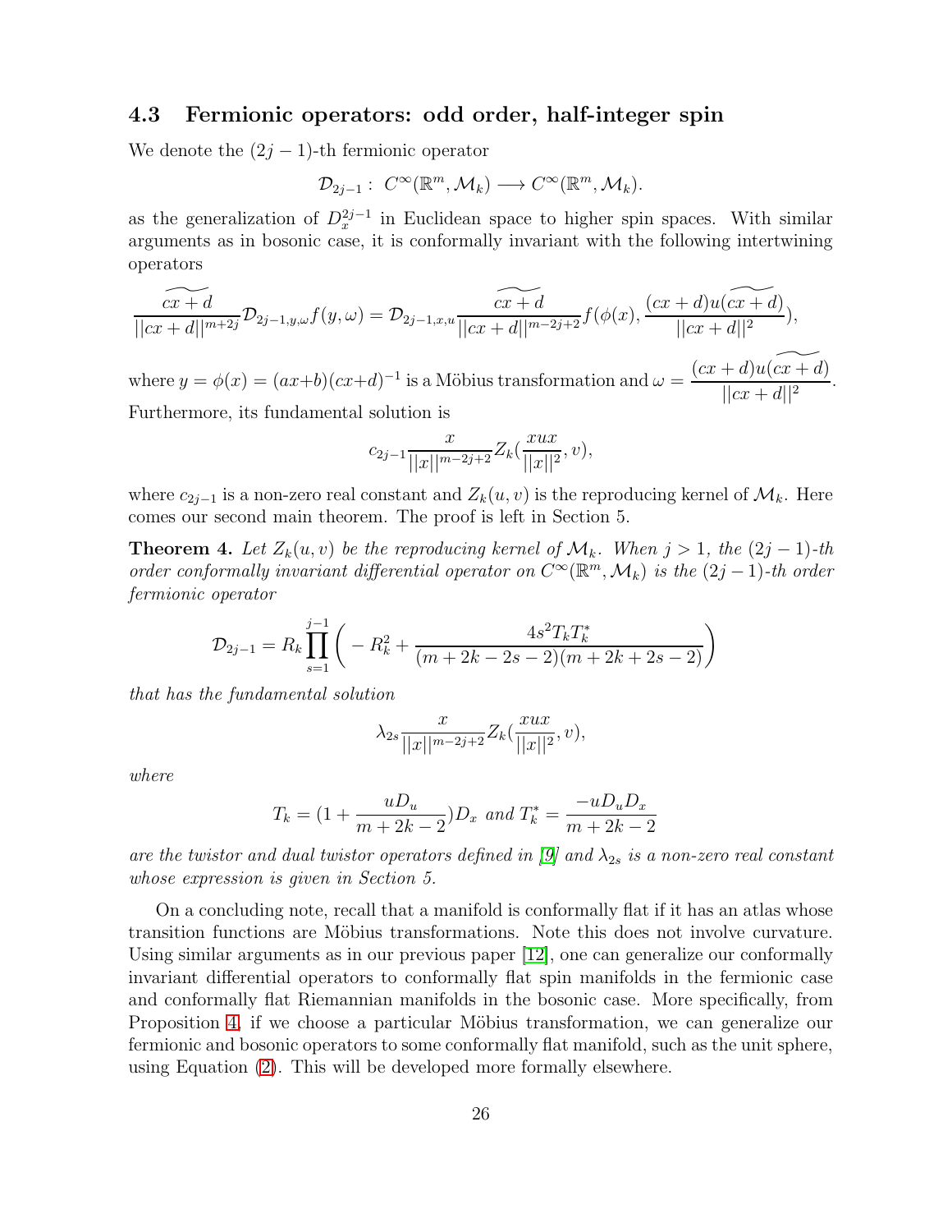### 4.3 Fermionic operators: odd order, half-integer spin

We denote the $(2j-1)$-th fermionic operator

$$\mathcal{D}_{2j-1}: \ C^{\infty}(\mathbb{R}^m, \mathcal{M}_k) \longrightarrow C^{\infty}(\mathbb{R}^m, \mathcal{M}_k).$$

as the generalization of $D_x^{2j-1}$ in Euclidean space to higher spin spaces. With similar arguments as in bosonic case, it is conformally invariant with the following intertwining operators

$$\frac{\widetilde{cx+d}}{||cx+d||^{m+2j}}\mathcal{D}_{2j-1,y,\omega}f(y,\omega) = \mathcal{D}_{2j-1,x,u}\frac{\widetilde{cx+d}}{||cx+d||^{m-2j+2}}f(\phi(x), \frac{(cx+d)u(\widetilde{cx+d})}{||cx+d||^2}),$$

where $y = \phi(x) = (ax+b)(cx+d)^{-1}$ is a Möbius transformation and $\omega = \dfrac{(cx+d)u(\widetilde{cx+d})}{||cx+d||^2}$. Furthermore, its fundamental solution is

$$c_{2j-1}\frac{x}{||x||^{m-2j+2}}Z_k(\frac{xux}{||x||^2}, v),$$

where $c_{2j-1}$ is a non-zero real constant and $Z_k(u, v)$ is the reproducing kernel of $\mathcal{M}_k$. Here comes our second main theorem. The proof is left in Section 5.

**Theorem 4.** *Let $Z_k(u, v)$ be the reproducing kernel of $\mathcal{M}_k$. When $j > 1$, the $(2j-1)$-th order conformally invariant differential operator on $C^{\infty}(\mathbb{R}^m, \mathcal{M}_k)$ is the $(2j-1)$-th order fermionic operator*

$$\mathcal{D}_{2j-1} = R_k\prod_{s=1}^{j-1}\bigg(-R_k^2 + \frac{4s^2T_kT_k^*}{(m+2k-2s-2)(m+2k+2s-2)}\bigg)$$

*that has the fundamental solution*

$$\lambda_{2s}\frac{x}{||x||^{m-2j+2}}Z_k(\frac{xux}{||x||^2}, v),$$

*where*

$$T_k = (1+\frac{uD_u}{m+2k-2})D_x \ \text{and}\ T_k^* = \frac{-uD_uD_x}{m+2k-2}$$

*are the twistor and dual twistor operators defined in [9] and $\lambda_{2s}$ is a non-zero real constant whose expression is given in Section 5.*

On a concluding note, recall that a manifold is conformally flat if it has an atlas whose transition functions are Möbius transformations. Note this does not involve curvature. Using similar arguments as in our previous paper [12], one can generalize our conformally invariant differential operators to conformally flat spin manifolds in the fermionic case and conformally flat Riemannian manifolds in the bosonic case. More specifically, from Proposition 4, if we choose a particular Möbius transformation, we can generalize our fermionic and bosonic operators to some conformally flat manifold, such as the unit sphere, using Equation (2). This will be developed more formally elsewhere.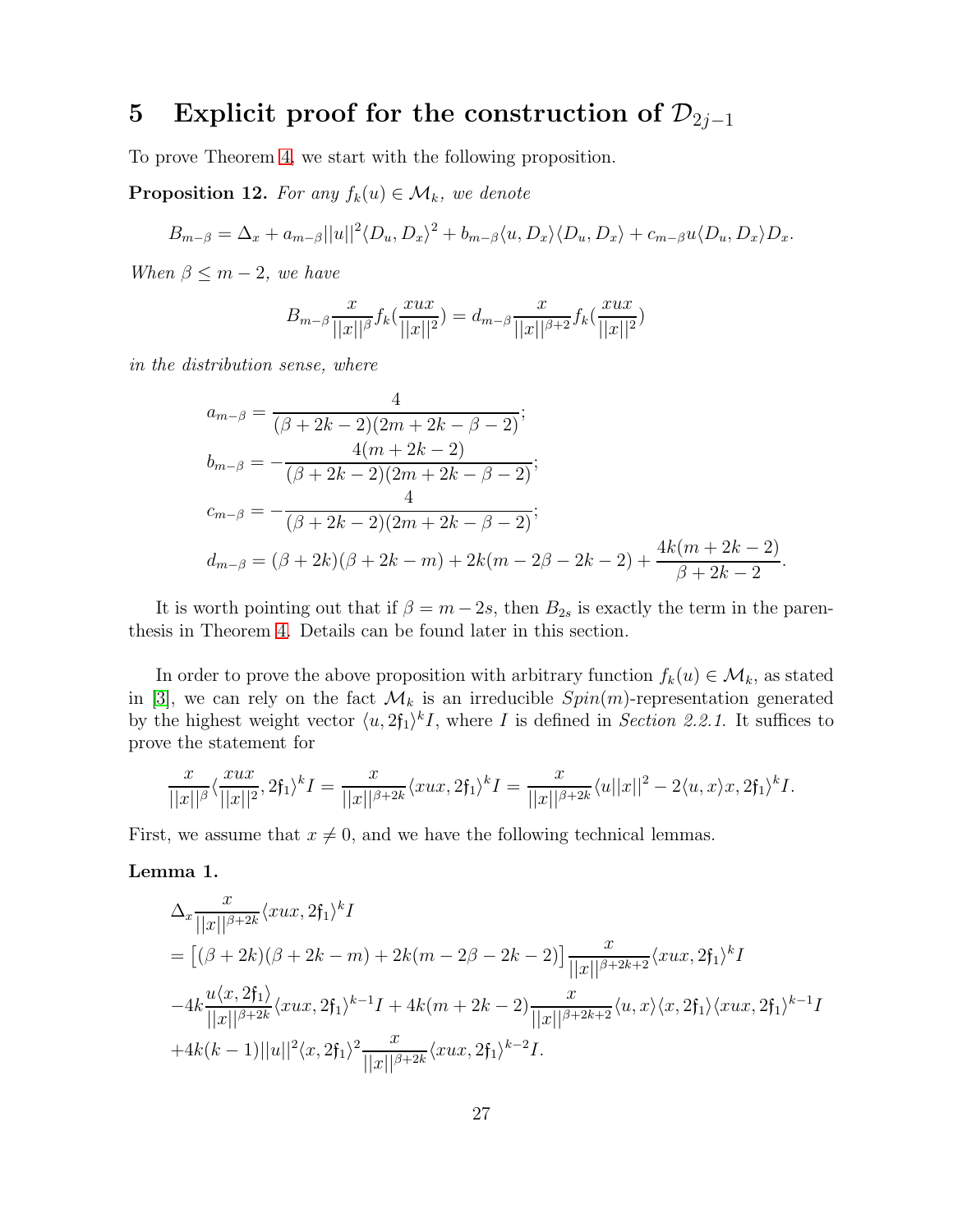# 5 Explicit proof for the construction of $\mathcal{D}_{2j-1}$

To prove Theorem 4, we start with the following proposition.

**Proposition 12.** *For any $f_k(u) \in \mathcal{M}_k$, we denote*

$$B_{m-\beta} = \Delta_x + a_{m-\beta}||u||^2 \langle D_u, D_x\rangle^2 + b_{m-\beta}\langle u, D_x\rangle\langle D_u, D_x\rangle + c_{m-\beta} u\langle D_u, D_x\rangle D_x.$$

*When $\beta \leq m-2$, we have*

$$B_{m-\beta}\frac{x}{||x||^{\beta}} f_k(\frac{xux}{||x||^2}) = d_{m-\beta}\frac{x}{||x||^{\beta+2}} f_k(\frac{xux}{||x||^2})$$

*in the distribution sense, where*

$$\begin{aligned}
a_{m-\beta} &= \frac{4}{(\beta+2k-2)(2m+2k-\beta-2)};\\
b_{m-\beta} &= -\frac{4(m+2k-2)}{(\beta+2k-2)(2m+2k-\beta-2)};\\
c_{m-\beta} &= -\frac{4}{(\beta+2k-2)(2m+2k-\beta-2)};\\
d_{m-\beta} &= (\beta+2k)(\beta+2k-m) + 2k(m-2\beta-2k-2) + \frac{4k(m+2k-2)}{\beta+2k-2}.
\end{aligned}$$

It is worth pointing out that if $\beta = m-2s$, then $B_{2s}$ is exactly the term in the parenthesis in Theorem 4. Details can be found later in this section.

In order to prove the above proposition with arbitrary function $f_k(u) \in \mathcal{M}_k$, as stated in [3], we can rely on the fact $\mathcal{M}_k$ is an irreducible $Spin(m)$-representation generated by the highest weight vector $\langle u, 2\mathfrak{f}_1\rangle^k I$, where $I$ is defined in *Section 2.2.1*. It suffices to prove the statement for

$$\frac{x}{||x||^{\beta}}\langle \frac{xux}{||x||^2}, 2\mathfrak{f}_1\rangle^k I = \frac{x}{||x||^{\beta+2k}}\langle xux, 2\mathfrak{f}_1\rangle^k I = \frac{x}{||x||^{\beta+2k}}\langle u||x||^2 - 2\langle u, x\rangle x, 2\mathfrak{f}_1\rangle^k I.$$

First, we assume that $x \neq 0$, and we have the following technical lemmas.

**Lemma 1.**

$$\begin{aligned}
&\Delta_x \frac{x}{||x||^{\beta+2k}}\langle xux, 2\mathfrak{f}_1\rangle^k I\\
&= \big[(\beta+2k)(\beta+2k-m) + 2k(m-2\beta-2k-2)\big]\frac{x}{||x||^{\beta+2k+2}}\langle xux, 2\mathfrak{f}_1\rangle^k I\\
&-4k\frac{u\langle x, 2\mathfrak{f}_1\rangle}{||x||^{\beta+2k}}\langle xux, 2\mathfrak{f}_1\rangle^{k-1} I + 4k(m+2k-2)\frac{x}{||x||^{\beta+2k+2}}\langle u, x\rangle\langle x, 2\mathfrak{f}_1\rangle\langle xux, 2\mathfrak{f}_1\rangle^{k-1} I\\
&+4k(k-1)||u||^2\langle x, 2\mathfrak{f}_1\rangle^2\frac{x}{||x||^{\beta+2k}}\langle xux, 2\mathfrak{f}_1\rangle^{k-2} I.
\end{aligned}$$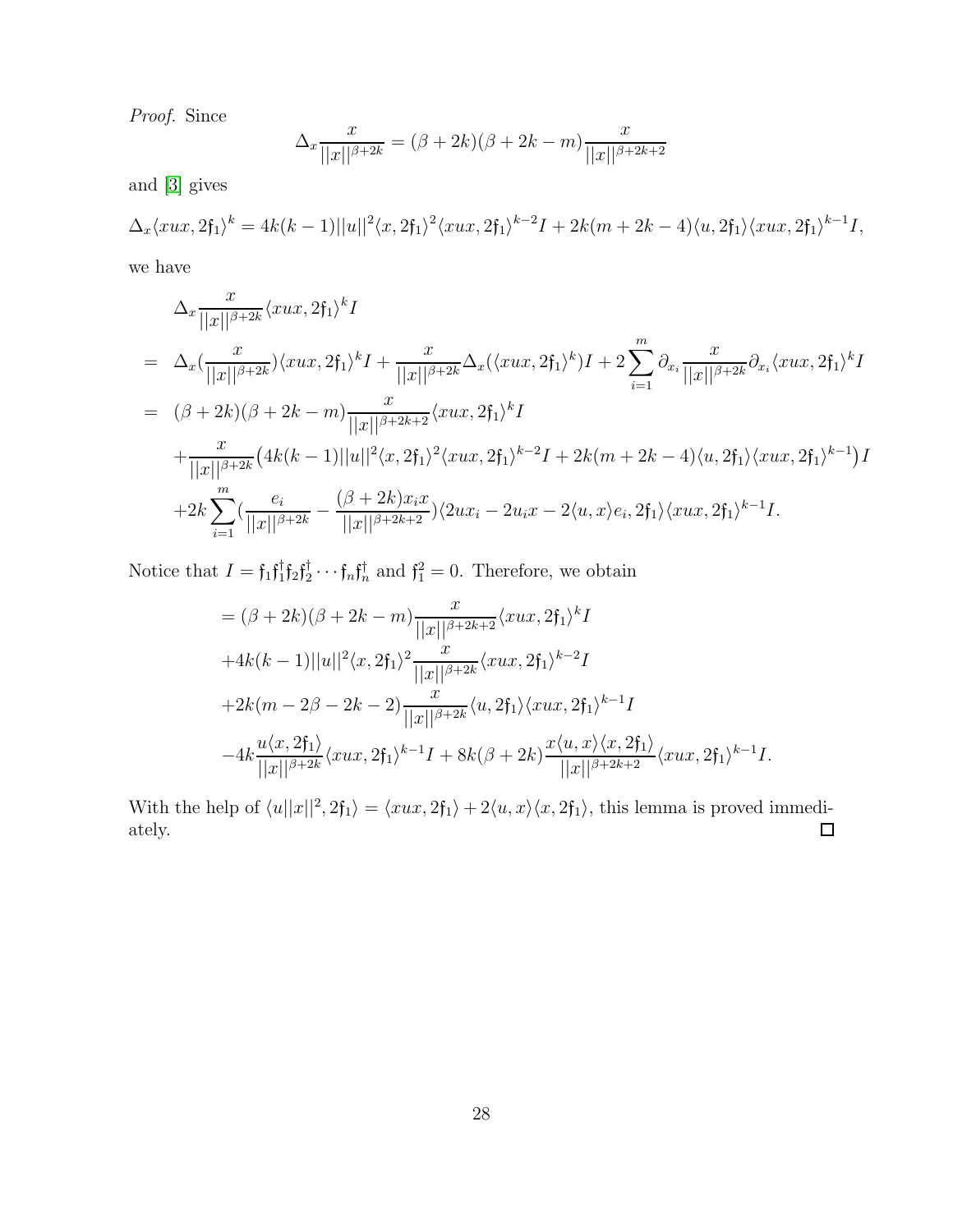*Proof.* Since

$$\Delta_x \frac{x}{||x||^{\beta+2k}} = (\beta+2k)(\beta+2k-m)\frac{x}{||x||^{\beta+2k+2}}$$

and [3] gives

$$\Delta_x \langle xux, 2\mathfrak{f}_1\rangle^k = 4k(k-1)||u||^2\langle x, 2\mathfrak{f}_1\rangle^2\langle xux, 2\mathfrak{f}_1\rangle^{k-2}I + 2k(m+2k-4)\langle u, 2\mathfrak{f}_1\rangle\langle xux, 2\mathfrak{f}_1\rangle^{k-1}I,$$

we have

$$\begin{aligned}
& \Delta_x \frac{x}{||x||^{\beta+2k}}\langle xux, 2\mathfrak{f}_1\rangle^k I \\
= \;& \Delta_x \big(\frac{x}{||x||^{\beta+2k}}\big)\langle xux, 2\mathfrak{f}_1\rangle^k I + \frac{x}{||x||^{\beta+2k}}\Delta_x(\langle xux, 2\mathfrak{f}_1\rangle^k)I + 2\sum_{i=1}^m \partial_{x_i}\frac{x}{||x||^{\beta+2k}}\partial_{x_i}\langle xux, 2\mathfrak{f}_1\rangle^k I \\
= \;& (\beta+2k)(\beta+2k-m)\frac{x}{||x||^{\beta+2k+2}}\langle xux, 2\mathfrak{f}_1\rangle^k I \\
& + \frac{x}{||x||^{\beta+2k}}\big(4k(k-1)||u||^2\langle x, 2\mathfrak{f}_1\rangle^2\langle xux, 2\mathfrak{f}_1\rangle^{k-2}I + 2k(m+2k-4)\langle u, 2\mathfrak{f}_1\rangle\langle xux, 2\mathfrak{f}_1\rangle^{k-1}\big)I \\
& + 2k\sum_{i=1}^m \big(\frac{e_i}{||x||^{\beta+2k}} - \frac{(\beta+2k)x_i x}{||x||^{\beta+2k+2}}\big)\langle 2ux_i - 2u_i x - 2\langle u, x\rangle e_i, 2\mathfrak{f}_1\rangle\langle xux, 2\mathfrak{f}_1\rangle^{k-1}I.
\end{aligned}$$

Notice that $I = \mathfrak{f}_1\mathfrak{f}_1^\dagger\mathfrak{f}_2\mathfrak{f}_2^\dagger\cdots\mathfrak{f}_n\mathfrak{f}_n^\dagger$ and $\mathfrak{f}_1^2 = 0$. Therefore, we obtain

$$\begin{aligned}
&= (\beta+2k)(\beta+2k-m)\frac{x}{||x||^{\beta+2k+2}}\langle xux, 2\mathfrak{f}_1\rangle^k I \\
&+ 4k(k-1)||u||^2\langle x, 2\mathfrak{f}_1\rangle^2\frac{x}{||x||^{\beta+2k}}\langle xux, 2\mathfrak{f}_1\rangle^{k-2}I \\
&+ 2k(m-2\beta-2k-2)\frac{x}{||x||^{\beta+2k}}\langle u, 2\mathfrak{f}_1\rangle\langle xux, 2\mathfrak{f}_1\rangle^{k-1}I \\
&- 4k\frac{u\langle x, 2\mathfrak{f}_1\rangle}{||x||^{\beta+2k}}\langle xux, 2\mathfrak{f}_1\rangle^{k-1}I + 8k(\beta+2k)\frac{x\langle u, x\rangle\langle x, 2\mathfrak{f}_1\rangle}{||x||^{\beta+2k+2}}\langle xux, 2\mathfrak{f}_1\rangle^{k-1}I.
\end{aligned}$$

With the help of $\langle u||x||^2, 2\mathfrak{f}_1\rangle = \langle xux, 2\mathfrak{f}_1\rangle + 2\langle u, x\rangle\langle x, 2\mathfrak{f}_1\rangle$, this lemma is proved immediately. $\square$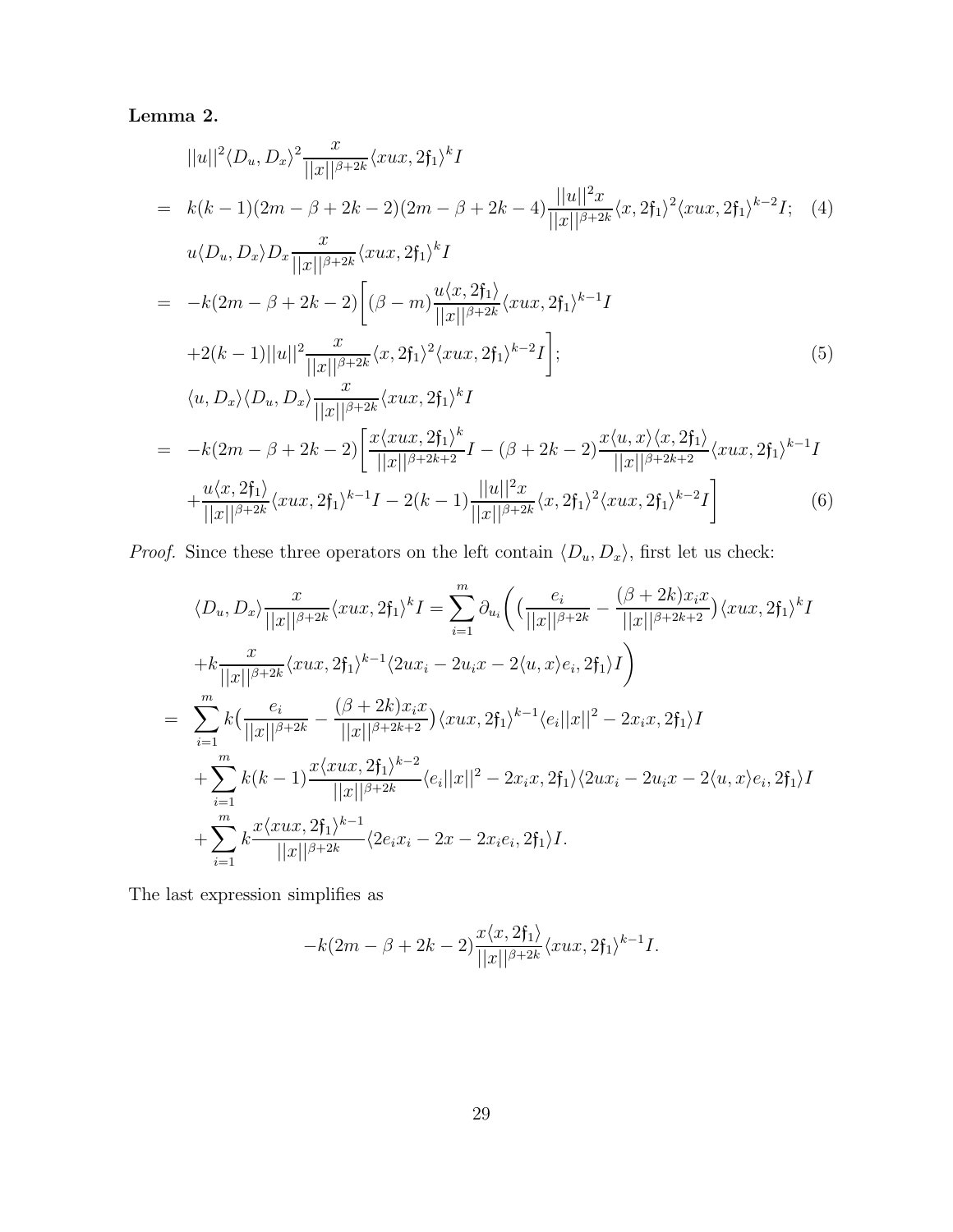**Lemma 2.**

$$
\begin{aligned}
& ||u||^2\langle D_u, D_x\rangle^2 \frac{x}{||x||^{\beta+2k}}\langle xux, 2\mathfrak{f}_1\rangle^k I \\
= \;& k(k-1)(2m-\beta+2k-2)(2m-\beta+2k-4)\frac{||u||^2 x}{||x||^{\beta+2k}}\langle x, 2\mathfrak{f}_1\rangle^2\langle xux, 2\mathfrak{f}_1\rangle^{k-2} I; \quad (4) \\
& u\langle D_u, D_x\rangle D_x \frac{x}{||x||^{\beta+2k}}\langle xux, 2\mathfrak{f}_1\rangle^k I \\
= \;& -k(2m-\beta+2k-2)\bigg[(\beta-m)\frac{u\langle x, 2\mathfrak{f}_1\rangle}{||x||^{\beta+2k}}\langle xux, 2\mathfrak{f}_1\rangle^{k-1} I \\
& +2(k-1)||u||^2\frac{x}{||x||^{\beta+2k}}\langle x, 2\mathfrak{f}_1\rangle^2\langle xux, 2\mathfrak{f}_1\rangle^{k-2} I\bigg]; \quad (5) \\
& \langle u, D_x\rangle\langle D_u, D_x\rangle \frac{x}{||x||^{\beta+2k}}\langle xux, 2\mathfrak{f}_1\rangle^k I \\
= \;& -k(2m-\beta+2k-2)\bigg[\frac{x\langle xux, 2\mathfrak{f}_1\rangle^k}{||x||^{\beta+2k+2}} I - (\beta+2k-2)\frac{x\langle u, x\rangle\langle x, 2\mathfrak{f}_1\rangle}{||x||^{\beta+2k+2}}\langle xux, 2\mathfrak{f}_1\rangle^{k-1} I \\
& +\frac{u\langle x, 2\mathfrak{f}_1\rangle}{||x||^{\beta+2k}}\langle xux, 2\mathfrak{f}_1\rangle^{k-1} I - 2(k-1)\frac{||u||^2 x}{||x||^{\beta+2k}}\langle x, 2\mathfrak{f}_1\rangle^2\langle xux, 2\mathfrak{f}_1\rangle^{k-2} I\bigg] \quad (6)
\end{aligned}
$$

*Proof.* Since these three operators on the left contain $\langle D_u, D_x\rangle$, first let us check:

$$
\begin{aligned}
& \langle D_u, D_x\rangle \frac{x}{||x||^{\beta+2k}}\langle xux, 2\mathfrak{f}_1\rangle^k I = \sum_{i=1}^m \partial_{u_i}\bigg(\Big(\frac{e_i}{||x||^{\beta+2k}} - \frac{(\beta+2k)x_i x}{||x||^{\beta+2k+2}}\Big)\langle xux, 2\mathfrak{f}_1\rangle^k I \\
& +k\frac{x}{||x||^{\beta+2k}}\langle xux, 2\mathfrak{f}_1\rangle^{k-1}\langle 2ux_i - 2u_i x - 2\langle u, x\rangle e_i, 2\mathfrak{f}_1\rangle I\bigg) \\
= \;& \sum_{i=1}^m k\Big(\frac{e_i}{||x||^{\beta+2k}} - \frac{(\beta+2k)x_i x}{||x||^{\beta+2k+2}}\Big)\langle xux, 2\mathfrak{f}_1\rangle^{k-1}\langle e_i||x||^2 - 2x_i x, 2\mathfrak{f}_1\rangle I \\
& +\sum_{i=1}^m k(k-1)\frac{x\langle xux, 2\mathfrak{f}_1\rangle^{k-2}}{||x||^{\beta+2k}}\langle e_i||x||^2 - 2x_i x, 2\mathfrak{f}_1\rangle\langle 2ux_i - 2u_i x - 2\langle u, x\rangle e_i, 2\mathfrak{f}_1\rangle I \\
& +\sum_{i=1}^m k\frac{x\langle xux, 2\mathfrak{f}_1\rangle^{k-1}}{||x||^{\beta+2k}}\langle 2e_i x_i - 2x - 2x_i e_i, 2\mathfrak{f}_1\rangle I.
\end{aligned}
$$

The last expression simplifies as

$$
-k(2m-\beta+2k-2)\frac{x\langle x, 2\mathfrak{f}_1\rangle}{||x||^{\beta+2k}}\langle xux, 2\mathfrak{f}_1\rangle^{k-1} I.
$$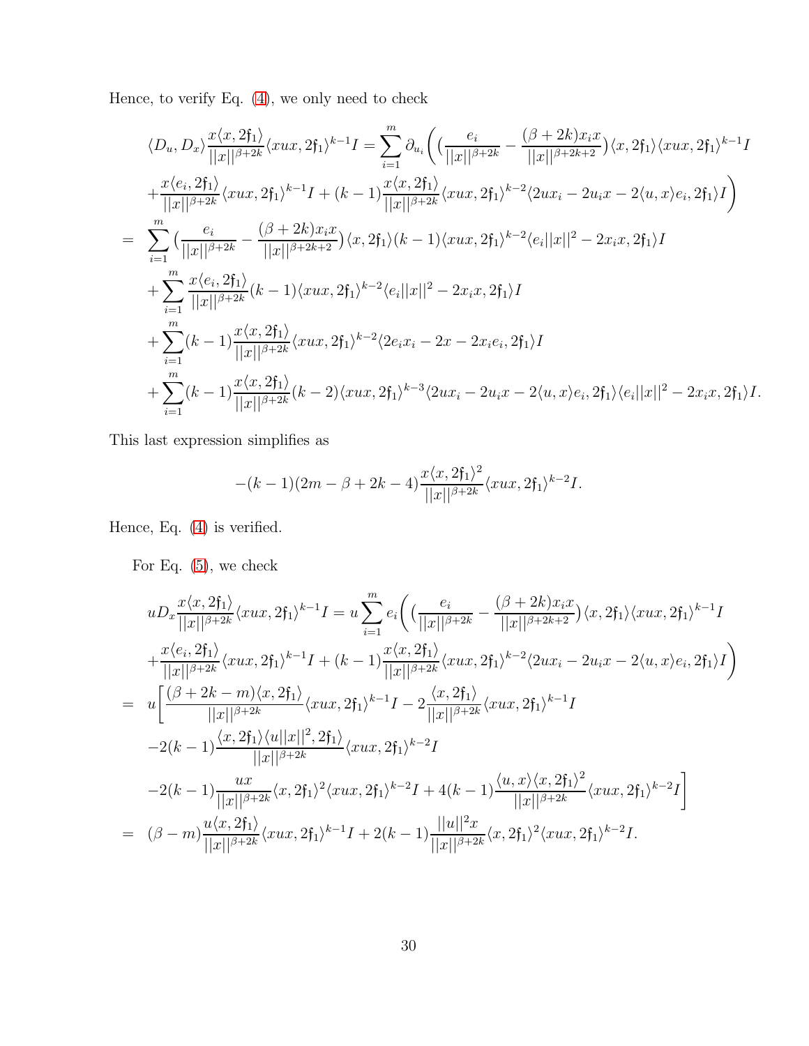Hence, to verify Eq. (4), we only need to check

$$
\begin{aligned}
&\langle D_u, D_x\rangle \frac{x\langle x, 2\mathfrak{f}_1\rangle}{||x||^{\beta+2k}}\langle xux, 2\mathfrak{f}_1\rangle^{k-1} I = \sum_{i=1}^m \partial_{u_i}\bigg( \big(\frac{e_i}{||x||^{\beta+2k}} - \frac{(\beta+2k)x_i x}{||x||^{\beta+2k+2}}\big)\langle x, 2\mathfrak{f}_1\rangle\langle xux, 2\mathfrak{f}_1\rangle^{k-1} I \\
&+ \frac{x\langle e_i, 2\mathfrak{f}_1\rangle}{||x||^{\beta+2k}}\langle xux, 2\mathfrak{f}_1\rangle^{k-1} I + (k-1)\frac{x\langle x, 2\mathfrak{f}_1\rangle}{||x||^{\beta+2k}}\langle xux, 2\mathfrak{f}_1\rangle^{k-2}\langle 2ux_i - 2u_i x - 2\langle u, x\rangle e_i, 2\mathfrak{f}_1\rangle I\bigg) \\
= \;& \sum_{i=1}^m \big(\frac{e_i}{||x||^{\beta+2k}} - \frac{(\beta+2k)x_i x}{||x||^{\beta+2k+2}}\big)\langle x, 2\mathfrak{f}_1\rangle (k-1)\langle xux, 2\mathfrak{f}_1\rangle^{k-2}\langle e_i||x||^2 - 2x_i x, 2\mathfrak{f}_1\rangle I \\
&+ \sum_{i=1}^m \frac{x\langle e_i, 2\mathfrak{f}_1\rangle}{||x||^{\beta+2k}}(k-1)\langle xux, 2\mathfrak{f}_1\rangle^{k-2}\langle e_i||x||^2 - 2x_i x, 2\mathfrak{f}_1\rangle I \\
&+ \sum_{i=1}^m (k-1)\frac{x\langle x, 2\mathfrak{f}_1\rangle}{||x||^{\beta+2k}}\langle xux, 2\mathfrak{f}_1\rangle^{k-2}\langle 2e_i x_i - 2x - 2x_i e_i, 2\mathfrak{f}_1\rangle I \\
&+ \sum_{i=1}^m (k-1)\frac{x\langle x, 2\mathfrak{f}_1\rangle}{||x||^{\beta+2k}}(k-2)\langle xux, 2\mathfrak{f}_1\rangle^{k-3}\langle 2ux_i - 2u_i x - 2\langle u, x\rangle e_i, 2\mathfrak{f}_1\rangle\langle e_i||x||^2 - 2x_i x, 2\mathfrak{f}_1\rangle I.
\end{aligned}
$$

This last expression simplifies as

$$
-(k-1)(2m-\beta+2k-4)\frac{x\langle x, 2\mathfrak{f}_1\rangle^2}{||x||^{\beta+2k}}\langle xux, 2\mathfrak{f}_1\rangle^{k-2} I.
$$

Hence, Eq. (4) is verified.

For Eq. (5), we check

$$
\begin{aligned}
&uD_x \frac{x\langle x, 2\mathfrak{f}_1\rangle}{||x||^{\beta+2k}}\langle xux, 2\mathfrak{f}_1\rangle^{k-1} I = u\sum_{i=1}^m e_i\bigg( \big(\frac{e_i}{||x||^{\beta+2k}} - \frac{(\beta+2k)x_i x}{||x||^{\beta+2k+2}}\big)\langle x, 2\mathfrak{f}_1\rangle\langle xux, 2\mathfrak{f}_1\rangle^{k-1} I \\
&+ \frac{x\langle e_i, 2\mathfrak{f}_1\rangle}{||x||^{\beta+2k}}\langle xux, 2\mathfrak{f}_1\rangle^{k-1} I + (k-1)\frac{x\langle x, 2\mathfrak{f}_1\rangle}{||x||^{\beta+2k}}\langle xux, 2\mathfrak{f}_1\rangle^{k-2}\langle 2ux_i - 2u_i x - 2\langle u, x\rangle e_i, 2\mathfrak{f}_1\rangle I\bigg) \\
= \;& u\bigg[\frac{(\beta+2k-m)\langle x, 2\mathfrak{f}_1\rangle}{||x||^{\beta+2k}}\langle xux, 2\mathfrak{f}_1\rangle^{k-1} I - 2\frac{\langle x, 2\mathfrak{f}_1\rangle}{||x||^{\beta+2k}}\langle xux, 2\mathfrak{f}_1\rangle^{k-1} I \\
&-2(k-1)\frac{\langle x, 2\mathfrak{f}_1\rangle\langle u||x||^2, 2\mathfrak{f}_1\rangle}{||x||^{\beta+2k}}\langle xux, 2\mathfrak{f}_1\rangle^{k-2} I \\
&-2(k-1)\frac{ux}{||x||^{\beta+2k}}\langle x, 2\mathfrak{f}_1\rangle^2\langle xux, 2\mathfrak{f}_1\rangle^{k-2} I + 4(k-1)\frac{\langle u, x\rangle\langle x, 2\mathfrak{f}_1\rangle^2}{||x||^{\beta+2k}}\langle xux, 2\mathfrak{f}_1\rangle^{k-2} I\bigg] \\
= \;& (\beta-m)\frac{u\langle x, 2\mathfrak{f}_1\rangle}{||x||^{\beta+2k}}\langle xux, 2\mathfrak{f}_1\rangle^{k-1} I + 2(k-1)\frac{||u||^2 x}{||x||^{\beta+2k}}\langle x, 2\mathfrak{f}_1\rangle^2\langle xux, 2\mathfrak{f}_1\rangle^{k-2} I.
\end{aligned}
$$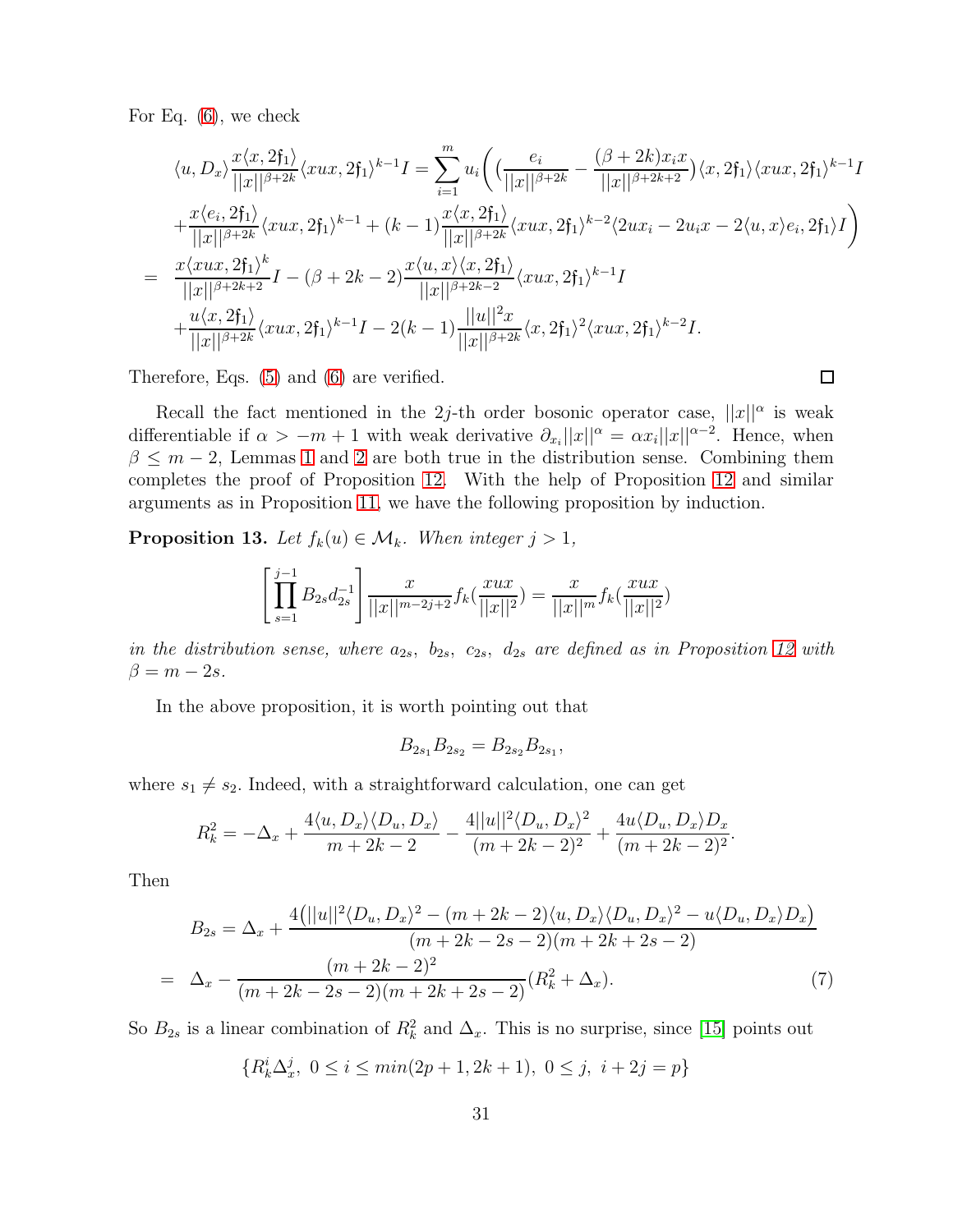For Eq. (6), we check

$$
\begin{aligned}
&\langle u, D_x\rangle \frac{x\langle x, 2\mathfrak{f}_1\rangle}{||x||^{\beta+2k}}\langle xux, 2\mathfrak{f}_1\rangle^{k-1} I = \sum_{i=1}^m u_i\bigg( \big(\frac{e_i}{||x||^{\beta+2k}} - \frac{(\beta+2k)x_i x}{||x||^{\beta+2k+2}}\big)\langle x, 2\mathfrak{f}_1\rangle\langle xux, 2\mathfrak{f}_1\rangle^{k-1} I \\
&+\frac{x\langle e_i, 2\mathfrak{f}_1\rangle}{||x||^{\beta+2k}}\langle xux, 2\mathfrak{f}_1\rangle^{k-1} + (k-1)\frac{x\langle x, 2\mathfrak{f}_1\rangle}{||x||^{\beta+2k}}\langle xux, 2\mathfrak{f}_1\rangle^{k-2}\langle 2ux_i - 2u_i x - 2\langle u, x\rangle e_i, 2\mathfrak{f}_1\rangle I\bigg) \\
= \ & \frac{x\langle xux, 2\mathfrak{f}_1\rangle^k}{||x||^{\beta+2k+2}} I - (\beta+2k-2)\frac{x\langle u, x\rangle\langle x, 2\mathfrak{f}_1\rangle}{||x||^{\beta+2k-2}}\langle xux, 2\mathfrak{f}_1\rangle^{k-1} I \\
&+\frac{u\langle x, 2\mathfrak{f}_1\rangle}{||x||^{\beta+2k}}\langle xux, 2\mathfrak{f}_1\rangle^{k-1} I - 2(k-1)\frac{||u||^2 x}{||x||^{\beta+2k}}\langle x, 2\mathfrak{f}_1\rangle^2\langle xux, 2\mathfrak{f}_1\rangle^{k-2} I.
\end{aligned}
$$

Therefore, Eqs. (5) and (6) are verified. ∎

Recall the fact mentioned in the $2j$-th order bosonic operator case, $||x||^\alpha$ is weak differentiable if $\alpha > -m+1$ with weak derivative $\partial_{x_i}||x||^\alpha = \alpha x_i ||x||^{\alpha-2}$. Hence, when $\beta \le m-2$, Lemmas 1 and 2 are both true in the distribution sense. Combining them completes the proof of Proposition 12. With the help of Proposition 12 and similar arguments as in Proposition 11, we have the following proposition by induction.

**Proposition 13.** *Let $f_k(u) \in \mathcal{M}_k$. When integer $j > 1$,*

$$
\left[\prod_{s=1}^{j-1} B_{2s} d_{2s}^{-1}\right] \frac{x}{||x||^{m-2j+2}} f_k\Big(\frac{xux}{||x||^2}\Big) = \frac{x}{||x||^m} f_k\Big(\frac{xux}{||x||^2}\Big)
$$

*in the distribution sense, where $a_{2s},\ b_{2s},\ c_{2s},\ d_{2s}$ are defined as in Proposition 12 with $\beta = m-2s$.*

In the above proposition, it is worth pointing out that

$$
B_{2s_1}B_{2s_2} = B_{2s_2}B_{2s_1},
$$

where $s_1 \neq s_2$. Indeed, with a straightforward calculation, one can get

$$
R_k^2 = -\Delta_x + \frac{4\langle u, D_x\rangle\langle D_u, D_x\rangle}{m+2k-2} - \frac{4||u||^2\langle D_u, D_x\rangle^2}{(m+2k-2)^2} + \frac{4u\langle D_u, D_x\rangle D_x}{(m+2k-2)^2}.
$$

Then

$$
\begin{aligned}
B_{2s} &= \Delta_x + \frac{4\big(||u||^2\langle D_u, D_x\rangle^2 - (m+2k-2)\langle u, D_x\rangle\langle D_u, D_x\rangle^2 - u\langle D_u, D_x\rangle D_x\big)}{(m+2k-2s-2)(m+2k+2s-2)} \\
&= \Delta_x - \frac{(m+2k-2)^2}{(m+2k-2s-2)(m+2k+2s-2)}(R_k^2 + \Delta_x). \qquad (7)
\end{aligned}
$$

So $B_{2s}$ is a linear combination of $R_k^2$ and $\Delta_x$. This is no surprise, since [15] points out

$$
\{R_k^i \Delta_x^j,\ 0 \le i \le min(2p+1, 2k+1),\ 0 \le j,\ i+2j = p\}
$$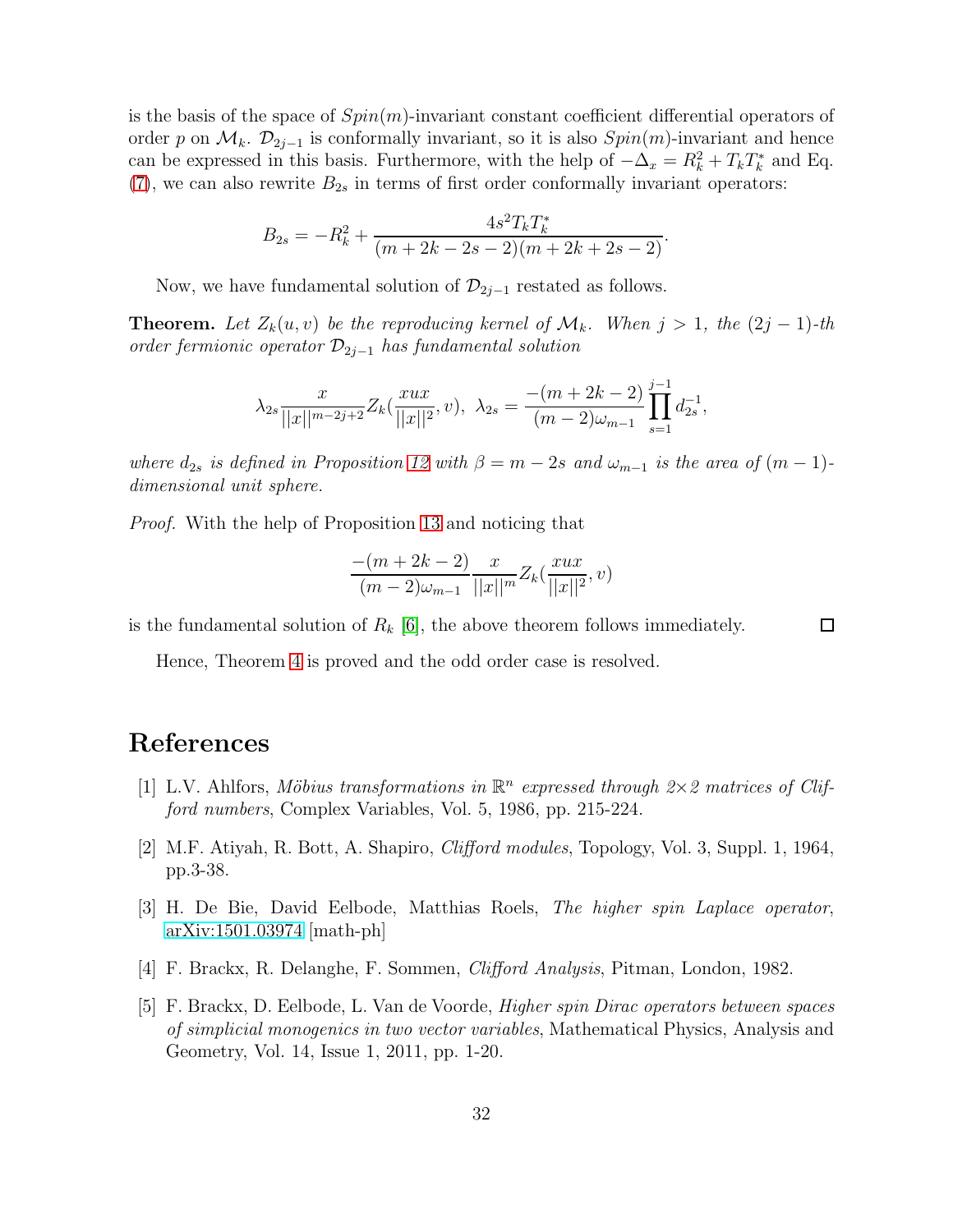is the basis of the space of $Spin(m)$-invariant constant coefficient differential operators of order $p$ on $\mathcal{M}_k$. $\mathcal{D}_{2j-1}$ is conformally invariant, so it is also $Spin(m)$-invariant and hence can be expressed in this basis. Furthermore, with the help of $-\Delta_x = R_k^2 + T_k T_k^*$ and Eq. (7), we can also rewrite $B_{2s}$ in terms of first order conformally invariant operators:

$$B_{2s} = -R_k^2 + \frac{4s^2 T_k T_k^*}{(m+2k-2s-2)(m+2k+2s-2)}.$$

Now, we have fundamental solution of $\mathcal{D}_{2j-1}$ restated as follows.

**Theorem.** *Let $Z_k(u,v)$ be the reproducing kernel of $\mathcal{M}_k$. When $j>1$, the $(2j-1)$-th order fermionic operator $\mathcal{D}_{2j-1}$ has fundamental solution*

$$\lambda_{2s} \frac{x}{||x||^{m-2j+2}} Z_k(\frac{xux}{||x||^2}, v), \ \lambda_{2s} = \frac{-(m+2k-2)}{(m-2)\omega_{m-1}} \prod_{s=1}^{j-1} d_{2s}^{-1},$$

*where $d_{2s}$ is defined in Proposition 12 with $\beta = m-2s$ and $\omega_{m-1}$ is the area of $(m-1)$-dimensional unit sphere.*

*Proof.* With the help of Proposition 13 and noticing that

$$\frac{-(m+2k-2)}{(m-2)\omega_{m-1}} \frac{x}{||x||^m} Z_k(\frac{xux}{||x||^2}, v)$$

is the fundamental solution of $R_k$ [6], the above theorem follows immediately. □

Hence, Theorem 4 is proved and the odd order case is resolved.

# References

[1] L.V. Ahlfors, *Möbius transformations in $\mathbb{R}^n$ expressed through 2×2 matrices of Clifford numbers*, Complex Variables, Vol. 5, 1986, pp. 215-224.

[2] M.F. Atiyah, R. Bott, A. Shapiro, *Clifford modules*, Topology, Vol. 3, Suppl. 1, 1964, pp.3-38.

[3] H. De Bie, David Eelbode, Matthias Roels, *The higher spin Laplace operator*, arXiv:1501.03974 [math-ph]

[4] F. Brackx, R. Delanghe, F. Sommen, *Clifford Analysis*, Pitman, London, 1982.

[5] F. Brackx, D. Eelbode, L. Van de Voorde, *Higher spin Dirac operators between spaces of simplicial monogenics in two vector variables*, Mathematical Physics, Analysis and Geometry, Vol. 14, Issue 1, 2011, pp. 1-20.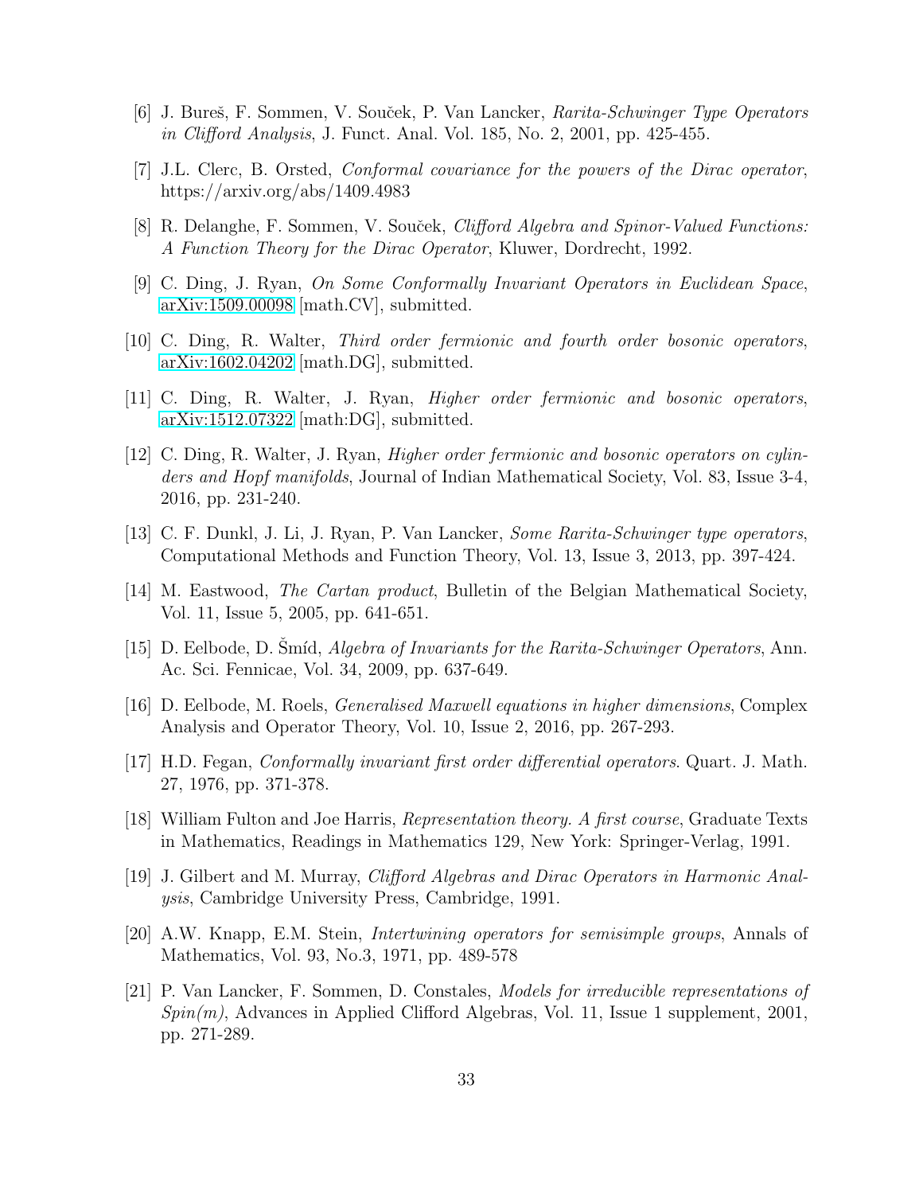[6] J. Bureš, F. Sommen, V. Souček, P. Van Lancker, *Rarita-Schwinger Type Operators in Clifford Analysis*, J. Funct. Anal. Vol. 185, No. 2, 2001, pp. 425-455.

[7] J.L. Clerc, B. Orsted, *Conformal covariance for the powers of the Dirac operator*, https://arxiv.org/abs/1409.4983

[8] R. Delanghe, F. Sommen, V. Souček, *Clifford Algebra and Spinor-Valued Functions: A Function Theory for the Dirac Operator*, Kluwer, Dordrecht, 1992.

[9] C. Ding, J. Ryan, *On Some Conformally Invariant Operators in Euclidean Space*, arXiv:1509.00098 [math.CV], submitted.

[10] C. Ding, R. Walter, *Third order fermionic and fourth order bosonic operators*, arXiv:1602.04202 [math.DG], submitted.

[11] C. Ding, R. Walter, J. Ryan, *Higher order fermionic and bosonic operators*, arXiv:1512.07322 [math:DG], submitted.

[12] C. Ding, R. Walter, J. Ryan, *Higher order fermionic and bosonic operators on cylinders and Hopf manifolds*, Journal of Indian Mathematical Society, Vol. 83, Issue 3-4, 2016, pp. 231-240.

[13] C. F. Dunkl, J. Li, J. Ryan, P. Van Lancker, *Some Rarita-Schwinger type operators*, Computational Methods and Function Theory, Vol. 13, Issue 3, 2013, pp. 397-424.

[14] M. Eastwood, *The Cartan product*, Bulletin of the Belgian Mathematical Society, Vol. 11, Issue 5, 2005, pp. 641-651.

[15] D. Eelbode, D. Šmíd, *Algebra of Invariants for the Rarita-Schwinger Operators*, Ann. Ac. Sci. Fennicae, Vol. 34, 2009, pp. 637-649.

[16] D. Eelbode, M. Roels, *Generalised Maxwell equations in higher dimensions*, Complex Analysis and Operator Theory, Vol. 10, Issue 2, 2016, pp. 267-293.

[17] H.D. Fegan, *Conformally invariant first order differential operators*. Quart. J. Math. 27, 1976, pp. 371-378.

[18] William Fulton and Joe Harris, *Representation theory. A first course*, Graduate Texts in Mathematics, Readings in Mathematics 129, New York: Springer-Verlag, 1991.

[19] J. Gilbert and M. Murray, *Clifford Algebras and Dirac Operators in Harmonic Analysis*, Cambridge University Press, Cambridge, 1991.

[20] A.W. Knapp, E.M. Stein, *Intertwining operators for semisimple groups*, Annals of Mathematics, Vol. 93, No.3, 1971, pp. 489-578

[21] P. Van Lancker, F. Sommen, D. Constales, *Models for irreducible representations of Spin(m)*, Advances in Applied Clifford Algebras, Vol. 11, Issue 1 supplement, 2001, pp. 271-289.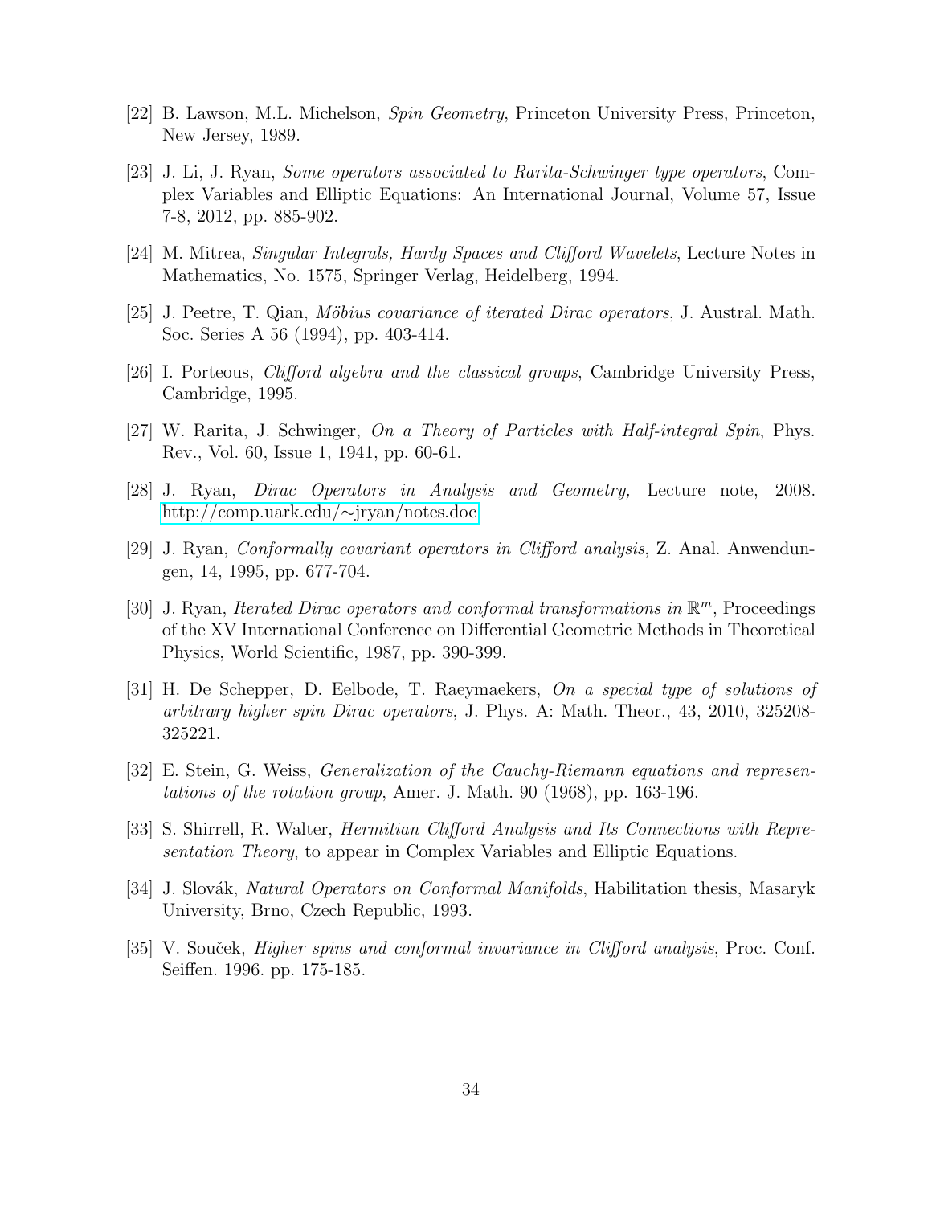[22] B. Lawson, M.L. Michelson, *Spin Geometry*, Princeton University Press, Princeton, New Jersey, 1989.

[23] J. Li, J. Ryan, *Some operators associated to Rarita-Schwinger type operators*, Complex Variables and Elliptic Equations: An International Journal, Volume 57, Issue 7-8, 2012, pp. 885-902.

[24] M. Mitrea, *Singular Integrals, Hardy Spaces and Clifford Wavelets*, Lecture Notes in Mathematics, No. 1575, Springer Verlag, Heidelberg, 1994.

[25] J. Peetre, T. Qian, *Möbius covariance of iterated Dirac operators*, J. Austral. Math. Soc. Series A 56 (1994), pp. 403-414.

[26] I. Porteous, *Clifford algebra and the classical groups*, Cambridge University Press, Cambridge, 1995.

[27] W. Rarita, J. Schwinger, *On a Theory of Particles with Half-integral Spin*, Phys. Rev., Vol. 60, Issue 1, 1941, pp. 60-61.

[28] J. Ryan, *Dirac Operators in Analysis and Geometry,* Lecture note, 2008. http://comp.uark.edu/∼jryan/notes.doc

[29] J. Ryan, *Conformally covariant operators in Clifford analysis*, Z. Anal. Anwendungen, 14, 1995, pp. 677-704.

[30] J. Ryan, *Iterated Dirac operators and conformal transformations in* $\mathbb{R}^m$, Proceedings of the XV International Conference on Differential Geometric Methods in Theoretical Physics, World Scientific, 1987, pp. 390-399.

[31] H. De Schepper, D. Eelbode, T. Raeymaekers, *On a special type of solutions of arbitrary higher spin Dirac operators*, J. Phys. A: Math. Theor., 43, 2010, 325208-325221.

[32] E. Stein, G. Weiss, *Generalization of the Cauchy-Riemann equations and representations of the rotation group*, Amer. J. Math. 90 (1968), pp. 163-196.

[33] S. Shirrell, R. Walter, *Hermitian Clifford Analysis and Its Connections with Representation Theory*, to appear in Complex Variables and Elliptic Equations.

[34] J. Slovák, *Natural Operators on Conformal Manifolds*, Habilitation thesis, Masaryk University, Brno, Czech Republic, 1993.

[35] V. Souček, *Higher spins and conformal invariance in Clifford analysis*, Proc. Conf. Seiffen. 1996. pp. 175-185.